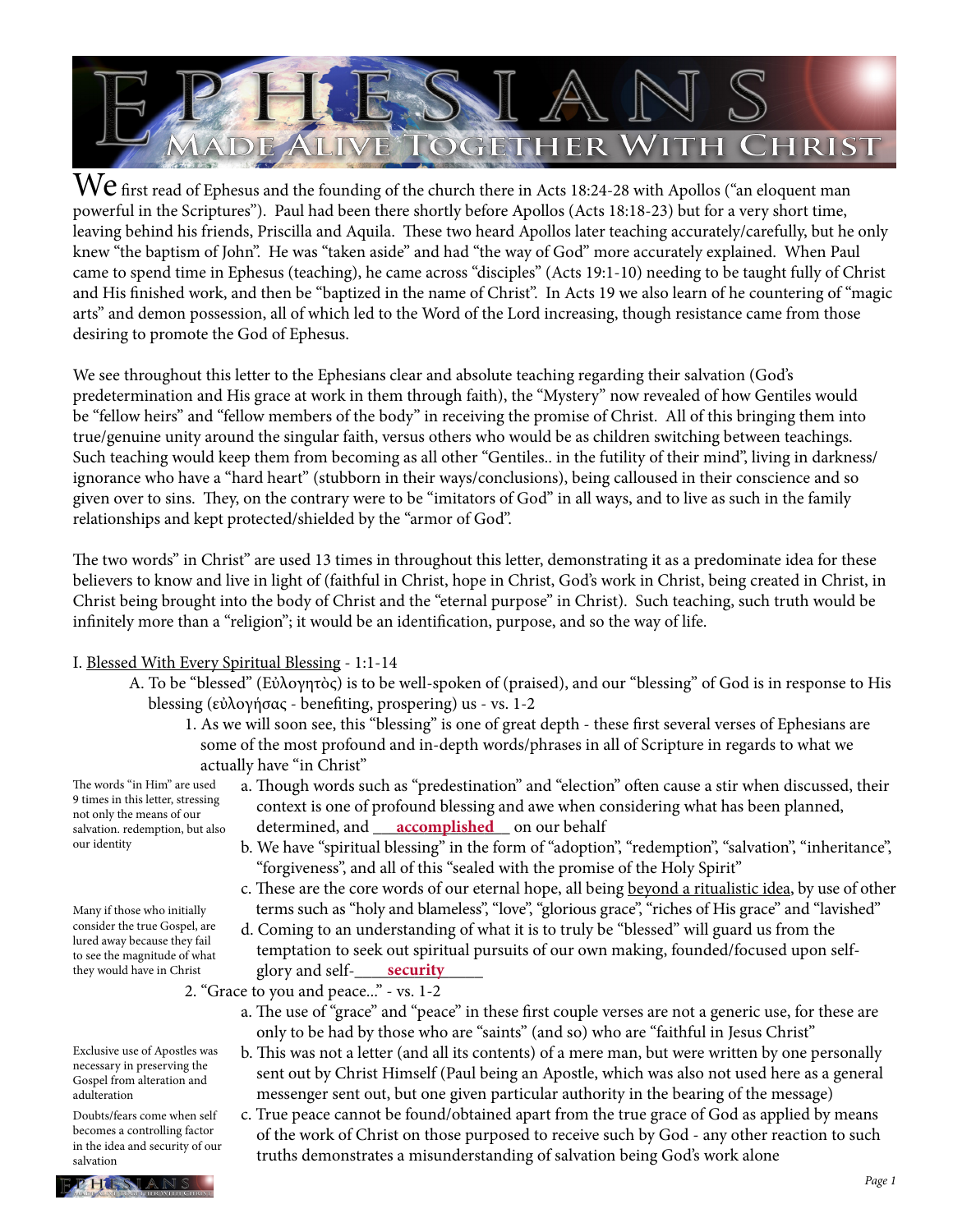# EPHESIANS

## Made Alive Together With Christ

We first read of Ephesus and the founding of the church there in Acts 18:24-28 with Apollos ("an eloquent man powerful in the Scriptures"). Paul had been there shortly before Apollos (Acts 18:18-23) but for a very short time, leaving behind his friends, Priscilla and Aquila. These two heard Apollos later teaching accurately/carefully, but he only knew "the baptism of John". He was "taken aside" and had "the way of God" more accurately explained. When Paul came to spend time in Ephesus (teaching), he came across "disciples" (Acts 19:1-10) needing to be taught fully of Christ and His finished work, and then be "baptized in the name of Christ". In Acts 19 we also learn of he countering of "magic arts" and demon possession, all of which led to the Word of the Lord increasing, though resistance came from those desiring to promote the God of Ephesus.

We see throughout this letter to the Ephesians clear and absolute teaching regarding their salvation (God's predetermination and His grace at work in them through faith), the "Mystery" now revealed of how Gentiles would be "fellow heirs" and "fellow members of the body" in receiving the promise of Christ. All of this bringing them into true/genuine unity around the singular faith, versus others who would be as children switching between teachings. Such teaching would keep them from becoming as all other "Gentiles.. in the futility of their mind", living in darkness/ignorance who have a "hard heart" (stubborn in their ways/conclusions), being calloused in their conscience and so given over to sins. They, on the contrary were to be "imitators of God" in all ways, and to live as such in the family relationships and kept protected/shielded by the "armor of God".

The two words" in Christ" are used 13 times in throughout this letter, demonstrating it as a predominate idea for these believers to know and live in light of (faithful in Christ, hope in Christ, God's work in Christ, being created in Christ, in Christ being brought into the body of Christ and the "eternal purpose" in Christ). Such teaching, such truth would be infinitely more than a "religion"; it would be an identification, purpose, and so the way of life.

I. <u>Blessed With Every Spiritual Blessing</u> - 1:1-14

A. To be "blessed" (Εὐλογητὸς) is to be well-spoken of (praised), and our "blessing" of God is in response to His blessing (εὐλογήσας - benefiting, prospering) us - vs. 1-2

1. As we will soon see, this "blessing" is one of great depth - these first several verses of Ephesians are some of the most profound and in-depth words/phrases in all of Scripture in regards to what we actually have "in Christ"

> The words "in Him" are used 9 times in this letter, stressing not only the means of our salvation. redemption, but also our identity

a. Though words such as "predestination" and "election" often cause a stir when discussed, their context is one of profound blessing and awe when considering what has been planned, determined, and ___**accomplished**___ on our behalf

b. We have "spiritual blessing" in the form of "adoption", "redemption", "salvation", "inheritance", "forgiveness", and all of this "sealed with the promise of the Holy Spirit"

c. These are the core words of our eternal hope, all being <u>beyond a ritualistic idea</u>, by use of other terms such as "holy and blameless", "love", "glorious grace", "riches of His grace" and "lavished"

> Many if those who initially consider the true Gospel, are lured away because they fail to see the magnitude of what they would have in Christ

d. Coming to an understanding of what it is to truly be "blessed" will guard us from the temptation to seek out spiritual pursuits of our own making, founded/focused upon self-glory and self-____**security**_____

2. "Grace to you and peace..." - vs. 1-2

a. The use of "grace" and "peace" in these first couple verses are not a generic use, for these are only to be had by those who are "saints" (and so) who are "faithful in Jesus Christ"

> Exclusive use of Apostles was necessary in preserving the Gospel from alteration and adulteration

b. This was not a letter (and all its contents) of a mere man, but were written by one personally sent out by Christ Himself (Paul being an Apostle, which was also not used here as a general messenger sent out, but one given particular authority in the bearing of the message)

> Doubts/fears come when self becomes a controlling factor in the idea and security of our salvation

c. True peace cannot be found/obtained apart from the true grace of God as applied by means of the work of Christ on those purposed to receive such by God - any other reaction to such truths demonstrates a misunderstanding of salvation being God's work alone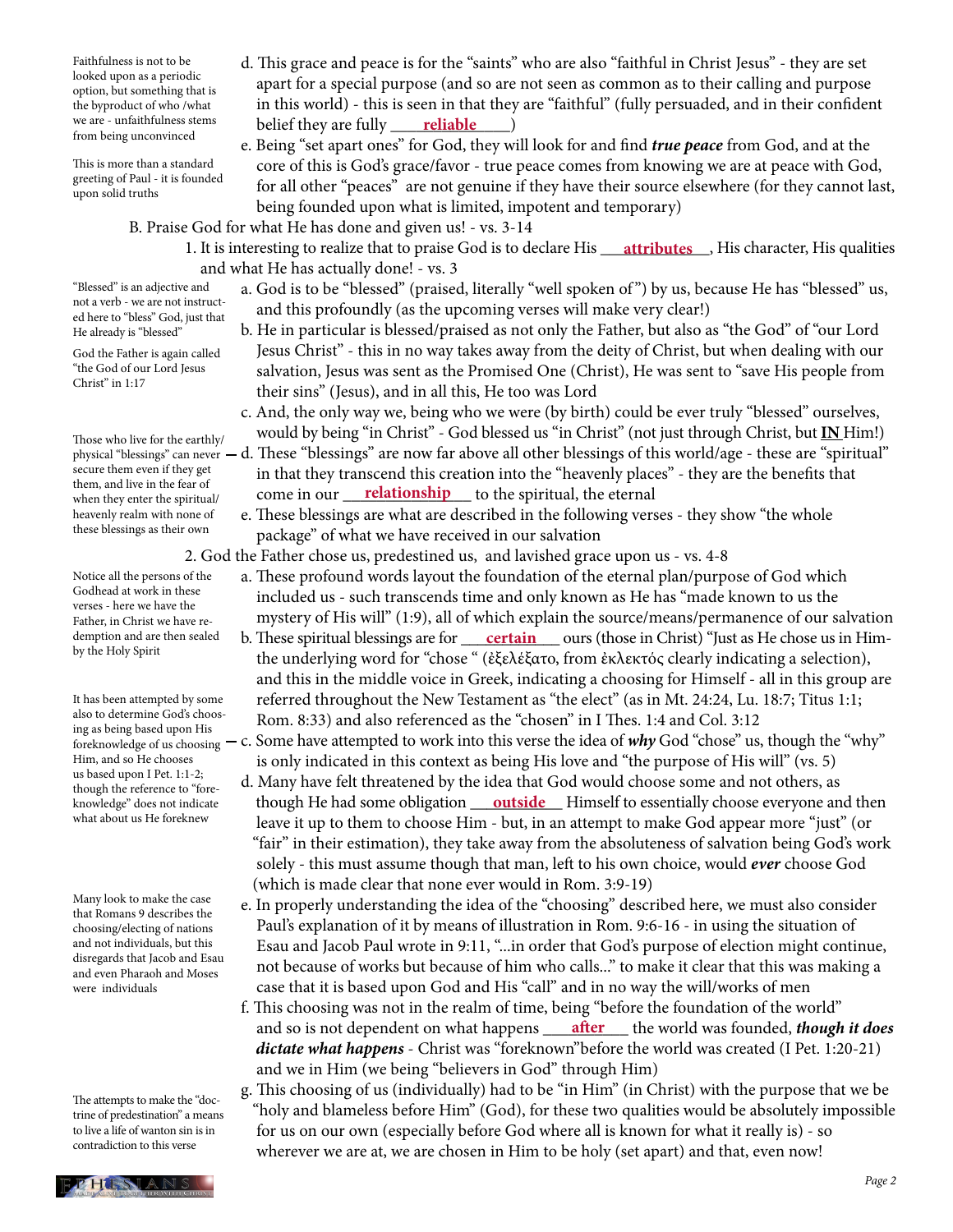> Faithfulness is not to be looked upon as a periodic option, but something that is the byproduct of who /what we are - unfaithfulness stems from being unconvinced

d. This grace and peace is for the "saints" who are also "faithful in Christ Jesus" - they are set apart for a special purpose (and so are not seen as common as to their calling and purpose in this world) - this is seen in that they are "faithful" (fully persuaded, and in their confident belief they are fully ___**reliable**___)

> This is more than a standard greeting of Paul - it is founded upon solid truths

e. Being "set apart ones" for God, they will look for and find ***true peace*** from God, and at the core of this is God's grace/favor - true peace comes from knowing we are at peace with God, for all other "peaces" are not genuine if they have their source elsewhere (for they cannot last, being founded upon what is limited, impotent and temporary)

B. Praise God for what He has done and given us! - vs. 3-14

1. It is interesting to realize that to praise God is to declare His ___**attributes**___, His character, His qualities and what He has actually done! - vs. 3

> "Blessed" is an adjective and not a verb - we are not instructed here to "bless" God, just that He already is "blessed"

a. God is to be "blessed" (praised, literally "well spoken of") by us, because He has "blessed" us, and this profoundly (as the upcoming verses will make very clear!)

> God the Father is again called "the God of our Lord Jesus Christ" in 1:17

b. He in particular is blessed/praised as not only the Father, but also as "the God" of "our Lord Jesus Christ" - this in no way takes away from the deity of Christ, but when dealing with our salvation, Jesus was sent as the Promised One (Christ), He was sent to "save His people from their sins" (Jesus), and in all this, He too was Lord

c. And, the only way we, being who we were (by birth) could be ever truly "blessed" ourselves, would by being "in Christ" - God blessed us "in Christ" (not just through Christ, but **IN** Him!)

> Those who live for the earthly/physical "blessings" can never secure them even if they get them, and live in the fear of when they enter the spiritual/heavenly realm with none of these blessings as their own

d. These "blessings" are now far above all other blessings of this world/age - these are "spiritual" in that they transcend this creation into the "heavenly places" - they are the benefits that come in our ___**relationship**___ to the spiritual, the eternal

e. These blessings are what are described in the following verses - they show "the whole package" of what we have received in our salvation

2. God the Father chose us, predestined us, and lavished grace upon us - vs. 4-8

> Notice all the persons of the Godhead at work in these verses - here we have the Father, in Christ we have redemption and are then sealed by the Holy Spirit

a. These profound words layout the foundation of the eternal plan/purpose of God which included us - such transcends time and only known as He has "made known to us the mystery of His will" (1:9), all of which explain the source/means/permanence of our salvation

b. These spiritual blessings are for ___**certain**___ ours (those in Christ) "Just as He chose us in Him- the underlying word for "chose " (ἐξελέξατο, from ἐκλεκτός clearly indicating a selection), and this in the middle voice in Greek, indicating a choosing for Himself - all in this group are referred throughout the New Testament as "the elect" (as in Mt. 24:24, Lu. 18:7; Titus 1:1; Rom. 8:33) and also referenced as the "chosen" in I Thes. 1:4 and Col. 3:12

> It has been attempted by some also to determine God's choosing as being based upon His foreknowledge of us choosing Him, and so He chooses us based upon I Pet. 1:1-2; though the reference to "foreknowledge" does not indicate what about us He foreknew

c. Some have attempted to work into this verse the idea of ***why*** God "chose" us, though the "why" is only indicated in this context as being His love and "the purpose of His will" (vs. 5)

d. Many have felt threatened by the idea that God would choose some and not others, as though He had some obligation ___**outside**___ Himself to essentially choose everyone and then leave it up to them to choose Him - but, in an attempt to make God appear more "just" (or "fair" in their estimation), they take away from the absoluteness of salvation being God's work solely - this must assume though that man, left to his own choice, would ***ever*** choose God (which is made clear that none ever would in Rom. 3:9-19)

> Many look to make the case that Romans 9 describes the choosing/electing of nations and not individuals, but this disregards that Jacob and Esau and even Pharaoh and Moses were individuals

e. In properly understanding the idea of the "choosing" described here, we must also consider Paul's explanation of it by means of illustration in Rom. 9:6-16 - in using the situation of Esau and Jacob Paul wrote in 9:11, "...in order that God's purpose of election might continue, not because of works but because of him who calls..." to make it clear that this was making a case that it is based upon God and His "call" and in no way the will/works of men

f. This choosing was not in the realm of time, being "before the foundation of the world" and so is not dependent on what happens ___**after**___ the world was founded, ***though it does dictate what happens*** - Christ was "foreknown"before the world was created (I Pet. 1:20-21) and we in Him (we being "believers in God" through Him)

> The attempts to make the "doctrine of predestination" a means to live a life of wanton sin is in contradiction to this verse

g. This choosing of us (individually) had to be "in Him" (in Christ) with the purpose that we be "holy and blameless before Him" (God), for these two qualities would be absolutely impossible for us on our own (especially before God where all is known for what it really is) - so wherever we are at, we are chosen in Him to be holy (set apart) and that, even now!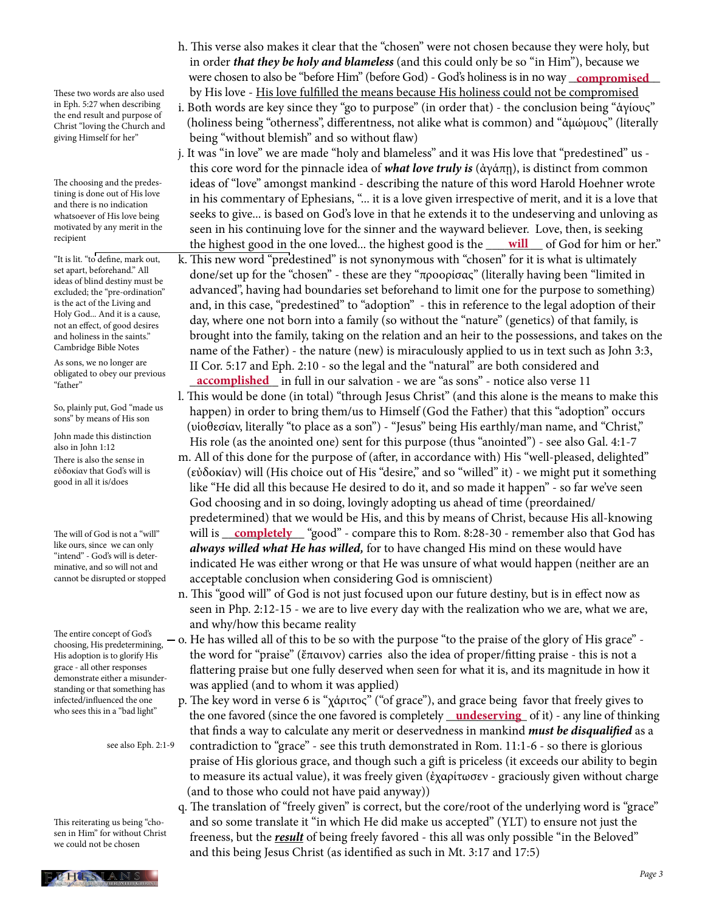h. This verse also makes it clear that the "chosen" were not chosen because they were holy, but in order ***that they be holy and blameless*** (and this could only be so "in Him"), because we were chosen to also be "before Him" (before God) - God's holiness is in no way **compromised** by His love - <u>His love fulfilled the means because His holiness could not be compromised</u>

> These two words are also used in Eph. 5:27 when describing the end result and purpose of Christ "loving the Church and giving Himself for her"

i. Both words are key since they "go to purpose" (in order that) - the conclusion being "ἁγίους" (holiness being "otherness", differentness, not alike what is common) and "ἀμώμους" (literally being "without blemish" and so without flaw)

> The choosing and the predestining is done out of His love and there is no indication whatsoever of His love being motivated by any merit in the recipient

j. It was "in love" we are made "holy and blameless" and it was His love that "predestined" us - this core word for the pinnacle idea of ***what love truly is*** (ἀγάπῃ), is distinct from common ideas of "love" amongst mankind - describing the nature of this word Harold Hoehner wrote in his commentary of Ephesians, "... it is a love given irrespective of merit, and it is a love that seeks to give... is based on God's love in that he extends it to the undeserving and unloving as seen in his continuing love for the sinner and the wayward believer. Love, then, is seeking the highest good in the one loved... the highest good is the **will** of God for him or her."

> "It is lit. "to define, mark out, set apart, beforehand." All ideas of blind destiny must be excluded; the "pre-ordination" is the act of the Living and Holy God... And it is a cause, not an effect, of good desires and holiness in the saints." Cambridge Bible Notes

> As sons, we no longer are obligated to obey our previous "father"

k. This new word "predestined" is not synonymous with "chosen" for it is what is ultimately done/set up for the "chosen" - these are they "προορίσας" (literally having been "limited in advanced", having had boundaries set beforehand to limit one for the purpose to something) and, in this case, "predestined" to "adoption" - this in reference to the legal adoption of their day, where one not born into a family (so without the "nature" (genetics) of that family, is brought into the family, taking on the relation and an heir to the possessions, and takes on the name of the Father) - the nature (new) is miraculously applied to us in text such as John 3:3, II Cor. 5:17 and Eph. 2:10 - so the legal and the "natural" are both considered and **accomplished** in full in our salvation - we are "as sons" - notice also verse 11

> So, plainly put, God "made us sons" by means of His son

> John made this distinction also in John 1:12

l. This would be done (in total) "through Jesus Christ" (and this alone is the means to make this happen) in order to bring them/us to Himself (God the Father) that this "adoption" occurs (υἱοθεσίαν, literally "to place as a son") - "Jesus" being His earthly/man name, and "Christ," His role (as the anointed one) sent for this purpose (thus "anointed") - see also Gal. 4:1-7

> There is also the sense in εὐδοκίαν that God's will is good in all it is/does

m. All of this done for the purpose of (after, in accordance with) His "well-pleased, delighted" (εὐδοκίαν) will (His choice out of His "desire," and so "willed" it) - we might put it something like "He did all this because He desired to do it, and so made it happen" - so far we've seen God choosing and in so doing, lovingly adopting us ahead of time (preordained/ predetermined) that we would be His, and this by means of Christ, because His all-knowing will is **completely** "good" - compare this to Rom. 8:28-30 - remember also that God has ***always willed what He has willed,*** for to have changed His mind on these would have indicated He was either wrong or that He was unsure of what would happen (neither are an acceptable conclusion when considering God is omniscient)

> The will of God is not a "will" like ours, since we can only "intend" - God's will is determinative, and so will not and cannot be disrupted or stopped

n. This "good will" of God is not just focused upon our future destiny, but is in effect now as seen in Php. 2:12-15 - we are to live every day with the realization who we are, what we are, and why/how this became reality

> The entire concept of God's choosing, His predetermining, His adoption is to glorify His grace - all other responses demonstrate either a misunderstanding or that something has infected/influenced the one who sees this in a "bad light"

o. He has willed all of this to be so with the purpose "to the praise of the glory of His grace" - the word for "praise" (ἔπαινον) carries also the idea of proper/fitting praise - this is not a flattering praise but one fully deserved when seen for what it is, and its magnitude in how it was applied (and to whom it was applied)

p. The key word in verse 6 is "χάριτος" ("of grace"), and grace being favor that freely gives to the one favored (since the one favored is completely **undeserving** of it) - any line of thinking that finds a way to calculate any merit or deservedness in mankind ***must be disqualified*** as a contradiction to "grace" - see this truth demonstrated in Rom. 11:1-6 - so there is glorious praise of His glorious grace, and though such a gift is priceless (it exceeds our ability to begin to measure its actual value), it was freely given (ἐχαρίτωσεν - graciously given without charge (and to those who could not have paid anyway))

> see also Eph. 2:1-9

> This reiterating us being "chosen in Him" for without Christ we could not be chosen

q. The translation of "freely given" is correct, but the core/root of the underlying word is "grace" and so some translate it "in which He did make us accepted" (YLT) to ensure not just the freeness, but the ***<u>result</u>*** of being freely favored - this all was only possible "in the Beloved" and this being Jesus Christ (as identified as such in Mt. 3:17 and 17:5)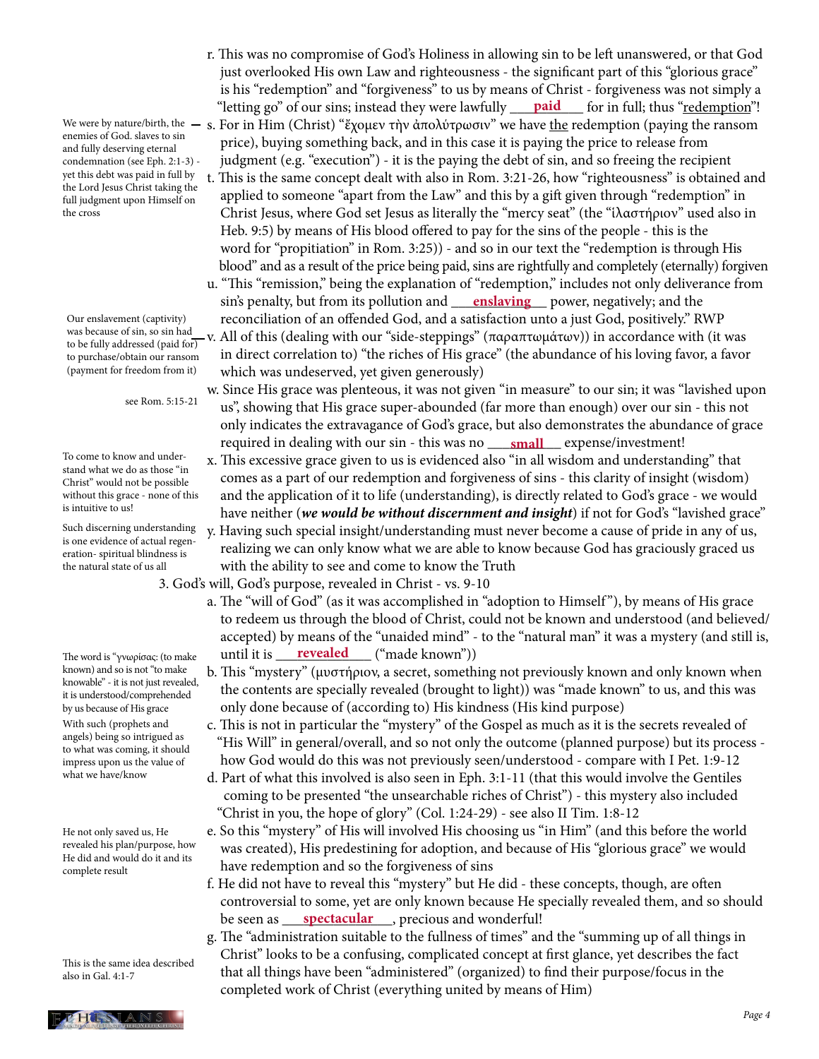r. This was no compromise of God's Holiness in allowing sin to be left unanswered, or that God just overlooked His own Law and righteousness - the significant part of this "glorious grace" is his "redemption" and "forgiveness" to us by means of Christ - forgiveness was not simply a "letting go" of our sins; instead they were lawfully ___**paid**___ for in full; thus "redemption"!

> We were by nature/birth, the enemies of God. slaves to sin and fully deserving eternal condemnation (see Eph. 2:1-3) - yet this debt was paid in full by the Lord Jesus Christ taking the full judgment upon Himself on the cross

s. For in Him (Christ) "ἔχομεν τὴν ἀπολύτρωσιν" we have the redemption (paying the ransom price), buying something back, and in this case it is paying the price to release from judgment (e.g. "execution") - it is the paying the debt of sin, and so freeing the recipient

t. This is the same concept dealt with also in Rom. 3:21-26, how "righteousness" is obtained and applied to someone "apart from the Law" and this by a gift given through "redemption" in Christ Jesus, where God set Jesus as literally the "mercy seat" (the "ἱλαστήριον" used also in Heb. 9:5) by means of His blood offered to pay for the sins of the people - this is the word for "propitiation" in Rom. 3:25)) - and so in our text the "redemption is through His blood" and as a result of the price being paid, sins are rightfully and completely (eternally) forgiven

u. "This "remission," being the explanation of "redemption," includes not only deliverance from sin's penalty, but from its pollution and ___**enslaving**___ power, negatively; and the reconciliation of an offended God, and a satisfaction unto a just God, positively." RWP

> Our enslavement (captivity) was because of sin, so sin had to be fully addressed (paid for) to purchase/obtain our ransom (payment for freedom from it)

v. All of this (dealing with our "side-steppings" (παραπτωμάτων)) in accordance with (it was in direct correlation to) "the riches of His grace" (the abundance of his loving favor, a favor which was undeserved, yet given generously)

> see Rom. 5:15-21

w. Since His grace was plenteous, it was not given "in measure" to our sin; it was "lavished upon us", showing that His grace super-abounded (far more than enough) over our sin - this not only indicates the extravagance of God's grace, but also demonstrates the abundance of grace required in dealing with our sin - this was no ___**small**___ expense/investment!

> To come to know and understand what we do as those "in Christ" would not be possible without this grace - none of this is intuitive to us!

x. This excessive grace given to us is evidenced also "in all wisdom and understanding" that comes as a part of our redemption and forgiveness of sins - this clarity of insight (wisdom) and the application of it to life (understanding), is directly related to God's grace - we would have neither (***we would be without discernment and insight***) if not for God's "lavished grace"

> Such discerning understanding is one evidence of actual regeneration- spiritual blindness is the natural state of us all

y. Having such special insight/understanding must never become a cause of pride in any of us, realizing we can only know what we are able to know because God has graciously graced us with the ability to see and come to know the Truth

3. God's will, God's purpose, revealed in Christ - vs. 9-10

a. The "will of God" (as it was accomplished in "adoption to Himself"), by means of His grace to redeem us through the blood of Christ, could not be known and understood (and believed/accepted) by means of the "unaided mind" - to the "natural man" it was a mystery (and still is, until it is ___**revealed**___ ("made known"))

> The word is "γνωρίσας: (to make known) and so is not "to make knowable" - it is not just revealed, it is understood/comprehended by us because of His grace

b. This "mystery" (μυστήριον, a secret, something not previously known and only known when the contents are specially revealed (brought to light)) was "made known" to us, and this was only done because of (according to) His kindness (His kind purpose)

> With such (prophets and angels) being so intrigued as to what was coming, it should impress upon us the value of what we have/know

c. This is not in particular the "mystery" of the Gospel as much as it is the secrets revealed of "His Will" in general/overall, and so not only the outcome (planned purpose) but its process - how God would do this was not previously seen/understood - compare with I Pet. 1:9-12

d. Part of what this involved is also seen in Eph. 3:1-11 (that this would involve the Gentiles coming to be presented "the unsearchable riches of Christ") - this mystery also included "Christ in you, the hope of glory" (Col. 1:24-29) - see also II Tim. 1:8-12

> He not only saved us, He revealed his plan/purpose, how He did and would do it and its complete result

e. So this "mystery" of His will involved His choosing us "in Him" (and this before the world was created), His predestining for adoption, and because of His "glorious grace" we would have redemption and so the forgiveness of sins

f. He did not have to reveal this "mystery" but He did - these concepts, though, are often controversial to some, yet are only known because He specially revealed them, and so should be seen as ___**spectacular**___, precious and wonderful!

> This is the same idea described also in Gal. 4:1-7

g. The "administration suitable to the fullness of times" and the "summing up of all things in Christ" looks to be a confusing, complicated concept at first glance, yet describes the fact that all things have been "administered" (organized) to find their purpose/focus in the completed work of Christ (everything united by means of Him)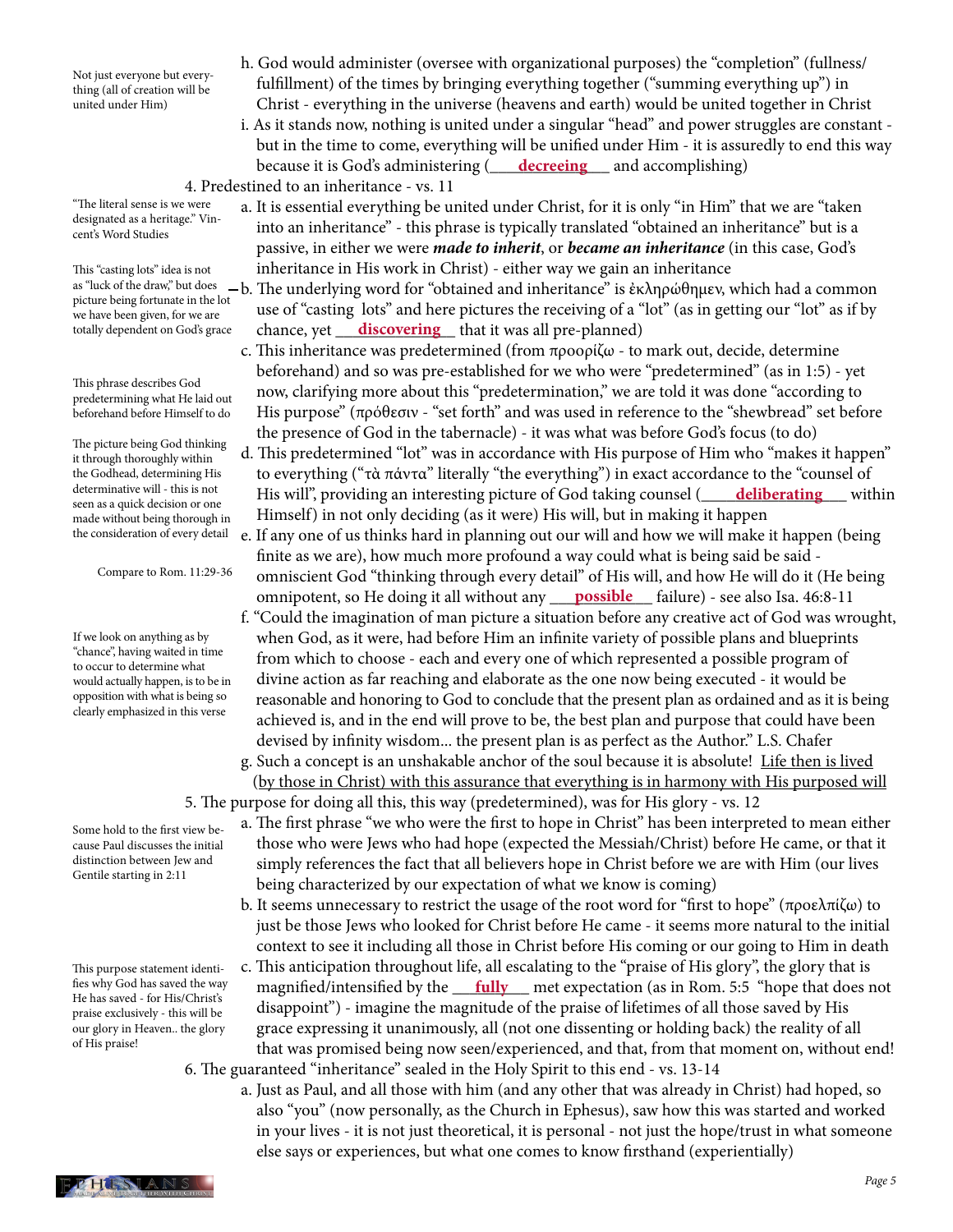h. God would administer (oversee with organizational purposes) the "completion" (fullness/fulfillment) of the times by bringing everything together ("summing everything up") in Christ - everything in the universe (heavens and earth) would be united together in Christ

Not just everyone but everything (all of creation will be united under Him)

i. As it stands now, nothing is united under a singular "head" and power struggles are constant - but in the time to come, everything will be unified under Him - it is assuredly to end this way because it is God's administering (**decreeing** and accomplishing)

4. Predestined to an inheritance - vs. 11

"The literal sense is we were designated as a heritage." Vincent's Word Studies

a. It is essential everything be united under Christ, for it is only "in Him" that we are "taken into an inheritance" - this phrase is typically translated "obtained an inheritance" but is a passive, in either we were ***made to inherit***, or ***became an inheritance*** (in this case, God's inheritance in His work in Christ) - either way we gain an inheritance

This "casting lots" idea is not as "luck of the draw," but does picture being fortunate in the lot we have been given, for we are totally dependent on God's grace

b. The underlying word for "obtained and inheritance" is ἐκληρώθημεν, which had a common use of "casting lots" and here pictures the receiving of a "lot" (as in getting our "lot" as if by chance, yet **discovering** that it was all pre-planned)

This phrase describes God predetermining what He laid out beforehand before Himself to do

c. This inheritance was predetermined (from προορίζω - to mark out, decide, determine beforehand) and so was pre-established for we who were "predetermined" (as in 1:5) - yet now, clarifying more about this "predetermination," we are told it was done "according to His purpose" (πρόθεσιν - "set forth" and was used in reference to the "shewbread" set before the presence of God in the tabernacle) - it was what was before God's focus (to do)

The picture being God thinking it through thoroughly within the Godhead, determining His determinative will - this is not seen as a quick decision or one made without being thorough in the consideration of every detail

d. This predetermined "lot" was in accordance with His purpose of Him who "makes it happen" to everything ("τὰ πάντα" literally "the everything") in exact accordance to the "counsel of His will", providing an interesting picture of God taking counsel (**deliberating** within Himself) in not only deciding (as it were) His will, but in making it happen

Compare to Rom. 11:29-36

e. If any one of us thinks hard in planning out our will and how we will make it happen (being finite as we are), how much more profound a way could what is being said be said - omniscient God "thinking through every detail" of His will, and how He will do it (He being omnipotent, so He doing it all without any **possible** failure) - see also Isa. 46:8-11

If we look on anything as by "chance", having waited in time to occur to determine what would actually happen, is to be in opposition with what is being so clearly emphasized in this verse

f. "Could the imagination of man picture a situation before any creative act of God was wrought, when God, as it were, had before Him an infinite variety of possible plans and blueprints from which to choose - each and every one of which represented a possible program of divine action as far reaching and elaborate as the one now being executed - it would be reasonable and honoring to God to conclude that the present plan as ordained and as it is being achieved is, and in the end will prove to be, the best plan and purpose that could have been devised by infinity wisdom... the present plan is as perfect as the Author." L.S. Chafer

g. Such a concept is an unshakable anchor of the soul because it is absolute! Life then is lived (by those in Christ) with this assurance that everything is in harmony with His purposed will

5. The purpose for doing all this, this way (predetermined), was for His glory - vs. 12

Some hold to the first view because Paul discusses the initial distinction between Jew and Gentile starting in 2:11

a. The first phrase "we who were the first to hope in Christ" has been interpreted to mean either those who were Jews who had hope (expected the Messiah/Christ) before He came, or that it simply references the fact that all believers hope in Christ before we are with Him (our lives being characterized by our expectation of what we know is coming)

b. It seems unnecessary to restrict the usage of the root word for "first to hope" (προελπίζω) to just be those Jews who looked for Christ before He came - it seems more natural to the initial context to see it including all those in Christ before His coming or our going to Him in death

This purpose statement identifies why God has saved the way He has saved - for His/Christ's praise exclusively - this will be our glory in Heaven.. the glory of His praise!

c. This anticipation throughout life, all escalating to the "praise of His glory", the glory that is magnified/intensified by the **fully** met expectation (as in Rom. 5:5 "hope that does not disappoint") - imagine the magnitude of the praise of lifetimes of all those saved by His grace expressing it unanimously, all (not one dissenting or holding back) the reality of all that was promised being now seen/experienced, and that, from that moment on, without end!

6. The guaranteed "inheritance" sealed in the Holy Spirit to this end - vs. 13-14

a. Just as Paul, and all those with him (and any other that was already in Christ) had hoped, so also "you" (now personally, as the Church in Ephesus), saw how this was started and worked in your lives - it is not just theoretical, it is personal - not just the hope/trust in what someone else says or experiences, but what one comes to know firsthand (experientially)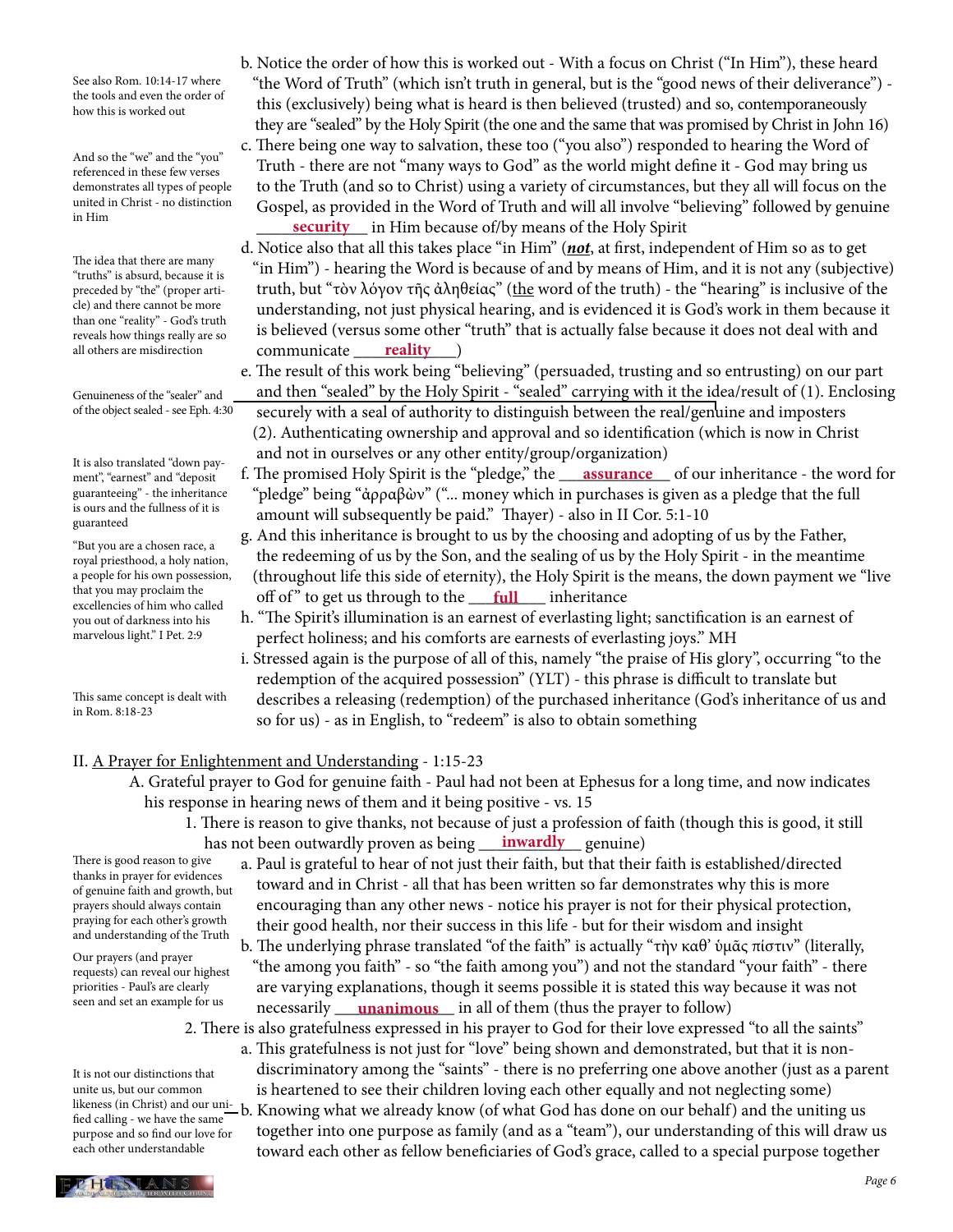b. Notice the order of how this is worked out - With a focus on Christ ("In Him"), these heard "the Word of Truth" (which isn't truth in general, but is the "good news of their deliverance") - this (exclusively) being what is heard is then believed (trusted) and so, contemporaneously they are "sealed" by the Holy Spirit (the one and the same that was promised by Christ in John 16)

> See also Rom. 10:14-17 where the tools and even the order of how this is worked out

c. There being one way to salvation, these too ("you also") responded to hearing the Word of Truth - there are not "many ways to God" as the world might define it - God may bring us to the Truth (and so to Christ) using a variety of circumstances, but they all will focus on the Gospel, as provided in the Word of Truth and will all involve "believing" followed by genuine \_\_\_**security**\_\_\_ in Him because of/by means of the Holy Spirit

> And so the "we" and the "you" referenced in these few verses demonstrates all types of people united in Christ - no distinction in Him

d. Notice also that all this takes place "in Him" (***not***, at first, independent of Him so as to get "in Him") - hearing the Word is because of and by means of Him, and it is not any (subjective) truth, but "τὸν λόγον τῆς ἀληθείας" (<u>the</u> word of the truth) - the "hearing" is inclusive of the understanding, not just physical hearing, and is evidenced it is God's work in them because it is believed (versus some other "truth" that is actually false because it does not deal with and communicate \_\_\_**reality**\_\_\_)

> The idea that there are many "truths" is absurd, because it is preceded by "the" (proper article) and there cannot be more than one "reality" - God's truth reveals how things really are so all others are misdirection

e. The result of this work being "believing" (persuaded, trusting and so entrusting) on our part and then "sealed" by the Holy Spirit - "sealed" carrying with it the idea/result of (1). Enclosing securely with a seal of authority to distinguish between the real/genuine and imposters (2). Authenticating ownership and approval and so identification (which is now in Christ and not in ourselves or any other entity/group/organization)

> Genuineness of the "sealer" and of the object sealed - see Eph. 4:30

f. The promised Holy Spirit is the "pledge," the \_\_\_**assurance**\_\_\_ of our inheritance - the word for "pledge" being "ἀρραβὼν" ("... money which in purchases is given as a pledge that the full amount will subsequently be paid." Thayer) - also in II Cor. 5:1-10

> It is also translated "down payment", "earnest" and "deposit guaranteeing" - the inheritance is ours and the fullness of it is guaranteed

g. And this inheritance is brought to us by the choosing and adopting of us by the Father, the redeeming of us by the Son, and the sealing of us by the Holy Spirit - in the meantime (throughout life this side of eternity), the Holy Spirit is the means, the down payment we "live off of" to get us through to the \_\_\_**full**\_\_\_ inheritance

> "But you are a chosen race, a royal priesthood, a holy nation, a people for his own possession, that you may proclaim the excellencies of him who called you out of darkness into his marvelous light." I Pet. 2:9

h. "The Spirit's illumination is an earnest of everlasting light; sanctification is an earnest of perfect holiness; and his comforts are earnests of everlasting joys." MH

i. Stressed again is the purpose of all of this, namely "the praise of His glory", occurring "to the redemption of the acquired possession" (YLT) - this phrase is difficult to translate but describes a releasing (redemption) of the purchased inheritance (God's inheritance of us and so for us) - as in English, to "redeem" is also to obtain something

> This same concept is dealt with in Rom. 8:18-23

II. <u>A Prayer for Enlightenment and Understanding</u> - 1:15-23

A. Grateful prayer to God for genuine faith - Paul had not been at Ephesus for a long time, and now indicates his response in hearing news of them and it being positive - vs. 15

1. There is reason to give thanks, not because of just a profession of faith (though this is good, it still has not been outwardly proven as being \_\_\_**inwardly**\_\_\_ genuine)

a. Paul is grateful to hear of not just their faith, but that their faith is established/directed toward and in Christ - all that has been written so far demonstrates why this is more encouraging than any other news - notice his prayer is not for their physical protection, their good health, nor their success in this life - but for their wisdom and insight

> There is good reason to give thanks in prayer for evidences of genuine faith and growth, but prayers should always contain praying for each other's growth and understanding of the Truth

b. The underlying phrase translated "of the faith" is actually "τὴν καθ' ὑμᾶς πίστιν" (literally, "the among you faith" - so "the faith among you") and not the standard "your faith" - there are varying explanations, though it seems possible it is stated this way because it was not necessarily \_\_\_**unanimous**\_\_\_ in all of them (thus the prayer to follow)

> Our prayers (and prayer requests) can reveal our highest priorities - Paul's are clearly seen and set an example for us

2. There is also gratefulness expressed in his prayer to God for their love expressed "to all the saints"

a. This gratefulness is not just for "love" being shown and demonstrated, but that it is non-discriminatory among the "saints" - there is no preferring one above another (just as a parent is heartened to see their children loving each other equally and not neglecting some)

b. Knowing what we already know (of what God has done on our behalf) and the uniting us together into one purpose as family (and as a "team"), our understanding of this will draw us toward each other as fellow beneficiaries of God's grace, called to a special purpose together

> It is not our distinctions that unite us, but our common likeness (in Christ) and our unified calling - we have the same purpose and so find our love for each other understandable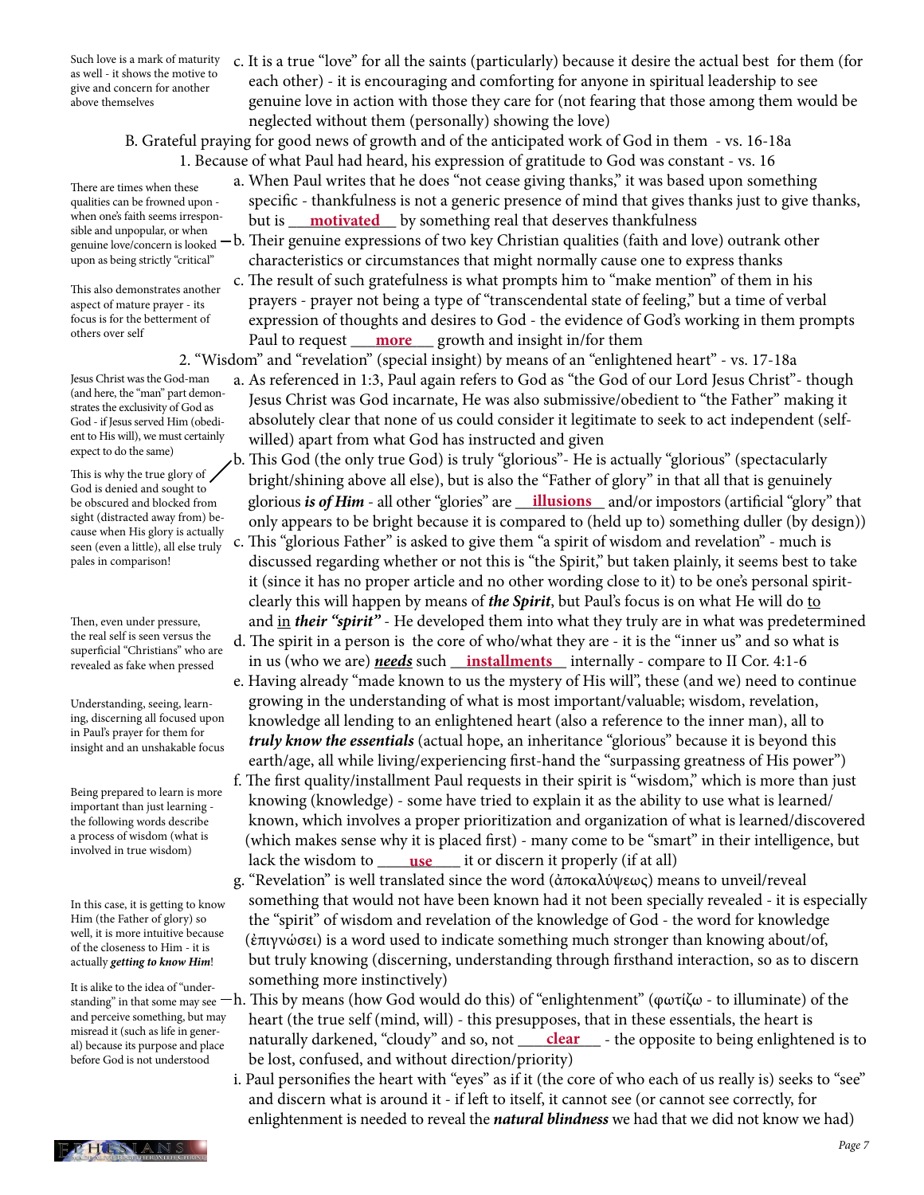c. It is a true "love" for all the saints (particularly) because it desire the actual best for them (for each other) - it is encouraging and comforting for anyone in spiritual leadership to see genuine love in action with those they care for (not fearing that those among them would be neglected without them (personally) showing the love)

> Such love is a mark of maturity as well - it shows the motive to give and concern for another above themselves

B. Grateful praying for good news of growth and of the anticipated work of God in them - vs. 16-18a

1. Because of what Paul had heard, his expression of gratitude to God was constant - vs. 16

a. When Paul writes that he does "not cease giving thanks," it was based upon something specific - thankfulness is not a generic presence of mind that gives thanks just to give thanks, but is __**motivated**__ by something real that deserves thankfulness

b. Their genuine expressions of two key Christian qualities (faith and love) outrank other characteristics or circumstances that might normally cause one to express thanks

> There are times when these qualities can be frowned upon - when one's faith seems irresponsible and unpopular, or when genuine love/concern is looked upon as being strictly "critical"

c. The result of such gratefulness is what prompts him to "make mention" of them in his prayers - prayer not being a type of "transcendental state of feeling," but a time of verbal expression of thoughts and desires to God - the evidence of God's working in them prompts Paul to request __**more**__ growth and insight in/for them

> This also demonstrates another aspect of mature prayer - its focus is for the betterment of others over self

2. "Wisdom" and "revelation" (special insight) by means of an "enlightened heart" - vs. 17-18a

a. As referenced in 1:3, Paul again refers to God as "the God of our Lord Jesus Christ"- though Jesus Christ was God incarnate, He was also submissive/obedient to "the Father" making it absolutely clear that none of us could consider it legitimate to seek to act independent (self-willed) apart from what God has instructed and given

> Jesus Christ was the God-man (and here, the "man" part demonstrates the exclusivity of God as God - if Jesus served Him (obedient to His will), we must certainly expect to do the same)

b. This God (the only true God) is truly "glorious"- He is actually "glorious" (spectacularly bright/shining above all else), but is also the "Father of glory" in that all that is genuinely glorious ***is of Him*** - all other "glories" are __**illusions**__ and/or impostors (artificial "glory" that only appears to be bright because it is compared to (held up to) something duller (by design))

> This is why the true glory of God is denied and sought to be obscured and blocked from sight (distracted away from) because when His glory is actually seen (even a little), all else truly pales in comparison!

c. This "glorious Father" is asked to give them "a spirit of wisdom and revelation" - much is discussed regarding whether or not this is "the Spirit," but taken plainly, it seems best to take it (since it has no proper article and no other wording close to it) to be one's personal spirit- clearly this will happen by means of ***the Spirit***, but Paul's focus is on what He will do to and in ***their "spirit"*** - He developed them into what they truly are in what was predetermined

d. The spirit in a person is the core of who/what they are - it is the "inner us" and so what is in us (who we are) ***needs*** such __**installments**__ internally - compare to II Cor. 4:1-6

> Then, even under pressure, the real self is seen versus the superficial "Christians" who are revealed as fake when pressed

e. Having already "made known to us the mystery of His will", these (and we) need to continue growing in the understanding of what is most important/valuable; wisdom, revelation, knowledge all lending to an enlightened heart (also a reference to the inner man), all to ***truly know the essentials*** (actual hope, an inheritance "glorious" because it is beyond this earth/age, all while living/experiencing first-hand the "surpassing greatness of His power")

> Understanding, seeing, learning, discerning all focused upon in Paul's prayer for them for insight and an unshakable focus

f. The first quality/installment Paul requests in their spirit is "wisdom," which is more than just knowing (knowledge) - some have tried to explain it as the ability to use what is learned/known, which involves a proper prioritization and organization of what is learned/discovered (which makes sense why it is placed first) - many come to be "smart" in their intelligence, but lack the wisdom to __**use**__ it or discern it properly (if at all)

> Being prepared to learn is more important than just learning - the following words describe a process of wisdom (what is involved in true wisdom)

g. "Revelation" is well translated since the word (ἀποκαλύψεως) means to unveil/reveal something that would not have been known had it not been specially revealed - it is especially the "spirit" of wisdom and revelation of the knowledge of God - the word for knowledge (ἐπιγνώσει) is a word used to indicate something much stronger than knowing about/of, but truly knowing (discerning, understanding through firsthand interaction, so as to discern something more instinctively)

> In this case, it is getting to know Him (the Father of glory) so well, it is more intuitive because of the closeness to Him - it is actually ***getting to know Him***!

h. This by means (how God would do this) of "enlightenment" (φωτίζω - to illuminate) of the heart (the true self (mind, will) - this presupposes, that in these essentials, the heart is naturally darkened, "cloudy" and so, not __**clear**__ - the opposite to being enlightened is to be lost, confused, and without direction/priority)

> It is alike to the idea of "understanding" in that some may see and perceive something, but may misread it (such as life in general) because its purpose and place before God is not understood

i. Paul personifies the heart with "eyes" as if it (the core of who each of us really is) seeks to "see" and discern what is around it - if left to itself, it cannot see (or cannot see correctly, for enlightenment is needed to reveal the ***natural blindness*** we had that we did not know we had)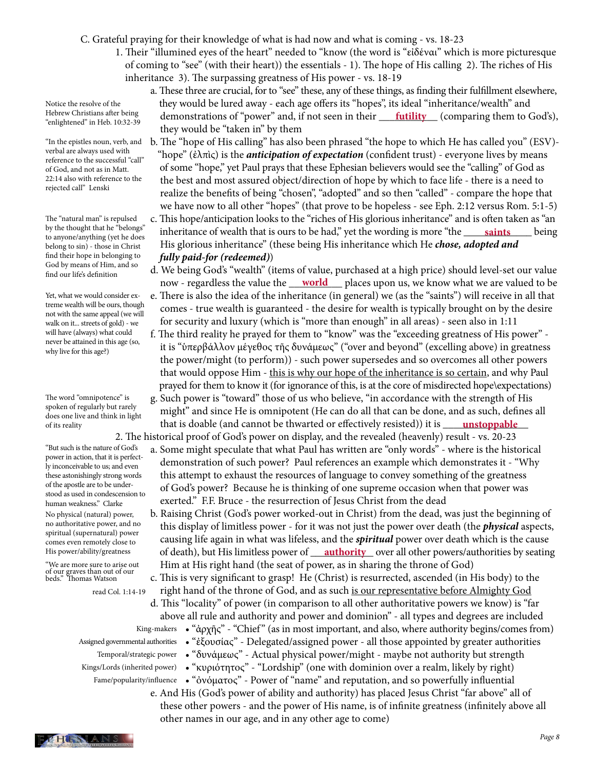C. Grateful praying for their knowledge of what is had now and what is coming - vs. 18-23

1. Their "illumined eyes of the heart" needed to "know (the word is "εἰδέναι" which is more picturesque of coming to "see" (with their heart)) the essentials - 1). The hope of His calling 2). The riches of His inheritance 3). The surpassing greatness of His power - vs. 18-19

   a. These three are crucial, for to "see" these, any of these things, as finding their fulfillment elsewhere, they would be lured away - each age offers its "hopes", its ideal "inheritance/wealth" and demonstrations of "power" and, if not seen in their **futility** (comparing them to God's), they would be "taken in" by them

   *Notice the resolve of the Hebrew Christians after being "enlightened" in Heb. 10:32-39*

   b. The "hope of His calling" has also been phrased "the hope to which He has called you" (ESV)- "hope" (ἐλπὶς) is the ***anticipation of expectation*** (confident trust) - everyone lives by means of some "hope," yet Paul prays that these Ephesian believers would see the "calling" of God as the best and most assured object/direction of hope by which to face life - there is a need to realize the benefits of being "chosen", "adopted" and so then "called" - compare the hope that we have now to all other "hopes" (that prove to be hopeless - see Eph. 2:12 versus Rom. 5:1-5)

   *"In the epistles noun, verb, and verbal are always used with reference to the successful "call" of God, and not as in Matt. 22:14 also with reference to the rejected call" Lenski*

   c. This hope/anticipation looks to the "riches of His glorious inheritance" and is often taken as "an inheritance of wealth that is ours to be had," yet the wording is more "the **saints** being His glorious inheritance" (these being His inheritance which He ***chose, adopted and fully paid-for (redeemed)***)

   *The "natural man" is repulsed by the thought that he "belongs" to anyone/anything (yet he does belong to sin) - those in Christ find their hope in belonging to God by means of Him, and so find our life's definition*

   d. We being God's "wealth" (items of value, purchased at a high price) should level-set our value now - regardless the value the **world** places upon us, we know what we are valued to be

   e. There is also the idea of the inheritance (in general) we (as the "saints") will receive in all that comes - true wealth is guaranteed - the desire for wealth is typically brought on by the desire for security and luxury (which is "more than enough" in all areas) - seen also in 1:11

   *Yet, what we would consider extreme wealth will be ours, though not with the same appeal (we will walk on it... streets of gold) - we will have (always) what could never be attained in this age (so, why live for this age?)*

   f. The third reality he prayed for them to "know" was the "exceeding greatness of His power" - it is "ὑπερβάλλον μέγεθος τῆς δυνάμεως" ("over and beyond" (excelling above) in greatness the power/might (to perform)) - such power supersedes and so overcomes all other powers that would oppose Him - <u>this is why our hope of the inheritance is so certain</u>, and why Paul prayed for them to know it (for ignorance of this, is at the core of misdirected hope\expectations)

   g. Such power is "toward" those of us who believe, "in accordance with the strength of His might" and since He is omnipotent (He can do all that can be done, and as such, defines all that is doable (and cannot be thwarted or effectively resisted)) it is **unstoppable**

   *The word "omnipotence" is spoken of regularly but rarely does one live and think in light of its reality*

2. The historical proof of God's power on display, and the revealed (heavenly) result - vs. 20-23

   a. Some might speculate that what Paul has written are "only words" - where is the historical demonstration of such power? Paul references an example which demonstrates it - "Why this attempt to exhaust the resources of language to convey something of the greatness of God's power? Because he is thinking of one supreme occasion when that power was exerted." F.F. Bruce - the resurrection of Jesus Christ from the dead

   *"But such is the nature of God's power in action, that it is perfectly inconceivable to us; and even these astonishingly strong words of the apostle are to be understood as used in condescension to human weakness." Clarke*

   b. Raising Christ (God's power worked-out in Christ) from the dead, was just the beginning of this display of limitless power - for it was not just the power over death (the ***physical*** aspects, causing life again in what was lifeless, and the ***spiritual*** power over death which is the cause of death), but His limitless power of **authority** over all other powers/authorities by seating Him at His right hand (the seat of power, as in sharing the throne of God)

   *No physical (natural) power, no authoritative power, and no spiritual (supernatural) power comes even remotely close to His power/ability/greatness*

   *"We are more sure to arise out of our graves than out of our beds." Thomas Watson*

   c. This is very significant to grasp! He (Christ) is resurrected, ascended (in His body) to the right hand of the throne of God, and as such <u>is our representative before Almighty God</u>

   *read Col. 1:14-19*

   d. This "locality" of power (in comparison to all other authoritative powers we know) is "far above all rule and authority and power and dominion" - all types and degrees are included
      - *King-makers* — "ἀρχῆς" - "Chief" (as in most important, and also, where authority begins/comes from)
      - *Assigned governmental authorities* — "ἐξουσίας" - Delegated/assigned power - all those appointed by greater authorities
      - *Temporal/strategic power* — "δυνάμεως" - Actual physical power/might - maybe not authority but strength
      - *Kings/Lords (inherited power)* — "κυριότητος" - "Lordship" (one with dominion over a realm, likely by right)
      - *Fame/popularity/influence* — "ὀνόματος" - Power of "name" and reputation, and so powerfully influential

   e. And His (God's power of ability and authority) has placed Jesus Christ "far above" all of these other powers - and the power of His name, is of infinite greatness (infinitely above all other names in our age, and in any other age to come)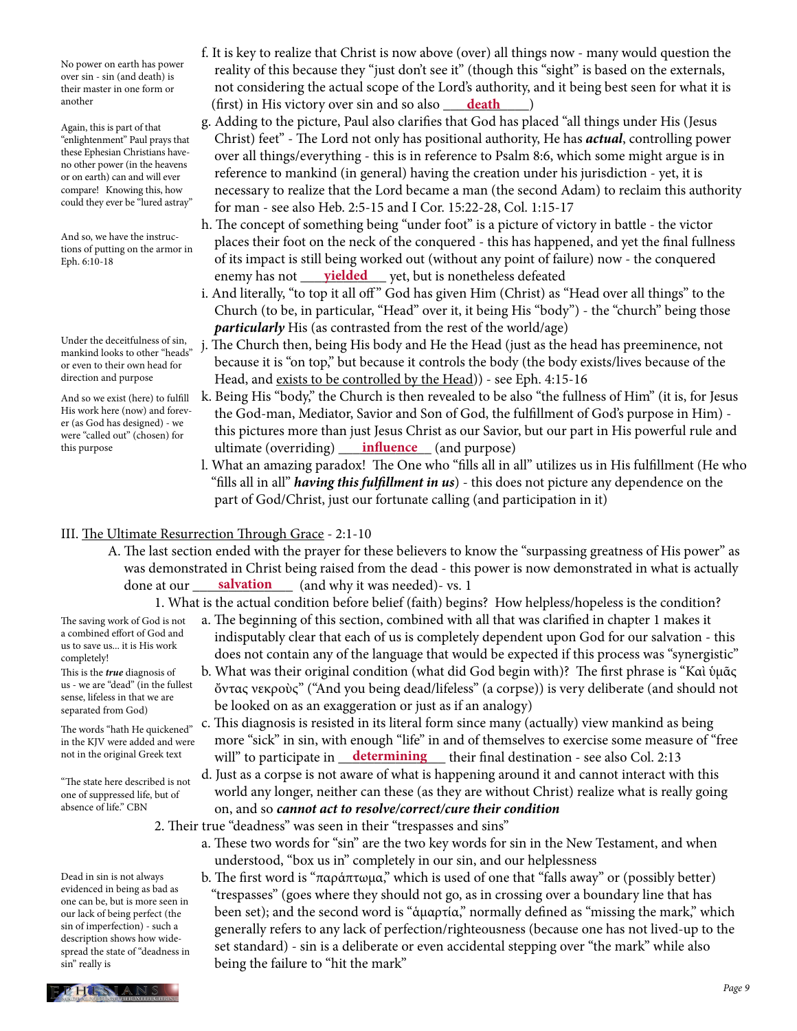No power on earth has power over sin - sin (and death) is their master in one form or another

f. It is key to realize that Christ is now above (over) all things now - many would question the reality of this because they "just don't see it" (though this "sight" is based on the externals, not considering the actual scope of the Lord's authority, and it being best seen for what it is (first) in His victory over sin and so also ___death___)

Again, this is part of that "enlightenment" Paul prays that these Ephesian Christians have- no other power (in the heavens or on earth) can and will ever compare! Knowing this, how could they ever be "lured astray"

g. Adding to the picture, Paul also clarifies that God has placed "all things under His (Jesus Christ) feet" - The Lord not only has positional authority, He has ***actual***, controlling power over all things/everything - this is in reference to Psalm 8:6, which some might argue is in reference to mankind (in general) having the creation under his jurisdiction - yet, it is necessary to realize that the Lord became a man (the second Adam) to reclaim this authority for man - see also Heb. 2:5-15 and I Cor. 15:22-28, Col. 1:15-17

And so, we have the instructions of putting on the armor in Eph. 6:10-18

h. The concept of something being "under foot" is a picture of victory in battle - the victor places their foot on the neck of the conquered - this has happened, and yet the final fullness of its impact is still being worked out (without any point of failure) now - the conquered enemy has not ___yielded___ yet, but is nonetheless defeated

i. And literally, "to top it all off" God has given Him (Christ) as "Head over all things" to the Church (to be, in particular, "Head" over it, it being His "body") - the "church" being those ***particularly*** His (as contrasted from the rest of the world/age)

Under the deceitfulness of sin, mankind looks to other "heads" or even to their own head for direction and purpose

j. The Church then, being His body and He the Head (just as the head has preeminence, not because it is "on top," but because it controls the body (the body exists/lives because of the Head, and exists to be controlled by the Head)) - see Eph. 4:15-16

And so we exist (here) to fulfill His work here (now) and forever (as God has designed) - we were "called out" (chosen) for this purpose

k. Being His "body," the Church is then revealed to be also "the fullness of Him" (it is, for Jesus the God-man, Mediator, Savior and Son of God, the fulfillment of God's purpose in Him) - this pictures more than just Jesus Christ as our Savior, but our part in His powerful rule and ultimate (overriding) ___influence___ (and purpose)

l. What an amazing paradox! The One who "fills all in all" utilizes us in His fulfillment (He who "fills all in all" ***having this fulfillment in us***) - this does not picture any dependence on the part of God/Christ, just our fortunate calling (and participation in it)

III. The Ultimate Resurrection Through Grace - 2:1-10

A. The last section ended with the prayer for these believers to know the "surpassing greatness of His power" as was demonstrated in Christ being raised from the dead - this power is now demonstrated in what is actually done at our ___salvation___ (and why it was needed)- vs. 1

1. What is the actual condition before belief (faith) begins? How helpless/hopeless is the condition?

The saving work of God is not a combined effort of God and us to save us... it is His work completely!

a. The beginning of this section, combined with all that was clarified in chapter 1 makes it indisputably clear that each of us is completely dependent upon God for our salvation - this does not contain any of the language that would be expected if this process was "synergistic"

This is the ***true*** diagnosis of us - we are "dead" (in the fullest sense, lifeless in that we are separated from God)

b. What was their original condition (what did God begin with)? The first phrase is "Καὶ ὑμᾶς ὄντας νεκροὺς" ("And you being dead/lifeless" (a corpse)) is very deliberate (and should not be looked on as an exaggeration or just as if an analogy)

The words "hath He quickened" in the KJV were added and were not in the original Greek text

c. This diagnosis is resisted in its literal form since many (actually) view mankind as being more "sick" in sin, with enough "life" in and of themselves to exercise some measure of "free will" to participate in ___determining___ their final destination - see also Col. 2:13

"The state here described is not one of suppressed life, but of absence of life." CBN

d. Just as a corpse is not aware of what is happening around it and cannot interact with this world any longer, neither can these (as they are without Christ) realize what is really going on, and so ***cannot act to resolve/correct/cure their condition***

2. Their true "deadness" was seen in their "trespasses and sins"

a. These two words for "sin" are the two key words for sin in the New Testament, and when understood, "box us in" completely in our sin, and our helplessness

Dead in sin is not always evidenced in being as bad as one can be, but is more seen in our lack of being perfect (the sin of imperfection) - such a description shows how widespread the state of "deadness in sin" really is

b. The first word is "παράπτωμα," which is used of one that "falls away" or (possibly better) "trespasses" (goes where they should not go, as in crossing over a boundary line that has been set); and the second word is "ἁμαρτία," normally defined as "missing the mark," which generally refers to any lack of perfection/righteousness (because one has not lived-up to the set standard) - sin is a deliberate or even accidental stepping over "the mark" while also being the failure to "hit the mark"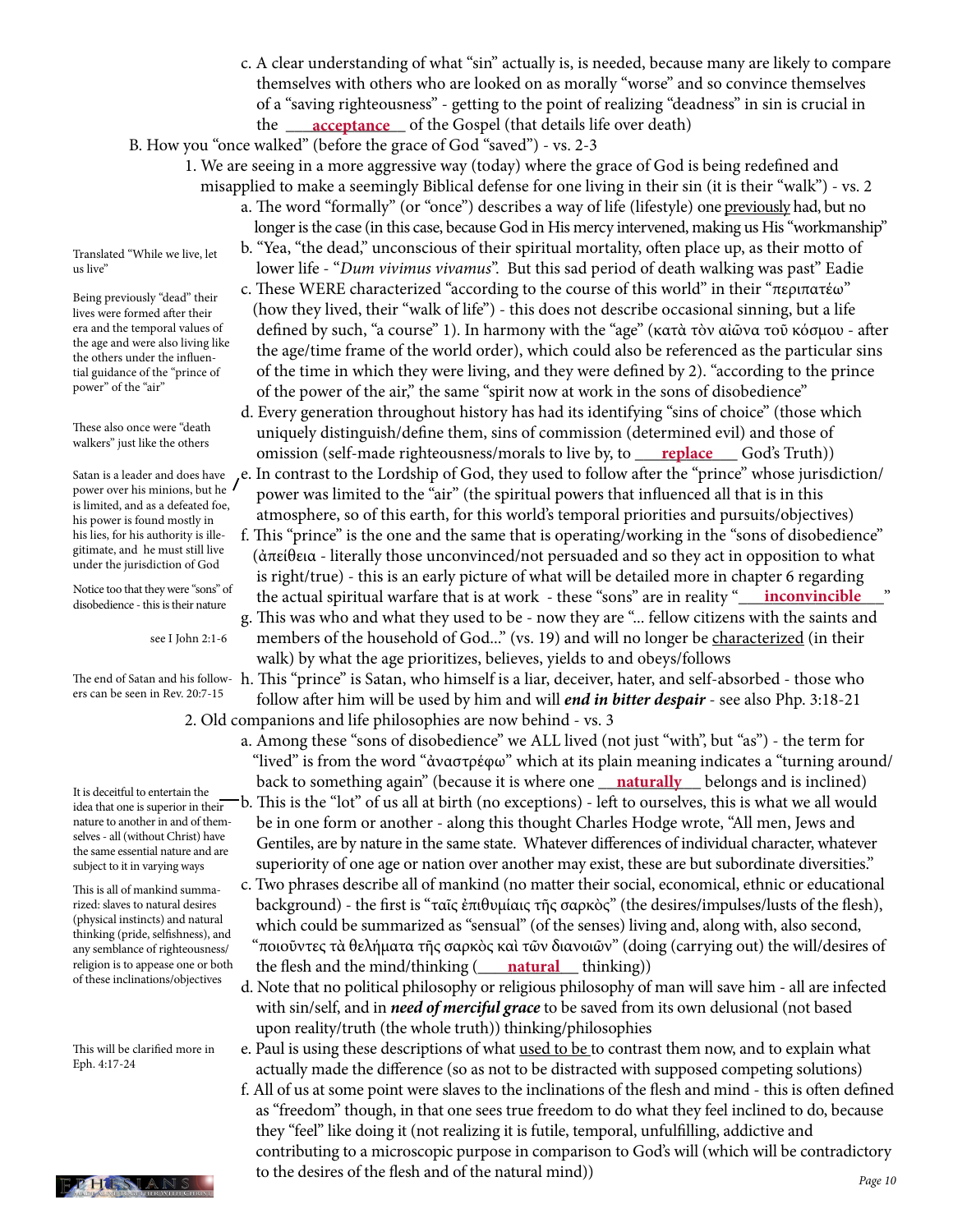c. A clear understanding of what "sin" actually is, is needed, because many are likely to compare themselves with others who are looked on as morally "worse" and so convince themselves of a "saving righteousness" - getting to the point of realizing "deadness" in sin is crucial in the ___**acceptance**___ of the Gospel (that details life over death)

B. How you "once walked" (before the grace of God "saved") - vs. 2-3

1. We are seeing in a more aggressive way (today) where the grace of God is being redefined and misapplied to make a seemingly Biblical defense for one living in their sin (it is their "walk") - vs. 2

a. The word "formally" (or "once") describes a way of life (lifestyle) one previously had, but no longer is the case (in this case, because God in His mercy intervened, making us His "workmanship"

b. "Yea, "the dead," unconscious of their spiritual mortality, often place up, as their motto of lower life - "*Dum vivimus vivamus*". But this sad period of death walking was past" Eadie

> Translated "While we live, let us live"

c. These WERE characterized "according to the course of this world" in their "περιπατέω" (how they lived, their "walk of life") - this does not describe occasional sinning, but a life defined by such, "a course" 1). In harmony with the "age" (κατὰ τὸν αἰῶνα τοῦ κόσμου - after the age/time frame of the world order), which could also be referenced as the particular sins of the time in which they were living, and they were defined by 2). "according to the prince of the power of the air," the same "spirit now at work in the sons of disobedience"

> Being previously "dead" their lives were formed after their era and the temporal values of the age and were also living like the others under the influential guidance of the "prince of power" of the "air"

d. Every generation throughout history has had its identifying "sins of choice" (those which uniquely distinguish/define them, sins of commission (determined evil) and those of omission (self-made righteousness/morals to live by, to ___**replace**___ God's Truth))

> These also once were "death walkers" just like the others

e. In contrast to the Lordship of God, they used to follow after the "prince" whose jurisdiction/power was limited to the "air" (the spiritual powers that influenced all that is in this atmosphere, so of this earth, for this world's temporal priorities and pursuits/objectives)

> Satan is a leader and does have power over his minions, but he is limited, and as a defeated foe, his power is found mostly in his lies, for his authority is illegitimate, and he must still live under the jurisdiction of God

f. This "prince" is the one and the same that is operating/working in the "sons of disobedience" (ἀπείθεια - literally those unconvinced/not persuaded and so they act in opposition to what is right/true) - this is an early picture of what will be detailed more in chapter 6 regarding the actual spiritual warfare that is at work - these "sons" are in reality "___**inconvincible**___"

> Notice too that they were "sons" of disobedience - this is their nature

g. This was who and what they used to be - now they are "... fellow citizens with the saints and members of the household of God..." (vs. 19) and will no longer be characterized (in their walk) by what the age prioritizes, believes, yields to and obeys/follows

> see I John 2:1-6

h. This "prince" is Satan, who himself is a liar, deceiver, hater, and self-absorbed - those who follow after him will be used by him and will ***end in bitter despair*** - see also Php. 3:18-21

> The end of Satan and his followers can be seen in Rev. 20:7-15

2. Old companions and life philosophies are now behind - vs. 3

a. Among these "sons of disobedience" we ALL lived (not just "with", but "as") - the term for "lived" is from the word "ἀναστρέφω" which at its plain meaning indicates a "turning around/back to something again" (because it is where one ___**naturally**___ belongs and is inclined)

b. This is the "lot" of us all at birth (no exceptions) - left to ourselves, this is what we all would be in one form or another - along this thought Charles Hodge wrote, "All men, Jews and Gentiles, are by nature in the same state. Whatever differences of individual character, whatever superiority of one age or nation over another may exist, these are but subordinate diversities."

> It is deceitful to entertain the idea that one is superior in their nature to another in and of themselves - all (without Christ) have the same essential nature and are subject to it in varying ways

c. Two phrases describe all of mankind (no matter their social, economical, ethnic or educational background) - the first is "ταῖς ἐπιθυμίαις τῆς σαρκὸς" (the desires/impulses/lusts of the flesh), which could be summarized as "sensual" (of the senses) living and, along with, also second, "ποιοῦντες τὰ θελήματα τῆς σαρκὸς καὶ τῶν διανοιῶν" (doing (carrying out) the will/desires of the flesh and the mind/thinking (___**natural**___ thinking))

> This is all of mankind summarized: slaves to natural desires (physical instincts) and natural thinking (pride, selfishness), and any semblance of righteousness/religion is to appease one or both of these inclinations/objectives

d. Note that no political philosophy or religious philosophy of man will save him - all are infected with sin/self, and in ***need of merciful grace*** to be saved from its own delusional (not based upon reality/truth (the whole truth)) thinking/philosophies

e. Paul is using these descriptions of what used to be to contrast them now, and to explain what actually made the difference (so as not to be distracted with supposed competing solutions)

> This will be clarified more in Eph. 4:17-24

f. All of us at some point were slaves to the inclinations of the flesh and mind - this is often defined as "freedom" though, in that one sees true freedom to do what they feel inclined to do, because they "feel" like doing it (not realizing it is futile, temporal, unfulfilling, addictive and contributing to a microscopic purpose in comparison to God's will (which will be contradictory to the desires of the flesh and of the natural mind))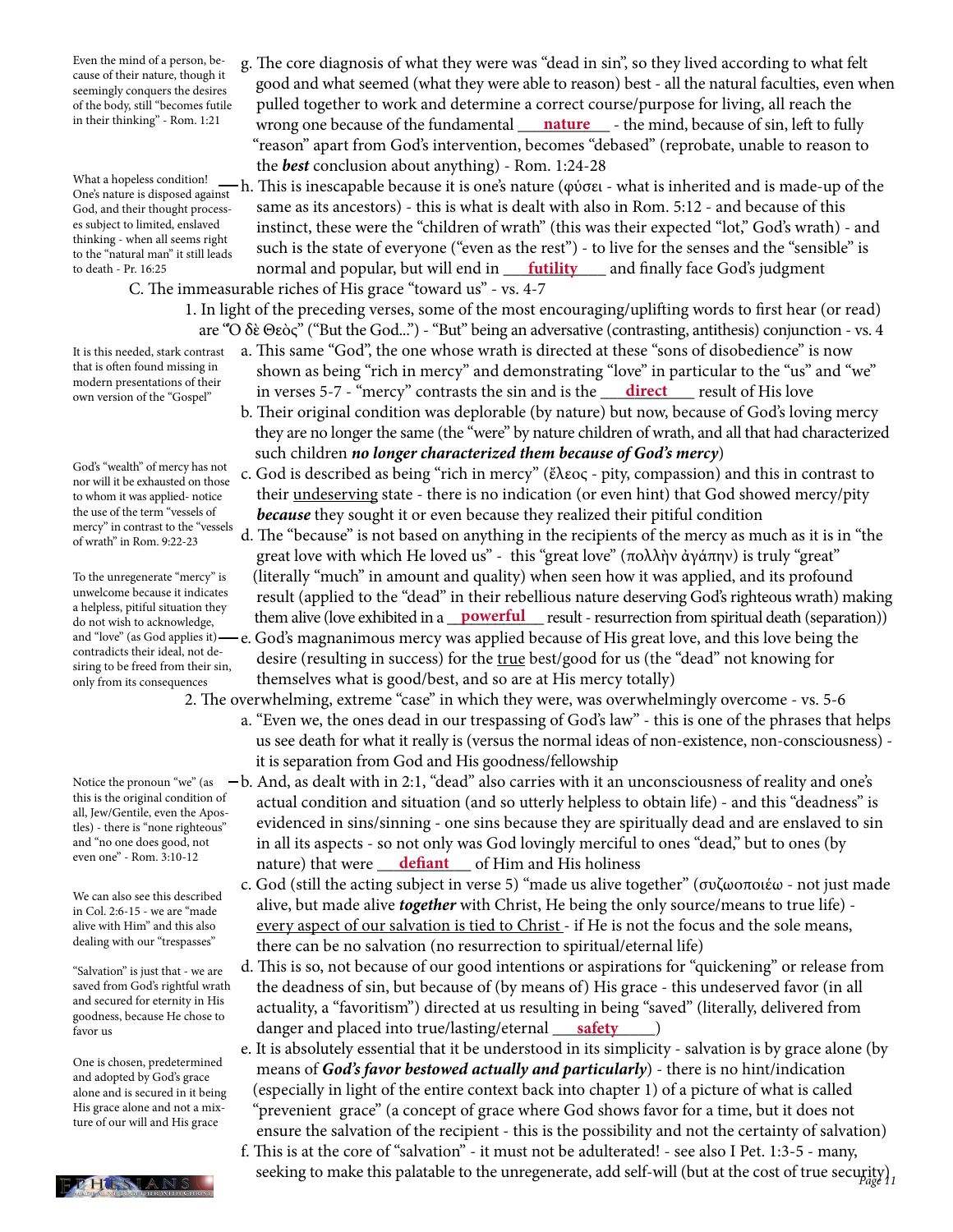g. The core diagnosis of what they were was "dead in sin", so they lived according to what felt good and what seemed (what they were able to reason) best - all the natural faculties, even when pulled together to work and determine a correct course/purpose for living, all reach the wrong one because of the fundamental **nature** - the mind, because of sin, left to fully "reason" apart from God's intervention, becomes "debased" (reprobate, unable to reason to the ***best*** conclusion about anything) - Rom. 1:24-28

> Even the mind of a person, because of their nature, though it seemingly conquers the desires of the body, still "becomes futile in their thinking" - Rom. 1:21

h. This is inescapable because it is one's nature (φύσει - what is inherited and is made-up of the same as its ancestors) - this is what is dealt with also in Rom. 5:12 - and because of this instinct, these were the "children of wrath" (this was their expected "lot," God's wrath) - and such is the state of everyone ("even as the rest") - to live for the senses and the "sensible" is normal and popular, but will end in **futility** and finally face God's judgment

> What a hopeless condition! One's nature is disposed against God, and their thought processes subject to limited, enslaved thinking - when all seems right to the "natural man" it still leads to death - Pr. 16:25

C. The immeasurable riches of His grace "toward us" - vs. 4-7

1. In light of the preceding verses, some of the most encouraging/uplifting words to first hear (or read) are "Ὁ δὲ Θεὸς" ("But the God...") - "But" being an adversative (contrasting, antithesis) conjunction - vs. 4

a. This same "God", the one whose wrath is directed at these "sons of disobedience" is now shown as being "rich in mercy" and demonstrating "love" in particular to the "us" and "we" in verses 5-7 - "mercy" contrasts the sin and is the **direct** result of His love

> It is this needed, stark contrast that is often found missing in modern presentations of their own version of the "Gospel"

b. Their original condition was deplorable (by nature) but now, because of God's loving mercy they are no longer the same (the "were" by nature children of wrath, and all that had characterized such children ***no longer characterized them because of God's mercy***)

c. God is described as being "rich in mercy" (ἔλεος - pity, compassion) and this in contrast to their undeserving state - there is no indication (or even hint) that God showed mercy/pity ***because*** they sought it or even because they realized their pitiful condition

> God's "wealth" of mercy has not nor will it be exhausted on those to whom it was applied- notice the use of the term "vessels of mercy" in contrast to the "vessels of wrath" in Rom. 9:22-23

d. The "because" is not based on anything in the recipients of the mercy as much as it is in "the great love with which He loved us" - this "great love" (πολλὴν ἀγάπην) is truly "great" (literally "much" in amount and quality) when seen how it was applied, and its profound result (applied to the "dead" in their rebellious nature deserving God's righteous wrath) making them alive (love exhibited in a **powerful** result - resurrection from spiritual death (separation))

e. God's magnanimous mercy was applied because of His great love, and this love being the desire (resulting in success) for the true best/good for us (the "dead" not knowing for themselves what is good/best, and so are at His mercy totally)

> To the unregenerate "mercy" is unwelcome because it indicates a helpless, pitiful situation they do not wish to acknowledge, and "love" (as God applies it) contradicts their ideal, not desiring to be freed from their sin, only from its consequences

2. The overwhelming, extreme "case" in which they were, was overwhelmingly overcome - vs. 5-6

a. "Even we, the ones dead in our trespassing of God's law" - this is one of the phrases that helps us see death for what it really is (versus the normal ideas of non-existence, non-consciousness) - it is separation from God and His goodness/fellowship

b. And, as dealt with in 2:1, "dead" also carries with it an unconsciousness of reality and one's actual condition and situation (and so utterly helpless to obtain life) - and this "deadness" is evidenced in sins/sinning - one sins because they are spiritually dead and are enslaved to sin in all its aspects - so not only was God lovingly merciful to ones "dead," but to ones (by nature) that were **defiant** of Him and His holiness

> Notice the pronoun "we" (as this is the original condition of all, Jew/Gentile, even the Apostles) - there is "none righteous" and "no one does good, not even one" - Rom. 3:10-12

c. God (still the acting subject in verse 5) "made us alive together" (συζωοποιέω - not just made alive, but made alive ***together*** with Christ, He being the only source/means to true life) - every aspect of our salvation is tied to Christ - if He is not the focus and the sole means, there can be no salvation (no resurrection to spiritual/eternal life)

> We can also see this described in Col. 2:6-15 - we are "made alive with Him" and this also dealing with our "trespasses"

d. This is so, not because of our good intentions or aspirations for "quickening" or release from the deadness of sin, but because of (by means of) His grace - this undeserved favor (in all actuality, a "favoritism") directed at us resulting in being "saved" (literally, delivered from danger and placed into true/lasting/eternal **safety**)

> "Salvation" is just that - we are saved from God's rightful wrath and secured for eternity in His goodness, because He chose to favor us

e. It is absolutely essential that it be understood in its simplicity - salvation is by grace alone (by means of ***God's favor bestowed actually and particularly***) - there is no hint/indication (especially in light of the entire context back into chapter 1) of a picture of what is called "prevenient grace" (a concept of grace where God shows favor for a time, but it does not ensure the salvation of the recipient - this is the possibility and not the certainty of salvation)

> One is chosen, predetermined and adopted by God's grace alone and is secured in it being His grace alone and not a mixture of our will and His grace

f. This is at the core of "salvation" - it must not be adulterated! - see also I Pet. 1:3-5 - many, seeking to make this palatable to the unregenerate, add self-will (but at the cost of true security)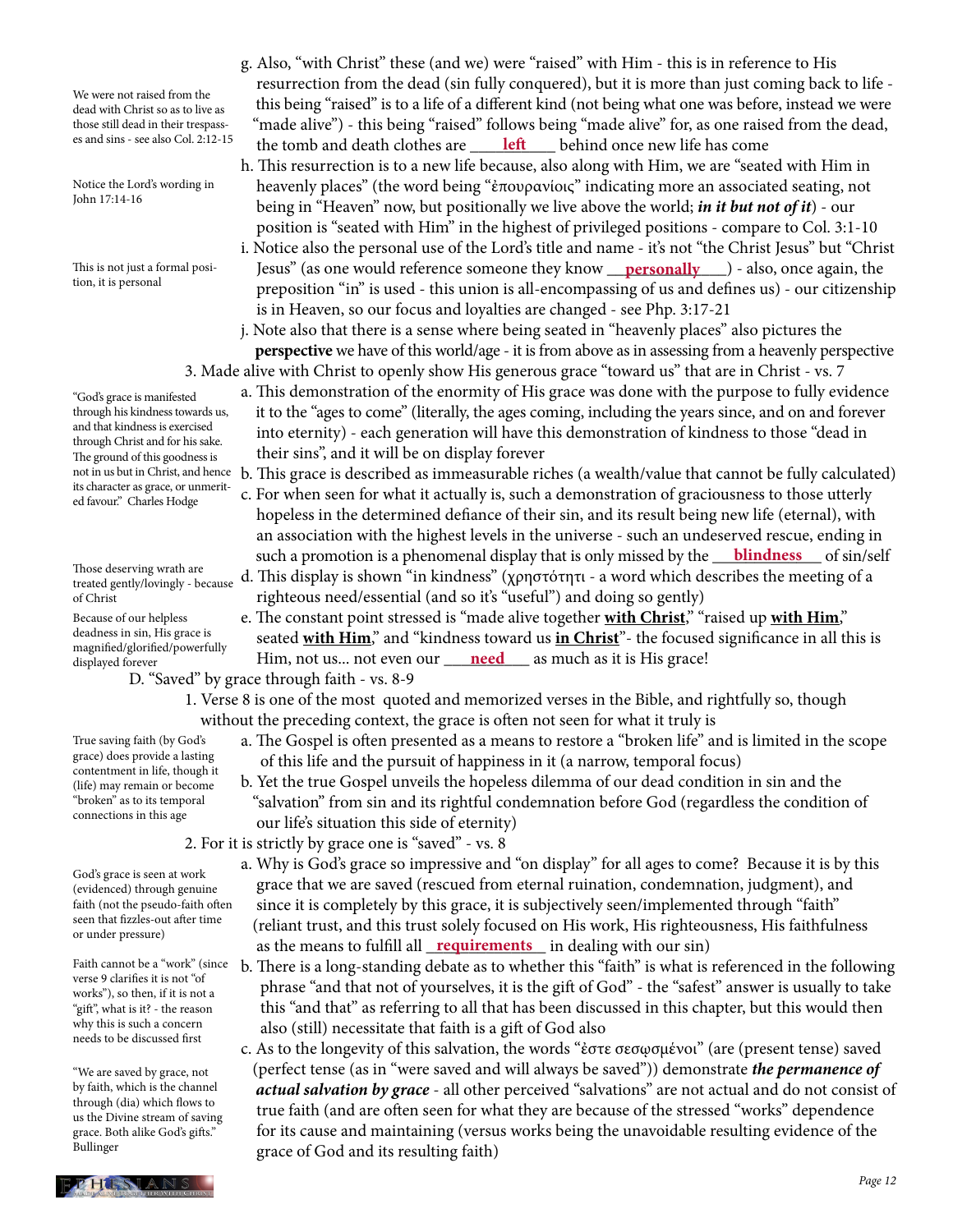g. Also, "with Christ" these (and we) were "raised" with Him - this is in reference to His resurrection from the dead (sin fully conquered), but it is more than just coming back to life - this being "raised" is to a life of a different kind (not being what one was before, instead we were "made alive") - this being "raised" follows being "made alive" for, as one raised from the dead, the tomb and death clothes are **left** behind once new life has come

> We were not raised from the dead with Christ so as to live as those still dead in their trespasses and sins - see also Col. 2:12-15

h. This resurrection is to a new life because, also along with Him, we are "seated with Him in heavenly places" (the word being "ἐπουρανίοις" indicating more an associated seating, not being in "Heaven" now, but positionally we live above the world; ***in it but not of it***) - our position is "seated with Him" in the highest of privileged positions - compare to Col. 3:1-10

> Notice the Lord's wording in John 17:14-16

i. Notice also the personal use of the Lord's title and name - it's not "the Christ Jesus" but "Christ Jesus" (as one would reference someone they know **personally**) - also, once again, the preposition "in" is used - this union is all-encompassing of us and defines us) - our citizenship is in Heaven, so our focus and loyalties are changed - see Php. 3:17-21

> This is not just a formal position, it is personal

j. Note also that there is a sense where being seated in "heavenly places" also pictures the **perspective** we have of this world/age - it is from above as in assessing from a heavenly perspective

3. Made alive with Christ to openly show His generous grace "toward us" that are in Christ - vs. 7

> "God's grace is manifested through his kindness towards us, and that kindness is exercised through Christ and for his sake. The ground of this goodness is not in us but in Christ, and hence its character as grace, or unmerited favour." Charles Hodge

a. This demonstration of the enormity of His grace was done with the purpose to fully evidence it to the "ages to come" (literally, the ages coming, including the years since, and on and forever into eternity) - each generation will have this demonstration of kindness to those "dead in their sins", and it will be on display forever

b. This grace is described as immeasurable riches (a wealth/value that cannot be fully calculated)

c. For when seen for what it actually is, such a demonstration of graciousness to those utterly hopeless in the determined defiance of their sin, and its result being new life (eternal), with an association with the highest levels in the universe - such an undeserved rescue, ending in such a promotion is a phenomenal display that is only missed by the **blindness** of sin/self

> Those deserving wrath are treated gently/lovingly - because of Christ

d. This display is shown "in kindness" (χρηστότητι - a word which describes the meeting of a righteous need/essential (and so it's "useful") and doing so gently)

> Because of our helpless deadness in sin, His grace is magnified/glorified/powerfully displayed forever

e. The constant point stressed is "made alive together **with Christ**," "raised up **with Him**," seated **with Him**," and "kindness toward us **in Christ**"- the focused significance in all this is Him, not us... not even our **need** as much as it is His grace!

D. "Saved" by grace through faith - vs. 8-9

1. Verse 8 is one of the most quoted and memorized verses in the Bible, and rightfully so, though without the preceding context, the grace is often not seen for what it truly is

> True saving faith (by God's grace) does provide a lasting contentment in life, though it (life) may remain or become "broken" as to its temporal connections in this age

a. The Gospel is often presented as a means to restore a "broken life" and is limited in the scope of this life and the pursuit of happiness in it (a narrow, temporal focus)

b. Yet the true Gospel unveils the hopeless dilemma of our dead condition in sin and the "salvation" from sin and its rightful condemnation before God (regardless the condition of our life's situation this side of eternity)

2. For it is strictly by grace one is "saved" - vs. 8

> God's grace is seen at work (evidenced) through genuine faith (not the pseudo-faith often seen that fizzles-out after time or under pressure)

a. Why is God's grace so impressive and "on display" for all ages to come? Because it is by this grace that we are saved (rescued from eternal ruination, condemnation, judgment), and since it is completely by this grace, it is subjectively seen/implemented through "faith" (reliant trust, and this trust solely focused on His work, His righteousness, His faithfulness as the means to fulfill all **requirements** in dealing with our sin)

> Faith cannot be a "work" (since verse 9 clarifies it is not "of works"), so then, if it is not a "gift", what is it? - the reason why this is such a concern needs to be discussed first

b. There is a long-standing debate as to whether this "faith" is what is referenced in the following phrase "and that not of yourselves, it is the gift of God" - the "safest" answer is usually to take this "and that" as referring to all that has been discussed in this chapter, but this would then also (still) necessitate that faith is a gift of God also

> "We are saved by grace, not by faith, which is the channel through (dia) which flows to us the Divine stream of saving grace. Both alike God's gifts." Bullinger

c. As to the longevity of this salvation, the words "ἐστε σεσῳσμένοι" (are (present tense) saved (perfect tense (as in "were saved and will always be saved")) demonstrate ***the permanence of actual salvation by grace*** - all other perceived "salvations" are not actual and do not consist of true faith (and are often seen for what they are because of the stressed "works" dependence for its cause and maintaining (versus works being the unavoidable resulting evidence of the grace of God and its resulting faith)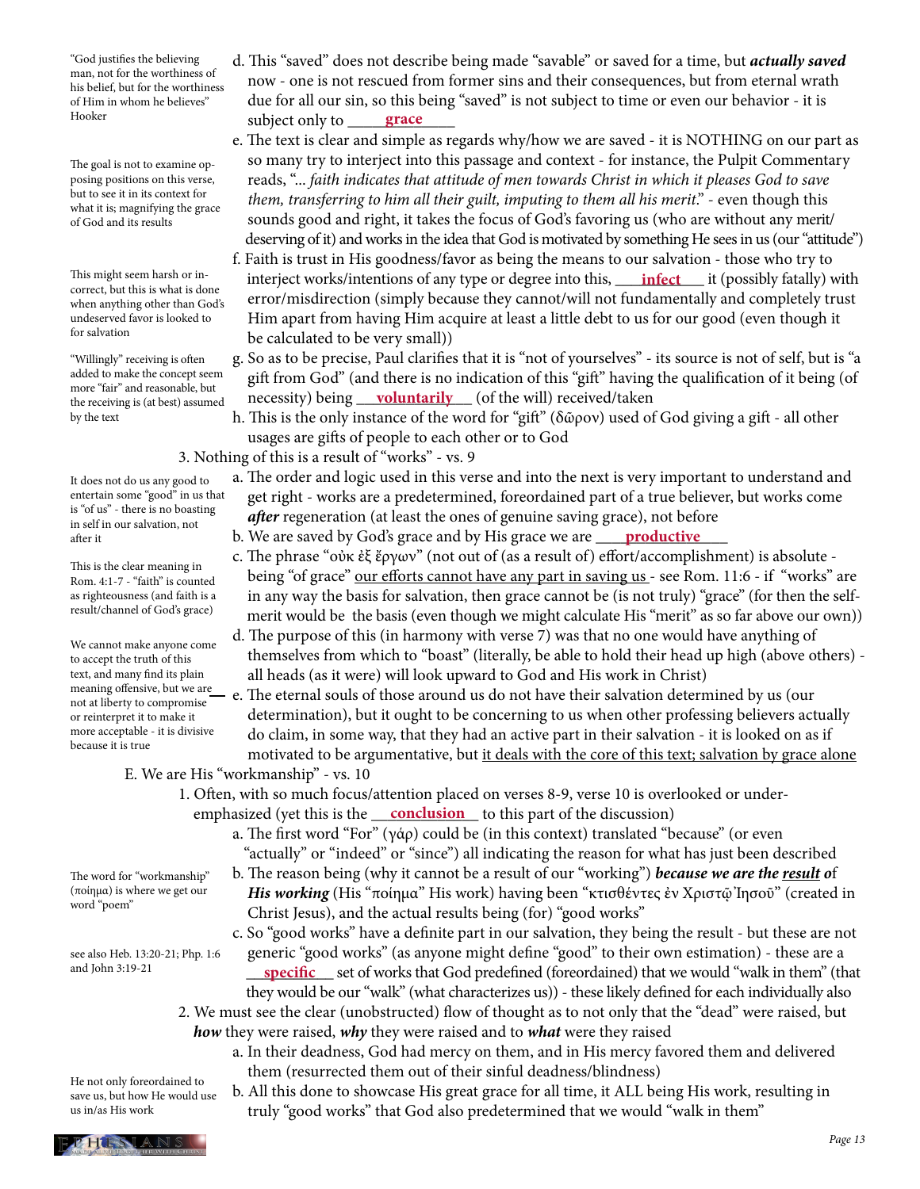> "God justifies the believing man, not for the worthiness of his belief, but for the worthiness of Him in whom he believes" Hooker

d. This "saved" does not describe being made "savable" or saved for a time, but ***actually saved*** now - one is not rescued from former sins and their consequences, but from eternal wrath due for all our sin, so this being "saved" is not subject to time or even our behavior - it is subject only to ____**grace**____

> The goal is not to examine opposing positions on this verse, but to see it in its context for what it is; magnifying the grace of God and its results

e. The text is clear and simple as regards why/how we are saved - it is NOTHING on our part as so many try to interject into this passage and context - for instance, the Pulpit Commentary reads, "*... faith indicates that attitude of men towards Christ in which it pleases God to save them, transferring to him all their guilt, imputing to them all his merit*." - even though this sounds good and right, it takes the focus of God's favoring us (who are without any merit/deserving of it) and works in the idea that God is motivated by something He sees in us (our "attitude")

> This might seem harsh or incorrect, but this is what is done when anything other than God's undeserved favor is looked to for salvation

f. Faith is trust in His goodness/favor as being the means to our salvation - those who try to interject works/intentions of any type or degree into this, ____**infect**____ it (possibly fatally) with error/misdirection (simply because they cannot/will not fundamentally and completely trust Him apart from having Him acquire at least a little debt to us for our good (even though it be calculated to be very small))

> "Willingly" receiving is often added to make the concept seem more "fair" and reasonable, but the receiving is (at best) assumed by the text

g. So as to be precise, Paul clarifies that it is "not of yourselves" - its source is not of self, but is "a gift from God" (and there is no indication of this "gift" having the qualification of it being (of necessity) being ____**voluntarily**____ (of the will) received/taken

h. This is the only instance of the word for "gift" (δῶρον) used of God giving a gift - all other usages are gifts of people to each other or to God

3. Nothing of this is a result of "works" - vs. 9

> It does not do us any good to entertain some "good" in us that is "of us" - there is no boasting in self in our salvation, not after it

a. The order and logic used in this verse and into the next is very important to understand and get right - works are a predetermined, foreordained part of a true believer, but works come ***after*** regeneration (at least the ones of genuine saving grace), not before

b. We are saved by God's grace and by His grace we are ____**productive**____

> This is the clear meaning in Rom. 4:1-7 - "faith" is counted as righteousness (and faith is a result/channel of God's grace)

c. The phrase "οὐκ ἐξ ἔργων" (not out of (as a result of) effort/accomplishment) is absolute - being "of grace" <u>our efforts cannot have any part in saving us</u> - see Rom. 11:6 - if "works" are in any way the basis for salvation, then grace cannot be (is not truly) "grace" (for then the self-merit would be the basis (even though we might calculate His "merit" as so far above our own))

d. The purpose of this (in harmony with verse 7) was that no one would have anything of themselves from which to "boast" (literally, be able to hold their head up high (above others) - all heads (as it were) will look upward to God and His work in Christ)

> We cannot make anyone come to accept the truth of this text, and many find its plain meaning offensive, but we are not at liberty to compromise or reinterpret it to make it more acceptable - it is divisive because it is true

e. The eternal souls of those around us do not have their salvation determined by us (our determination), but it ought to be concerning to us when other professing believers actually do claim, in some way, that they had an active part in their salvation - it is looked on as if motivated to be argumentative, but <u>it deals with the core of this text; salvation by grace alone</u>

E. We are His "workmanship" - vs. 10

1. Often, with so much focus/attention placed on verses 8-9, verse 10 is overlooked or under-emphasized (yet this is the ____**conclusion**____ to this part of the discussion)

a. The first word "For" (γάρ) could be (in this context) translated "because" (or even "actually" or "indeed" or "since") all indicating the reason for what has just been described

> The word for "workmanship" (ποίημα) is where we get our word "poem"

b. The reason being (why it cannot be a result of our "working") ***because we are the <u>result</u> of His working*** (His "ποίημα" His work) having been "κτισθέντες ἐν Χριστῷ Ἰησοῦ" (created in Christ Jesus), and the actual results being (for) "good works"

> see also Heb. 13:20-21; Php. 1:6 and John 3:19-21

c. So "good works" have a definite part in our salvation, they being the result - but these are not generic "good works" (as anyone might define "good" to their own estimation) - these are a ____**specific**____ set of works that God predefined (foreordained) that we would "walk in them" (that they would be our "walk" (what characterizes us)) - these likely defined for each individually also

2. We must see the clear (unobstructed) flow of thought as to not only that the "dead" were raised, but ***how*** they were raised, ***why*** they were raised and to ***what*** were they raised

a. In their deadness, God had mercy on them, and in His mercy favored them and delivered them (resurrected them out of their sinful deadness/blindness)

> He not only foreordained to save us, but how He would use us in/as His work

b. All this done to showcase His great grace for all time, it ALL being His work, resulting in truly "good works" that God also predetermined that we would "walk in them"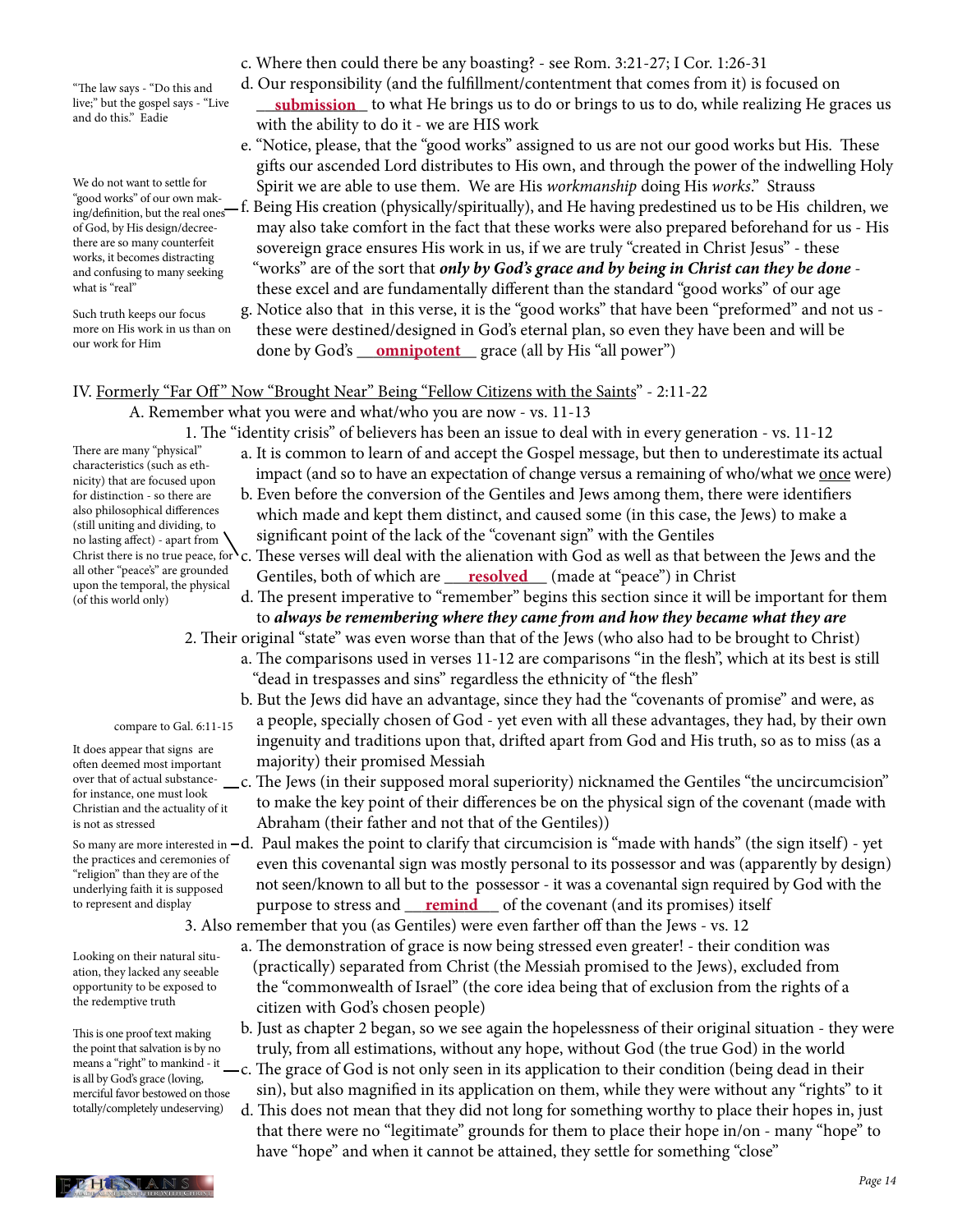"The law says - "Do this and live;" but the gospel says - "Live and do this." Eadie

c. Where then could there be any boasting? - see Rom. 3:21-27; I Cor. 1:26-31

d. Our responsibility (and the fulfillment/contentment that comes from it) is focused on **submission** to what He brings us to do or brings to us to do, while realizing He graces us with the ability to do it - we are HIS work

e. "Notice, please, that the "good works" assigned to us are not our good works but His. These gifts our ascended Lord distributes to His own, and through the power of the indwelling Holy Spirit we are able to use them. We are His *workmanship* doing His *works*." Strauss

We do not want to settle for "good works" of our own making/definition, but the real ones of God, by His design/decree- there are so many counterfeit works, it becomes distracting and confusing to many seeking what is "real"

f. Being His creation (physically/spiritually), and He having predestined us to be His children, we may also take comfort in the fact that these works were also prepared beforehand for us - His sovereign grace ensures His work in us, if we are truly "created in Christ Jesus" - these "works" are of the sort that ***only by God's grace and by being in Christ can they be done*** - these excel and are fundamentally different than the standard "good works" of our age

Such truth keeps our focus more on His work in us than on our work for Him

g. Notice also that in this verse, it is the "good works" that have been "preformed" and not us - these were destined/designed in God's eternal plan, so even they have been and will be done by God's **omnipotent** grace (all by His "all power")

IV. Formerly "Far Off" Now "Brought Near" Being "Fellow Citizens with the Saints" - 2:11-22

A. Remember what you were and what/who you are now - vs. 11-13

1. The "identity crisis" of believers has been an issue to deal with in every generation - vs. 11-12

There are many "physical" characteristics (such as ethnicity) that are focused upon for distinction - so there are also philosophical differences (still uniting and dividing, to no lasting affect) - apart from Christ there is no true peace, for all other "peace's" are grounded upon the temporal, the physical (of this world only)

a. It is common to learn of and accept the Gospel message, but then to underestimate its actual impact (and so to have an expectation of change versus a remaining of who/what we once were)

b. Even before the conversion of the Gentiles and Jews among them, there were identifiers which made and kept them distinct, and caused some (in this case, the Jews) to make a significant point of the lack of the "covenant sign" with the Gentiles

c. These verses will deal with the alienation with God as well as that between the Jews and the Gentiles, both of which are **resolved** (made at "peace") in Christ

d. The present imperative to "remember" begins this section since it will be important for them to ***always be remembering where they came from and how they became what they are***

2. Their original "state" was even worse than that of the Jews (who also had to be brought to Christ)

a. The comparisons used in verses 11-12 are comparisons "in the flesh", which at its best is still "dead in trespasses and sins" regardless the ethnicity of "the flesh"

compare to Gal. 6:11-15

b. But the Jews did have an advantage, since they had the "covenants of promise" and were, as a people, specially chosen of God - yet even with all these advantages, they had, by their own ingenuity and traditions upon that, drifted apart from God and His truth, so as to miss (as a majority) their promised Messiah

It does appear that signs are often deemed most important over that of actual substance- for instance, one must look Christian and the actuality of it is not as stressed

c. The Jews (in their supposed moral superiority) nicknamed the Gentiles "the uncircumcision" to make the key point of their differences be on the physical sign of the covenant (made with Abraham (their father and not that of the Gentiles))

So many are more interested in the practices and ceremonies of "religion" than they are of the underlying faith it is supposed to represent and display

d. Paul makes the point to clarify that circumcision is "made with hands" (the sign itself) - yet even this covenantal sign was mostly personal to its possessor and was (apparently by design) not seen/known to all but to the possessor - it was a covenantal sign required by God with the purpose to stress and **remind** of the covenant (and its promises) itself

3. Also remember that you (as Gentiles) were even farther off than the Jews - vs. 12

Looking on their natural situation, they lacked any seeable opportunity to be exposed to the redemptive truth

a. The demonstration of grace is now being stressed even greater! - their condition was (practically) separated from Christ (the Messiah promised to the Jews), excluded from the "commonwealth of Israel" (the core idea being that of exclusion from the rights of a citizen with God's chosen people)

b. Just as chapter 2 began, so we see again the hopelessness of their original situation - they were truly, from all estimations, without any hope, without God (the true God) in the world

This is one proof text making the point that salvation is by no means a "right" to mankind - it is all by God's grace (loving, merciful favor bestowed on those totally/completely undeserving)

c. The grace of God is not only seen in its application to their condition (being dead in their sin), but also magnified in its application on them, while they were without any "rights" to it

d. This does not mean that they did not long for something worthy to place their hopes in, just that there were no "legitimate" grounds for them to place their hope in/on - many "hope" to have "hope" and when it cannot be attained, they settle for something "close"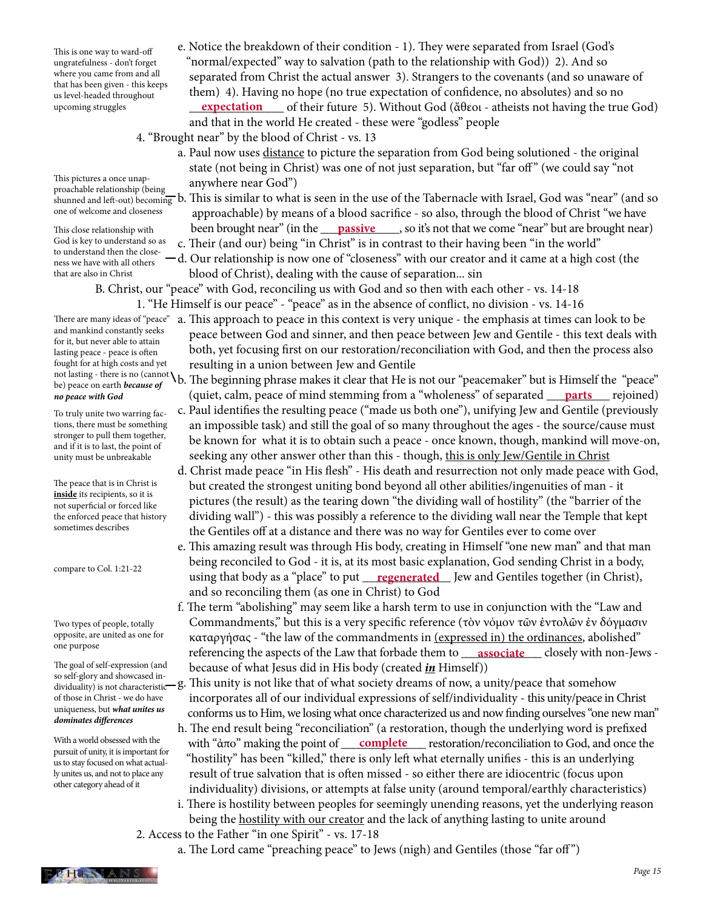e. Notice the breakdown of their condition - 1). They were separated from Israel (God's "normal/expected" way to salvation (path to the relationship with God)) 2). And so separated from Christ the actual answer 3). Strangers to the covenants (and so unaware of them) 4). Having no hope (no true expectation of confidence, no absolutes) and so no **expectation** of their future 5). Without God (ἄθεοι - atheists not having the true God) and that in the world He created - these were "godless" people

> This is one way to ward-off ungratefulness - don't forget where you came from and all that has been given - this keeps us level-headed throughout upcoming struggles

4. "Brought near" by the blood of Christ - vs. 13

a. Paul now uses distance to picture the separation from God being solutioned - the original state (not being in Christ) was one of not just separation, but "far off" (we could say "not anywhere near God")

b. This is similar to what is seen in the use of the Tabernacle with Israel, God was "near" (and so approachable) by means of a blood sacrifice - so also, through the blood of Christ "we have been brought near" (in the **passive**, so it's not that we come "near" but are brought near)

> This pictures a once unapproachable relationship (being shunned and left-out) becoming one of welcome and closeness

c. Their (and our) being "in Christ" is in contrast to their having been "in the world"

d. Our relationship is now one of "closeness" with our creator and it came at a high cost (the blood of Christ), dealing with the cause of separation... sin

> This close relationship with God is key to understand so as to understand then the closeness we have with all others that are also in Christ

B. Christ, our "peace" with God, reconciling us with God and so then with each other - vs. 14-18

1. "He Himself is our peace" - "peace" as in the absence of conflict, no division - vs. 14-16

a. This approach to peace in this context is very unique - the emphasis at times can look to be peace between God and sinner, and then peace between Jew and Gentile - this text deals with both, yet focusing first on our restoration/reconciliation with God, and then the process also resulting in a union between Jew and Gentile

b. The beginning phrase makes it clear that He is not our "peacemaker" but is Himself the "peace" (quiet, calm, peace of mind stemming from a "wholeness" of separated **parts** rejoined)

> There are many ideas of "peace" and mankind constantly seeks for it, but never able to attain lasting peace - peace is often fought for at high costs and yet not lasting - there is no (cannot be) peace on earth ***because of no peace with God***

c. Paul identifies the resulting peace ("made us both one"), unifying Jew and Gentile (previously an impossible task) and still the goal of so many throughout the ages - the source/cause must be known for what it is to obtain such a peace - once known, though, mankind will move-on, seeking any other answer other than this - though, this is only Jew/Gentile in Christ

> To truly unite two warring factions, there must be something stronger to pull them together, and if it is to last, the point of unity must be unbreakable

d. Christ made peace "in His flesh" - His death and resurrection not only made peace with God, but created the strongest uniting bond beyond all other abilities/ingenuities of man - it pictures (the result) as the tearing down "the dividing wall of hostility" (the "barrier of the dividing wall") - this was possibly a reference to the dividing wall near the Temple that kept the Gentiles off at a distance and there was no way for Gentiles ever to come over

> The peace that is in Christ is **inside** its recipients, so it is not superficial or forced like the enforced peace that history sometimes describes

e. This amazing result was through His body, creating in Himself "one new man" and that man being reconciled to God - it is, at its most basic explanation, God sending Christ in a body, using that body as a "place" to put **regenerated** Jew and Gentiles together (in Christ), and so reconciling them (as one in Christ) to God

> compare to Col. 1:21-22

f. The term "abolishing" may seem like a harsh term to use in conjunction with the "Law and Commandments," but this is a very specific reference (τὸν νόμον τῶν ἐντολῶν ἐν δόγμασιν καταργήσας - "the law of the commandments in (expressed in) the ordinances, abolished" referencing the aspects of the Law that forbade them to **associate** closely with non-Jews - because of what Jesus did in His body (created ***in*** Himself))

> Two types of people, totally opposite, are united as one for one purpose

g. This unity is not like that of what society dreams of now, a unity/peace that somehow incorporates all of our individual expressions of self/individuality - this unity/peace in Christ conforms us to Him, we losing what once characterized us and now finding ourselves "one new man"

> The goal of self-expression (and so self-glory and showcased individuality) is not characteristic of those in Christ - we do have uniqueness, but ***what unites us dominates differences***

h. The end result being "reconciliation" (a restoration, though the underlying word is prefixed with "ἀπο" making the point of **complete** restoration/reconciliation to God, and once the "hostility" has been "killed," there is only left what eternally unifies - this is an underlying result of true salvation that is often missed - so either there are idiocentric (focus upon individuality) divisions, or attempts at false unity (around temporal/earthly characteristics)

> With a world obsessed with the pursuit of unity, it is important for us to stay focused on what actually unites us, and not to place any other category ahead of it

i. There is hostility between peoples for seemingly unending reasons, yet the underlying reason being the hostility with our creator and the lack of anything lasting to unite around

2. Access to the Father "in one Spirit" - vs. 17-18

a. The Lord came "preaching peace" to Jews (nigh) and Gentiles (those "far off")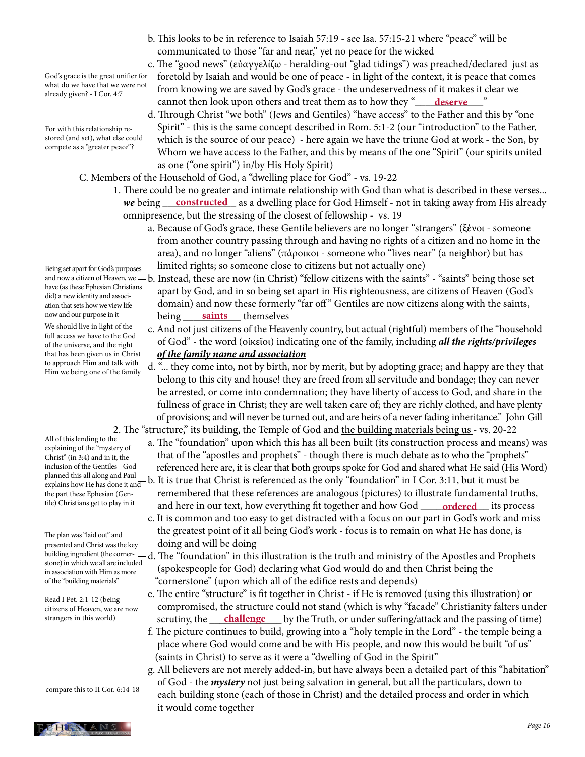b. This looks to be in reference to Isaiah 57:19 - see Isa. 57:15-21 where "peace" will be communicated to those "far and near," yet no peace for the wicked

God's grace is the great unifier for what do we have that we were not already given? - I Cor. 4:7

c. The "good news" (εὐαγγελίζω - heralding-out "glad tidings") was preached/declared just as foretold by Isaiah and would be one of peace - in light of the context, it is peace that comes from knowing we are saved by God's grace - the undeservedness of it makes it clear we cannot then look upon others and treat them as to how they "**deserve**"

For with this relationship restored (and set), what else could compete as a "greater peace"?

d. Through Christ "we both" (Jews and Gentiles) "have access" to the Father and this by "one Spirit" - this is the same concept described in Rom. 5:1-2 (our "introduction" to the Father, which is the source of our peace) - here again we have the triune God at work - the Son, by Whom we have access to the Father, and this by means of the one "Spirit" (our spirits united as one ("one spirit") in/by His Holy Spirit)

C. Members of the Household of God, a "dwelling place for God" - vs. 19-22

1. There could be no greater and intimate relationship with God than what is described in these verses... ***we*** being **constructed** as a dwelling place for God Himself - not in taking away from His already omnipresence, but the stressing of the closest of fellowship - vs. 19

a. Because of God's grace, these Gentile believers are no longer "strangers" (ξένοι - someone from another country passing through and having no rights of a citizen and no home in the area), and no longer "aliens" (πάροικοι - someone who "lives near" (a neighbor) but has limited rights; so someone close to citizens but not actually one)

Being set apart for God's purposes and now a citizen of Heaven, we have (as these Ephesian Christians did) a new identity and association that sets how we view life now and our purpose in it

b. Instead, these are now (in Christ) "fellow citizens with the saints" - "saints" being those set apart by God, and in so being set apart in His righteousness, are citizens of Heaven (God's domain) and now these formerly "far off" Gentiles are now citizens along with the saints, being **saints** themselves

We should live in light of the full access we have to the God of the universe, and the right that has been given us in Christ to approach Him and talk with Him we being one of the family

c. And not just citizens of the Heavenly country, but actual (rightful) members of the "household of God" - the word (οἰκεῖοι) indicating one of the family, including <u>***all the rights/privileges of the family name and association***</u>

d. "... they come into, not by birth, nor by merit, but by adopting grace; and happy are they that belong to this city and house! they are freed from all servitude and bondage; they can never be arrested, or come into condemnation; they have liberty of access to God, and share in the fullness of grace in Christ; they are well taken care of; they are richly clothed, and have plenty of provisions; and will never be turned out, and are heirs of a never fading inheritance." John Gill

2. The "structure," its building, the Temple of God and <u>the building materials being us</u> - vs. 20-22

All of this lending to the explaining of the "mystery of Christ" (in 3:4) and in it, the inclusion of the Gentiles - God planned this all along and Paul explains how He has done it and the part these Ephesian (Gentile) Christians get to play in it

a. The "foundation" upon which this has all been built (its construction process and means) was that of the "apostles and prophets" - though there is much debate as to who the "prophets" referenced here are, it is clear that both groups spoke for God and shared what He said (His Word)

b. It is true that Christ is referenced as the only "foundation" in I Cor. 3:11, but it must be remembered that these references are analogous (pictures) to illustrate fundamental truths, and here in our text, how everything fit together and how God **ordered** its process

c. It is common and too easy to get distracted with a focus on our part in God's work and miss the greatest point of it all being God's work - <u>focus is to remain on what He has done, is doing and will be doing</u>

The plan was "laid out" and presented and Christ was the key building ingredient (the cornerstone) in which we all are included in association with Him as more of the "building materials"

d. The "foundation" in this illustration is the truth and ministry of the Apostles and Prophets (spokespeople for God) declaring what God would do and then Christ being the "cornerstone" (upon which all of the edifice rests and depends)

Read I Pet. 2:1-12 (being citizens of Heaven, we are now strangers in this world)

e. The entire "structure" is fit together in Christ - if He is removed (using this illustration) or compromised, the structure could not stand (which is why "facade" Christianity falters under scrutiny, the **challenge** by the Truth, or under suffering/attack and the passing of time)

f. The picture continues to build, growing into a "holy temple in the Lord" - the temple being a place where God would come and be with His people, and now this would be built "of us" (saints in Christ) to serve as it were a "dwelling of God in the Spirit"

compare this to II Cor. 6:14-18

g. All believers are not merely added-in, but have always been a detailed part of this "habitation" of God - the ***mystery*** not just being salvation in general, but all the particulars, down to each building stone (each of those in Christ) and the detailed process and order in which it would come together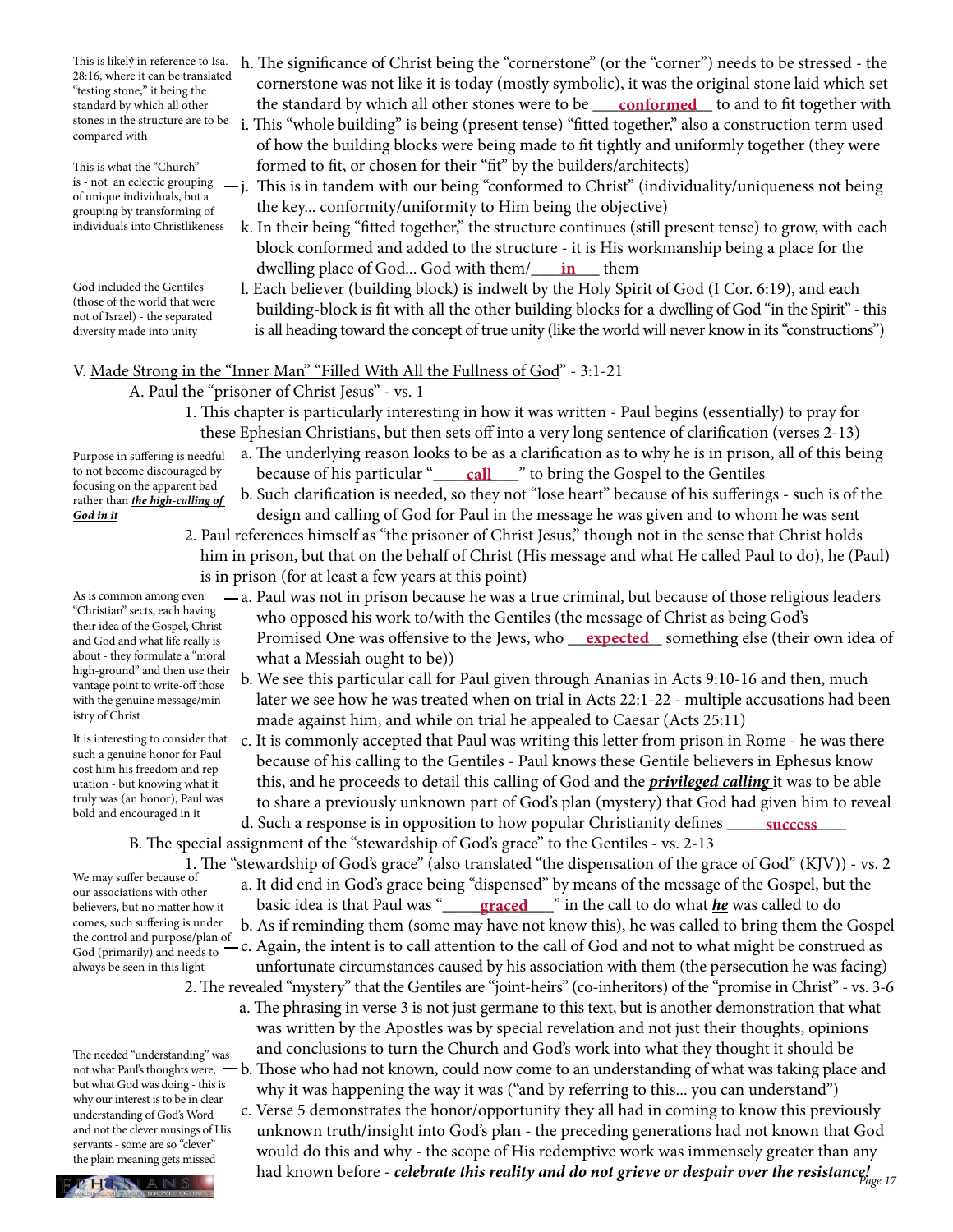h. The significance of Christ being the "cornerstone" (or the "corner") needs to be stressed - the cornerstone was not like it is today (mostly symbolic), it was the original stone laid which set the standard by which all other stones were to be **conformed** to and to fit together with

*This is likely in reference to Isa. 28:16, where it can be translated "testing stone;" it being the standard by which all other stones in the structure are to be compared with*

i. This "whole building" is being (present tense) "fitted together," also a construction term used of how the building blocks were being made to fit tightly and uniformly together (they were formed to fit, or chosen for their "fit" by the builders/architects)

j. This is in tandem with our being "conformed to Christ" (individuality/uniqueness not being the key... conformity/uniformity to Him being the objective)

*This is what the "Church" is - not an eclectic grouping of unique individuals, but a grouping by transforming of individuals into Christlikeness*

k. In their being "fitted together," the structure continues (still present tense) to grow, with each block conformed and added to the structure - it is His workmanship being a place for the dwelling place of God... God with them/**in** them

l. Each believer (building block) is indwelt by the Holy Spirit of God (I Cor. 6:19), and each building-block is fit with all the other building blocks for a dwelling of God "in the Spirit" - this is all heading toward the concept of true unity (like the world will never know in its "constructions")

*God included the Gentiles (those of the world that were not of Israel) - the separated diversity made into unity*

V. Made Strong in the "Inner Man" "Filled With All the Fullness of God" - 3:1-21

A. Paul the "prisoner of Christ Jesus" - vs. 1

1. This chapter is particularly interesting in how it was written - Paul begins (essentially) to pray for these Ephesian Christians, but then sets off into a very long sentence of clarification (verses 2-13)

a. The underlying reason looks to be as a clarification as to why he is in prison, all of this being because of his particular "**call**" to bring the Gospel to the Gentiles

b. Such clarification is needed, so they not "lose heart" because of his sufferings - such is of the design and calling of God for Paul in the message he was given and to whom he was sent

*Purpose in suffering is needful to not become discouraged by focusing on the apparent bad rather than* ***the high-calling of God in it***

2. Paul references himself as "the prisoner of Christ Jesus," though not in the sense that Christ holds him in prison, but that on the behalf of Christ (His message and what He called Paul to do), he (Paul) is in prison (for at least a few years at this point)

a. Paul was not in prison because he was a true criminal, but because of those religious leaders who opposed his work to/with the Gentiles (the message of Christ as being God's Promised One was offensive to the Jews, who **expected** something else (their own idea of what a Messiah ought to be))

*As is common among even "Christian" sects, each having their idea of the Gospel, Christ and God and what life really is about - they formulate a "moral high-ground" and then use their vantage point to write-off those with the genuine message/ministry of Christ*

b. We see this particular call for Paul given through Ananias in Acts 9:10-16 and then, much later we see how he was treated when on trial in Acts 22:1-22 - multiple accusations had been made against him, and while on trial he appealed to Caesar (Acts 25:11)

c. It is commonly accepted that Paul was writing this letter from prison in Rome - he was there because of his calling to the Gentiles - Paul knows these Gentile believers in Ephesus know this, and he proceeds to detail this calling of God and the ***privileged calling*** it was to be able to share a previously unknown part of God's plan (mystery) that God had given him to reveal

d. Such a response is in opposition to how popular Christianity defines **success**

*It is interesting to consider that such a genuine honor for Paul cost him his freedom and reputation - but knowing what it truly was (an honor), Paul was bold and encouraged in it*

B. The special assignment of the "stewardship of God's grace" to the Gentiles - vs. 2-13

1. The "stewardship of God's grace" (also translated "the dispensation of the grace of God" (KJV)) - vs. 2

a. It did end in God's grace being "dispensed" by means of the message of the Gospel, but the basic idea is that Paul was "**graced**" in the call to do what ***he*** was called to do

b. As if reminding them (some may have not know this), he was called to bring them the Gospel

c. Again, the intent is to call attention to the call of God and not to what might be construed as unfortunate circumstances caused by his association with them (the persecution he was facing)

*We may suffer because of our associations with other believers, but no matter how it comes, such suffering is under the control and purpose/plan of God (primarily) and needs to always be seen in this light*

2. The revealed "mystery" that the Gentiles are "joint-heirs" (co-inheritors) of the "promise in Christ" - vs. 3-6

a. The phrasing in verse 3 is not just germane to this text, but is another demonstration that what was written by the Apostles was by special revelation and not just their thoughts, opinions and conclusions to turn the Church and God's work into what they thought it should be

b. Those who had not known, could now come to an understanding of what was taking place and why it was happening the way it was ("and by referring to this... you can understand")

*The needed "understanding" was not what Paul's thoughts were, but what God was doing - this is why our interest is to be in clear understanding of God's Word and not the clever musings of His servants - some are so "clever" the plain meaning gets missed*

c. Verse 5 demonstrates the honor/opportunity they all had in coming to know this previously unknown truth/insight into God's plan - the preceding generations had not known that God would do this and why - the scope of His redemptive work was immensely greater than any had known before - ***celebrate this reality and do not grieve or despair over the resistance!***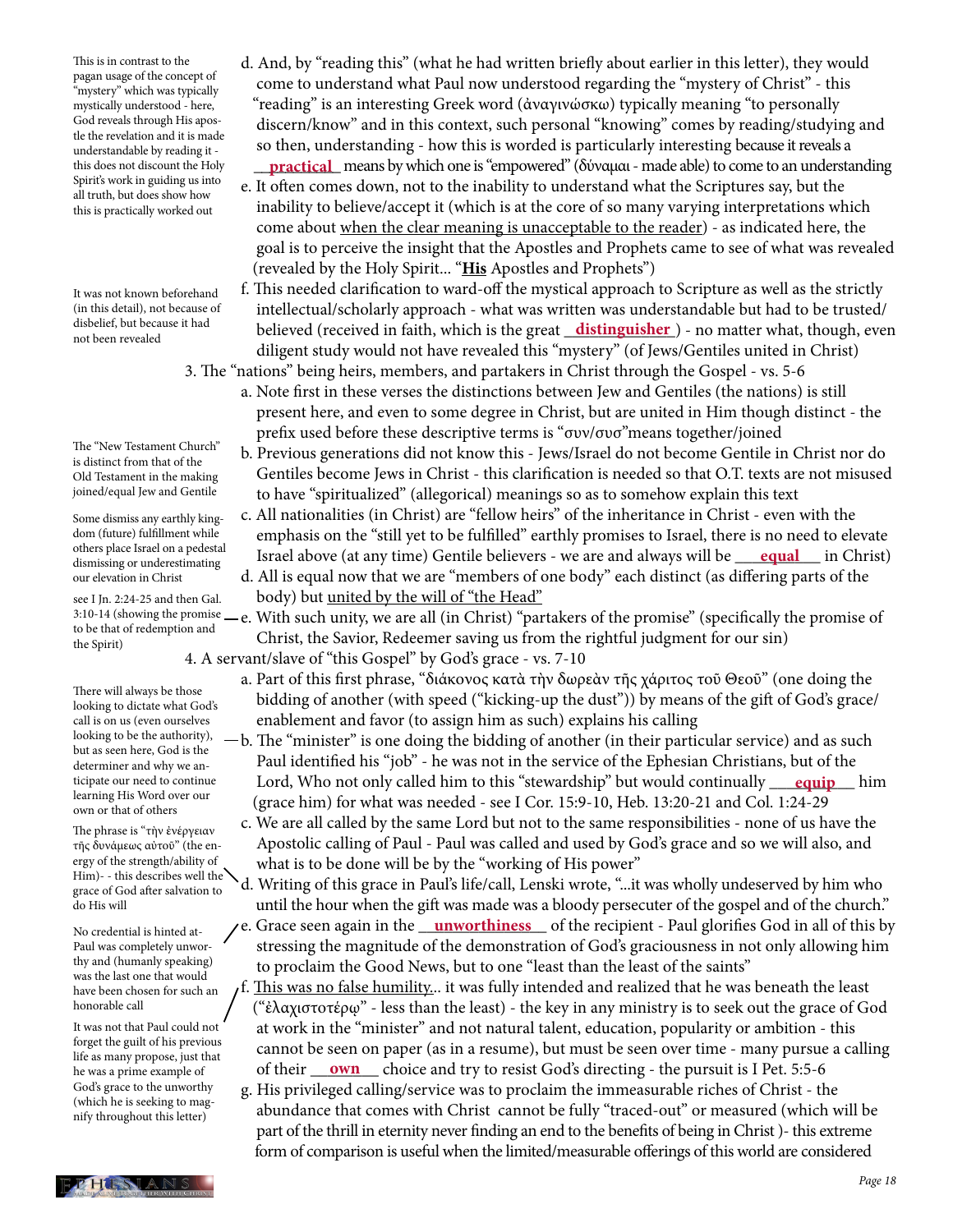This is in contrast to the pagan usage of the concept of "mystery" which was typically mystically understood - here, God reveals through His apostle the revelation and it is made understandable by reading it - this does not discount the Holy Spirit's work in guiding us into all truth, but does show how this is practically worked out

d. And, by "reading this" (what he had written briefly about earlier in this letter), they would come to understand what Paul now understood regarding the "mystery of Christ" - this "reading" is an interesting Greek word (ἀναγινώσκω) typically meaning "to personally discern/know" and in this context, such personal "knowing" comes by reading/studying and so then, understanding - how this is worded is particularly interesting because it reveals a **practical** means by which one is "empowered" (δύναμαι - made able) to come to an understanding

e. It often comes down, not to the inability to understand what the Scriptures say, but the inability to believe/accept it (which is at the core of so many varying interpretations which come about when the clear meaning is unacceptable to the reader) - as indicated here, the goal is to perceive the insight that the Apostles and Prophets came to see of what was revealed (revealed by the Holy Spirit... "**His** Apostles and Prophets")

It was not known beforehand (in this detail), not because of disbelief, but because it had not been revealed

f. This needed clarification to ward-off the mystical approach to Scripture as well as the strictly intellectual/scholarly approach - what was written was understandable but had to be trusted/believed (received in faith, which is the great **distinguisher** ) - no matter what, though, even diligent study would not have revealed this "mystery" (of Jews/Gentiles united in Christ)

3. The "nations" being heirs, members, and partakers in Christ through the Gospel - vs. 5-6

a. Note first in these verses the distinctions between Jew and Gentiles (the nations) is still present here, and even to some degree in Christ, but are united in Him though distinct - the prefix used before these descriptive terms is "συν/συσ"means together/joined

The "New Testament Church" is distinct from that of the Old Testament in the making joined/equal Jew and Gentile

b. Previous generations did not know this - Jews/Israel do not become Gentile in Christ nor do Gentiles become Jews in Christ - this clarification is needed so that O.T. texts are not misused to have "spiritualized" (allegorical) meanings so as to somehow explain this text

Some dismiss any earthly kingdom (future) fulfillment while others place Israel on a pedestal dismissing or underestimating our elevation in Christ

c. All nationalities (in Christ) are "fellow heirs" of the inheritance in Christ - even with the emphasis on the "still yet to be fulfilled" earthly promises to Israel, there is no need to elevate Israel above (at any time) Gentile believers - we are and always will be **equal** in Christ)

d. All is equal now that we are "members of one body" each distinct (as differing parts of the body) but united by the will of "the Head"

see I Jn. 2:24-25 and then Gal. 3:10-14 (showing the promise to be that of redemption and the Spirit)

e. With such unity, we are all (in Christ) "partakers of the promise" (specifically the promise of Christ, the Savior, Redeemer saving us from the rightful judgment for our sin)

4. A servant/slave of "this Gospel" by God's grace - vs. 7-10

a. Part of this first phrase, "διάκονος κατὰ τὴν δωρεὰν τῆς χάριτος τοῦ Θεοῦ" (one doing the bidding of another (with speed ("kicking-up the dust")) by means of the gift of God's grace/enablement and favor (to assign him as such) explains his calling

There will always be those looking to dictate what God's call is on us (even ourselves looking to be the authority), but as seen here, God is the determiner and why we anticipate our need to continue learning His Word over our own or that of others

b. The "minister" is one doing the bidding of another (in their particular service) and as such Paul identified his "job" - he was not in the service of the Ephesian Christians, but of the Lord, Who not only called him to this "stewardship" but would continually **equip** him (grace him) for what was needed - see I Cor. 15:9-10, Heb. 13:20-21 and Col. 1:24-29

The phrase is "τὴν ἐνέργειαν τῆς δυνάμεως αὐτοῦ" (the energy of the strength/ability of Him)- - this describes well the grace of God after salvation to do His will

c. We are all called by the same Lord but not to the same responsibilities - none of us have the Apostolic calling of Paul - Paul was called and used by God's grace and so we will also, and what is to be done will be by the "working of His power"

d. Writing of this grace in Paul's life/call, Lenski wrote, "...it was wholly undeserved by him who until the hour when the gift was made was a bloody persecuter of the gospel and of the church."

No credential is hinted at- Paul was completely unworthy and (humanly speaking) was the last one that would have been chosen for such an honorable call

e. Grace seen again in the **unworthiness** of the recipient - Paul glorifies God in all of this by stressing the magnitude of the demonstration of God's graciousness in not only allowing him to proclaim the Good News, but to one "least than the least of the saints"

It was not that Paul could not forget the guilt of his previous life as many propose, just that he was a prime example of God's grace to the unworthy (which he is seeking to magnify throughout this letter)

f. This was no false humility... it was fully intended and realized that he was beneath the least ("ἐλαχιστοτέρῳ" - less than the least) - the key in any ministry is to seek out the grace of God at work in the "minister" and not natural talent, education, popularity or ambition - this cannot be seen on paper (as in a resume), but must be seen over time - many pursue a calling of their **own** choice and try to resist God's directing - the pursuit is I Pet. 5:5-6

g. His privileged calling/service was to proclaim the immeasurable riches of Christ - the abundance that comes with Christ cannot be fully "traced-out" or measured (which will be part of the thrill in eternity never finding an end to the benefits of being in Christ )- this extreme form of comparison is useful when the limited/measurable offerings of this world are considered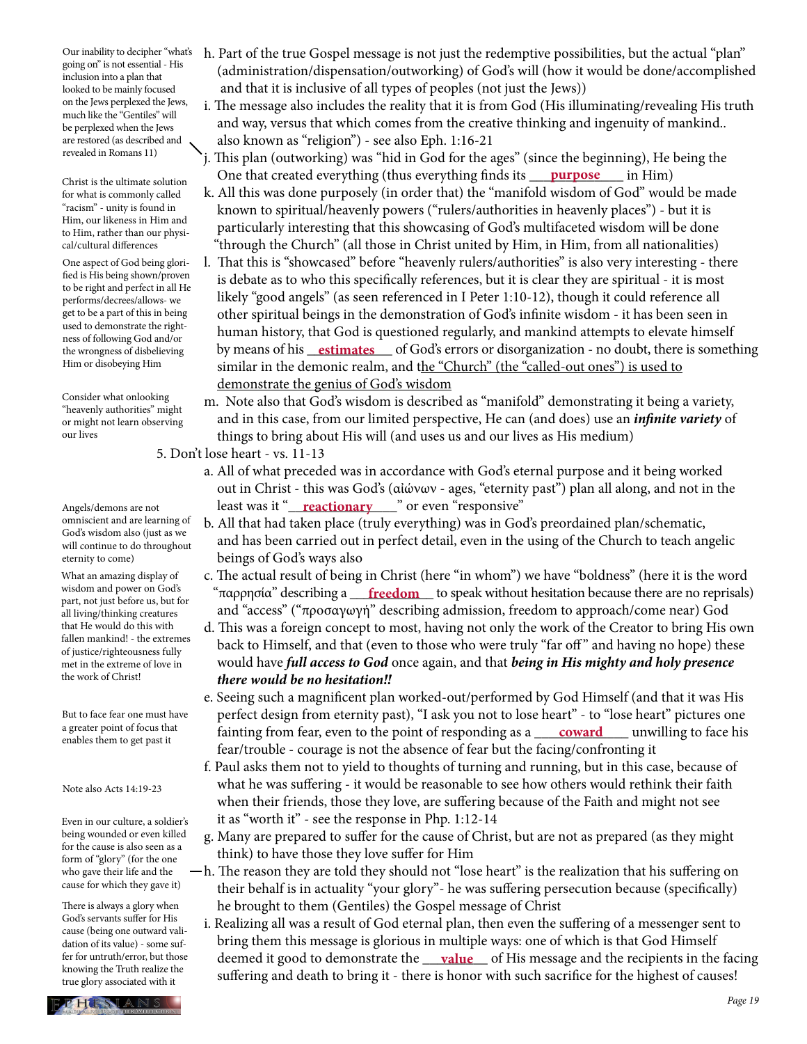h. Part of the true Gospel message is not just the redemptive possibilities, but the actual "plan" (administration/dispensation/outworking) of God's will (how it would be done/accomplished and that it is inclusive of all types of peoples (not just the Jews))

> Our inability to decipher "what's going on" is not essential - His inclusion into a plan that looked to be mainly focused on the Jews perplexed the Jews, much like the "Gentiles" will be perplexed when the Jews are restored (as described and revealed in Romans 11)

i. The message also includes the reality that it is from God (His illuminating/revealing His truth and way, versus that which comes from the creative thinking and ingenuity of mankind.. also known as "religion") - see also Eph. 1:16-21

j. This plan (outworking) was "hid in God for the ages" (since the beginning), He being the One that created everything (thus everything finds its ___**purpose**___ in Him)

> Christ is the ultimate solution for what is commonly called "racism" - unity is found in Him, our likeness in Him and to Him, rather than our physical/cultural differences

k. All this was done purposely (in order that) the "manifold wisdom of God" would be made known to spiritual/heavenly powers ("rulers/authorities in heavenly places") - but it is particularly interesting that this showcasing of God's multifaceted wisdom will be done "through the Church" (all those in Christ united by Him, in Him, from all nationalities)

> One aspect of God being glorified is His being shown/proven to be right and perfect in all He performs/decrees/allows- we get to be a part of this in being used to demonstrate the rightness of following God and/or the wrongness of disbelieving Him or disobeying Him

l. That this is "showcased" before "heavenly rulers/authorities" is also very interesting - there is debate as to who this specifically references, but it is clear they are spiritual - it is most likely "good angels" (as seen referenced in I Peter 1:10-12), though it could reference all other spiritual beings in the demonstration of God's infinite wisdom - it has been seen in human history, that God is questioned regularly, and mankind attempts to elevate himself by means of his ___**estimates**___ of God's errors or disorganization - no doubt, there is something similar in the demonic realm, and the "Church" (the "called-out ones") is used to demonstrate the genius of God's wisdom

> Consider what onlooking "heavenly authorities" might or might not learn observing our lives

m. Note also that God's wisdom is described as "manifold" demonstrating it being a variety, and in this case, from our limited perspective, He can (and does) use an ***infinite variety*** of things to bring about His will (and uses us and our lives as His medium)

5. Don't lose heart - vs. 11-13

a. All of what preceded was in accordance with God's eternal purpose and it being worked out in Christ - this was God's (αἰώνων - ages, "eternity past") plan all along, and not in the least was it "___**reactionary**___" or even "responsive"

> Angels/demons are not omniscient and are learning of God's wisdom also (just as we will continue to do throughout eternity to come)

b. All that had taken place (truly everything) was in God's preordained plan/schematic, and has been carried out in perfect detail, even in the using of the Church to teach angelic beings of God's ways also

> What an amazing display of wisdom and power on God's part, not just before us, but for all living/thinking creatures that He would do this with fallen mankind! - the extremes of justice/righteousness fully met in the extreme of love in the work of Christ!

c. The actual result of being in Christ (here "in whom") we have "boldness" (here it is the word "παρρησία" describing a ___**freedom**___ to speak without hesitation because there are no reprisals) and "access" ("προσαγωγή" describing admission, freedom to approach/come near) God

d. This was a foreign concept to most, having not only the work of the Creator to bring His own back to Himself, and that (even to those who were truly "far off" and having no hope) these would have ***full access to God*** once again, and that ***being in His mighty and holy presence there would be no hesitation!!***

e. Seeing such a magnificent plan worked-out/performed by God Himself (and that it was His perfect design from eternity past), "I ask you not to lose heart" - to "lose heart" pictures one fainting from fear, even to the point of responding as a ___**coward**___ unwilling to face his fear/trouble - courage is not the absence of fear but the facing/confronting it

> But to face fear one must have a greater point of focus that enables them to get past it

f. Paul asks them not to yield to thoughts of turning and running, but in this case, because of what he was suffering - it would be reasonable to see how others would rethink their faith when their friends, those they love, are suffering because of the Faith and might not see it as "worth it" - see the response in Php. 1:12-14

> Note also Acts 14:19-23

g. Many are prepared to suffer for the cause of Christ, but are not as prepared (as they might think) to have those they love suffer for Him

> Even in our culture, a soldier's being wounded or even killed for the cause is also seen as a form of "glory" (for the one who gave their life and the cause for which they gave it)

h. The reason they are told they should not "lose heart" is the realization that his suffering on their behalf is in actuality "your glory"- he was suffering persecution because (specifically) he brought to them (Gentiles) the Gospel message of Christ

> There is always a glory when God's servants suffer for His cause (being one outward validation of its value) - some suffer for untruth/error, but those knowing the Truth realize the true glory associated with it

i. Realizing all was a result of God eternal plan, then even the suffering of a messenger sent to bring them this message is glorious in multiple ways: one of which is that God Himself deemed it good to demonstrate the ___**value**___ of His message and the recipients in the facing suffering and death to bring it - there is honor with such sacrifice for the highest of causes!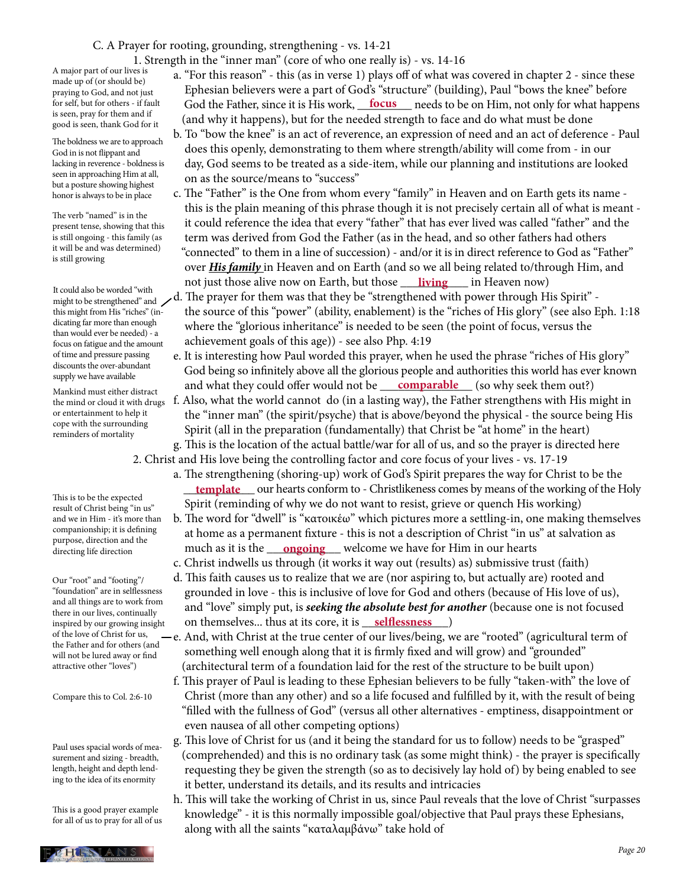C. A Prayer for rooting, grounding, strengthening - vs. 14-21

1. Strength in the "inner man" (core of who one really is) - vs. 14-16

A major part of our lives is made up of (or should be) praying to God, and not just for self, but for others - if fault is seen, pray for them and if good is seen, thank God for it

a. "For this reason" - this (as in verse 1) plays off of what was covered in chapter 2 - since these Ephesian believers were a part of God's "structure" (building), Paul "bows the knee" before God the Father, since it is His work, **focus** needs to be on Him, not only for what happens (and why it happens), but for the needed strength to face and do what must be done

The boldness we are to approach God in is not flippant and lacking in reverence - boldness is seen in approaching Him at all, but a posture showing highest honor is always to be in place

b. To "bow the knee" is an act of reverence, an expression of need and an act of deference - Paul does this openly, demonstrating to them where strength/ability will come from - in our day, God seems to be treated as a side-item, while our planning and institutions are looked on as the source/means to "success"

The verb "named" is in the present tense, showing that this is still ongoing - this family (as it will be and was determined) is still growing

c. The "Father" is the One from whom every "family" in Heaven and on Earth gets its name - this is the plain meaning of this phrase though it is not precisely certain all of what is meant - it could reference the idea that every "father" that has ever lived was called "father" and the term was derived from God the Father (as in the head, and so other fathers had others "connected" to them in a line of succession) - and/or it is in direct reference to God as "Father" over ***His family*** in Heaven and on Earth (and so we all being related to/through Him, and not just those alive now on Earth, but those **living** in Heaven now)

It could also be worded "with might to be strengthened" and this might from His "riches" (indicating far more than enough than would ever be needed) - a focus on fatigue and the amount of time and pressure passing discounts the over-abundant supply we have available

d. The prayer for them was that they be "strengthened with power through His Spirit" - the source of this "power" (ability, enablement) is the "riches of His glory" (see also Eph. 1:18 where the "glorious inheritance" is needed to be seen (the point of focus, versus the achievement goals of this age)) - see also Php. 4:19

e. It is interesting how Paul worded this prayer, when he used the phrase "riches of His glory" God being so infinitely above all the glorious people and authorities this world has ever known and what they could offer would not be **comparable** (so why seek them out?)

Mankind must either distract the mind or cloud it with drugs or entertainment to help it cope with the surrounding reminders of mortality

f. Also, what the world cannot do (in a lasting way), the Father strengthens with His might in the "inner man" (the spirit/psyche) that is above/beyond the physical - the source being His Spirit (all in the preparation (fundamentally) that Christ be "at home" in the heart)

g. This is the location of the actual battle/war for all of us, and so the prayer is directed here

2. Christ and His love being the controlling factor and core focus of your lives - vs. 17-19

a. The strengthening (shoring-up) work of God's Spirit prepares the way for Christ to be the **template** our hearts conform to - Christlikeness comes by means of the working of the Holy Spirit (reminding of why we do not want to resist, grieve or quench His working)

This is to be the expected result of Christ being "in us" and we in Him - it's more than companionship; it is defining purpose, direction and the directing life direction

b. The word for "dwell" is "κατοικέω" which pictures more a settling-in, one making themselves at home as a permanent fixture - this is not a description of Christ "in us" at salvation as much as it is the **ongoing** welcome we have for Him in our hearts

c. Christ indwells us through (it works it way out (results) as) submissive trust (faith)

Our "root" and "footing"/ "foundation" are in selflessness and all things are to work from there in our lives, continually inspired by our growing insight of the love of Christ for us, the Father and for others (and will not be lured away or find attractive other "loves")

d. This faith causes us to realize that we are (nor aspiring to, but actually are) rooted and grounded in love - this is inclusive of love for God and others (because of His love of us), and "love" simply put, is ***seeking the absolute best for another*** (because one is not focused on themselves... thus at its core, it is **selflessness**)

e. And, with Christ at the true center of our lives/being, we are "rooted" (agricultural term of something well enough along that it is firmly fixed and will grow) and "grounded" (architectural term of a foundation laid for the rest of the structure to be built upon)

Compare this to Col. 2:6-10

f. This prayer of Paul is leading to these Ephesian believers to be fully "taken-with" the love of Christ (more than any other) and so a life focused and fulfilled by it, with the result of being "filled with the fullness of God" (versus all other alternatives - emptiness, disappointment or even nausea of all other competing options)

Paul uses spacial words of measurement and sizing - breadth, length, height and depth lending to the idea of its enormity

g. This love of Christ for us (and it being the standard for us to follow) needs to be "grasped" (comprehended) and this is no ordinary task (as some might think) - the prayer is specifically requesting they be given the strength (so as to decisively lay hold of) by being enabled to see it better, understand its details, and its results and intricacies

This is a good prayer example for all of us to pray for all of us

h. This will take the working of Christ in us, since Paul reveals that the love of Christ "surpasses knowledge" - it is this normally impossible goal/objective that Paul prays these Ephesians, along with all the saints "καταλαμβάνω" take hold of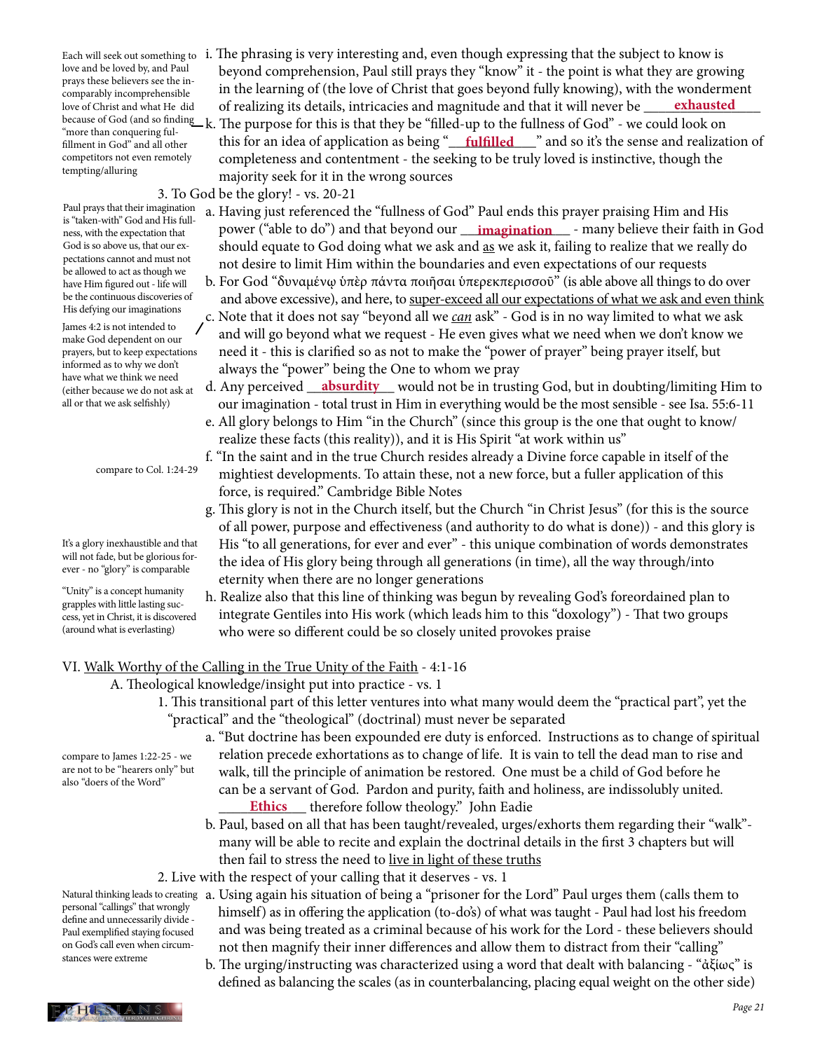Each will seek out something to love and be loved by, and Paul prays these believers see the incomparably incomprehensible love of Christ and what He did because of God (and so finding "more than conquering fulfillment in God" and all other competitors not even remotely tempting/alluring

i. The phrasing is very interesting and, even though expressing that the subject to know is beyond comprehension, Paul still prays they "know" it - the point is what they are growing in the learning of (the love of Christ that goes beyond fully knowing), with the wonderment of realizing its details, intricacies and magnitude and that it will never be **exhausted**

k. The purpose for this is that they be "filled-up to the fullness of God" - we could look on this for an idea of application as being "**fulfilled**" and so it's the sense and realization of completeness and contentment - the seeking to be truly loved is instinctive, though the majority seek for it in the wrong sources

3. To God be the glory! - vs. 20-21

Paul prays that their imagination is "taken-with" God and His fullness, with the expectation that God is so above us, that our expectations cannot and must not be allowed to act as though we have Him figured out - life will be the continuous discoveries of His defying our imaginations

a. Having just referenced the "fullness of God" Paul ends this prayer praising Him and His power ("able to do") and that beyond our **imagination** - many believe their faith in God should equate to God doing what we ask and as we ask it, failing to realize that we really do not desire to limit Him within the boundaries and even expectations of our requests

b. For God "δυναμένῳ ὑπὲρ πάντα ποιῆσαι ὑπερεκπερισσοῦ" (is able above all things to do over and above excessive), and here, to super-exceed all our expectations of what we ask and even think

James 4:2 is not intended to make God dependent on our prayers, but to keep expectations informed as to why we don't have what we think we need (either because we do not ask at all or that we ask selfishly)

c. Note that it does not say "beyond all we *can* ask" - God is in no way limited to what we ask and will go beyond what we request - He even gives what we need when we don't know we need it - this is clarified so as not to make the "power of prayer" being prayer itself, but always the "power" being the One to whom we pray

d. Any perceived **absurdity** would not be in trusting God, but in doubting/limiting Him to our imagination - total trust in Him in everything would be the most sensible - see Isa. 55:6-11

e. All glory belongs to Him "in the Church" (since this group is the one that ought to know/realize these facts (this reality)), and it is His Spirit "at work within us"

compare to Col. 1:24-29

f. "In the saint and in the true Church resides already a Divine force capable in itself of the mightiest developments. To attain these, not a new force, but a fuller application of this force, is required." Cambridge Bible Notes

It's a glory inexhaustible and that will not fade, but be glorious forever - no "glory" is comparable

g. This glory is not in the Church itself, but the Church "in Christ Jesus" (for this is the source of all power, purpose and effectiveness (and authority to do what is done)) - and this glory is His "to all generations, for ever and ever" - this unique combination of words demonstrates the idea of His glory being through all generations (in time), all the way through/into eternity when there are no longer generations

"Unity" is a concept humanity grapples with little lasting success, yet in Christ, it is discovered (around what is everlasting)

h. Realize also that this line of thinking was begun by revealing God's foreordained plan to integrate Gentiles into His work (which leads him to this "doxology") - That two groups who were so different could be so closely united provokes praise

VI. Walk Worthy of the Calling in the True Unity of the Faith - 4:1-16

A. Theological knowledge/insight put into practice - vs. 1

1. This transitional part of this letter ventures into what many would deem the "practical part", yet the "practical" and the "theological" (doctrinal) must never be separated

compare to James 1:22-25 - we are not to be "hearers only" but also "doers of the Word"

a. "But doctrine has been expounded ere duty is enforced. Instructions as to change of spiritual relation precede exhortations as to change of life. It is vain to tell the dead man to rise and walk, till the principle of animation be restored. One must be a child of God before he can be a servant of God. Pardon and purity, faith and holiness, are indissolubly united. **Ethics** therefore follow theology." John Eadie

b. Paul, based on all that has been taught/revealed, urges/exhorts them regarding their "walk"- many will be able to recite and explain the doctrinal details in the first 3 chapters but will then fail to stress the need to live in light of these truths

2. Live with the respect of your calling that it deserves - vs. 1

Natural thinking leads to creating personal "callings" that wrongly define and unnecessarily divide - Paul exemplified staying focused on God's call even when circumstances were extreme

a. Using again his situation of being a "prisoner for the Lord" Paul urges them (calls them to himself) as in offering the application (to-do's) of what was taught - Paul had lost his freedom and was being treated as a criminal because of his work for the Lord - these believers should not then magnify their inner differences and allow them to distract from their "calling"

b. The urging/instructing was characterized using a word that dealt with balancing - "ἀξίως" is defined as balancing the scales (as in counterbalancing, placing equal weight on the other side)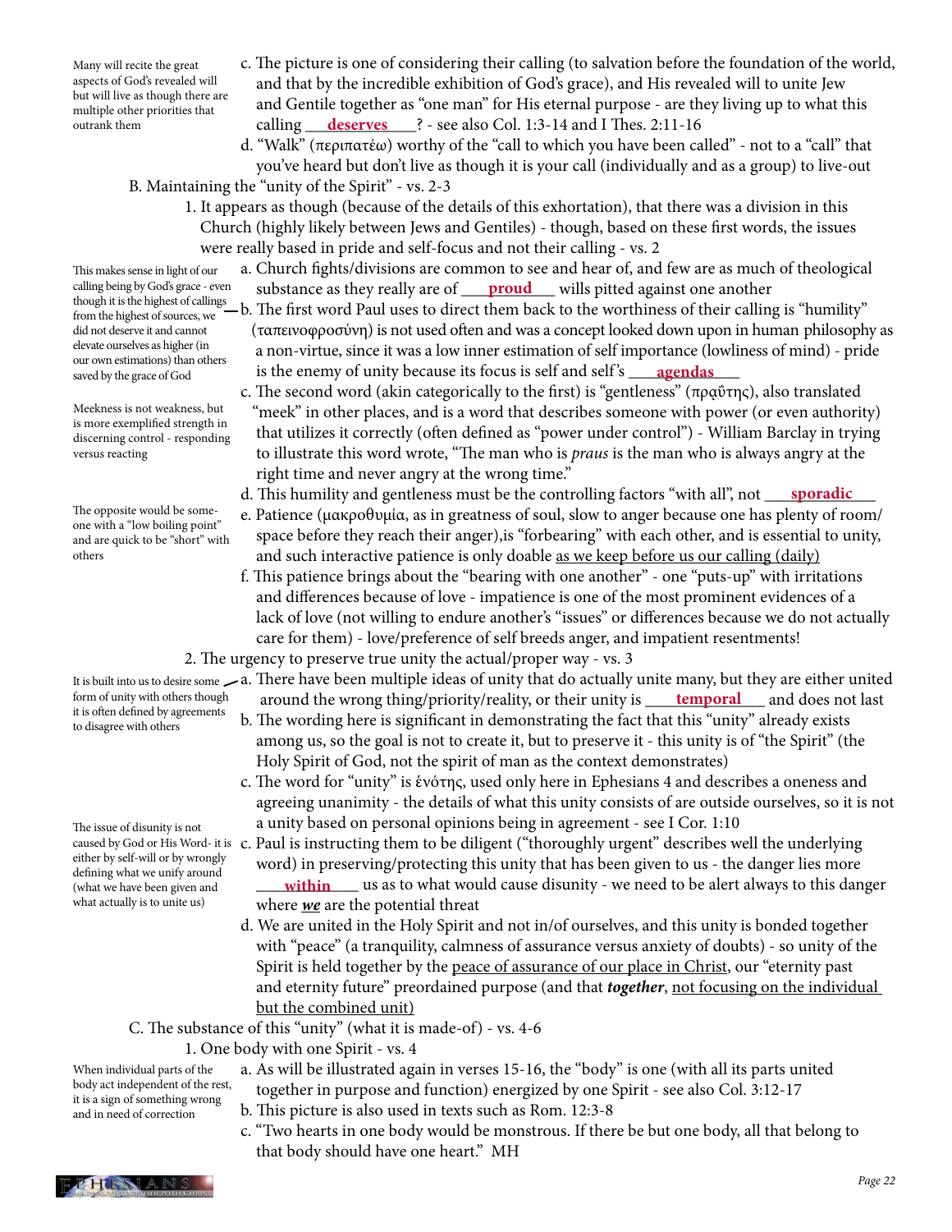> Many will recite the great aspects of God's revealed will but will live as though there are multiple other priorities that outrank them

c. The picture is one of considering their calling (to salvation before the foundation of the world, and that by the incredible exhibition of God's grace), and His revealed will to unite Jew and Gentile together as "one man" for His eternal purpose - are they living up to what this calling ___**deserves**___? - see also Col. 1:3-14 and I Thes. 2:11-16

d. "Walk" (περιπατέω) worthy of the "call to which you have been called" - not to a "call" that you've heard but don't live as though it is your call (individually and as a group) to live-out

B. Maintaining the "unity of the Spirit" - vs. 2-3

1. It appears as though (because of the details of this exhortation), that there was a division in this Church (highly likely between Jews and Gentiles) - though, based on these first words, the issues were really based in pride and self-focus and not their calling - vs. 2

a. Church fights/divisions are common to see and hear of, and few are as much of theological substance as they really are of ___**proud**___ wills pitted against one another

> This makes sense in light of our calling being by God's grace - even though it is the highest of callings from the highest of sources, we did not deserve it and cannot elevate ourselves as higher (in our own estimations) than others saved by the grace of God

b. The first word Paul uses to direct them back to the worthiness of their calling is "humility" (ταπεινοφροσύνη) is not used often and was a concept looked down upon in human philosophy as a non-virtue, since it was a low inner estimation of self importance (lowliness of mind) - pride is the enemy of unity because its focus is self and self's ___**agendas**___

> Meekness is not weakness, but is more exemplified strength in discerning control - responding versus reacting

c. The second word (akin categorically to the first) is "gentleness" (πρᾳΰτης), also translated "meek" in other places, and is a word that describes someone with power (or even authority) that utilizes it correctly (often defined as "power under control") - William Barclay in trying to illustrate this word wrote, "The man who is *praus* is the man who is always angry at the right time and never angry at the wrong time."

d. This humility and gentleness must be the controlling factors "with all", not ___**sporadic**___

> The opposite would be someone with a "low boiling point" and are quick to be "short" with others

e. Patience (μακροθυμία, as in greatness of soul, slow to anger because one has plenty of room/space before they reach their anger),is "forbearing" with each other, and is essential to unity, and such interactive patience is only doable <u>as we keep before us our calling (daily)</u>

f. This patience brings about the "bearing with one another" - one "puts-up" with irritations and differences because of love - impatience is one of the most prominent evidences of a lack of love (not willing to endure another's "issues" or differences because we do not actually care for them) - love/preference of self breeds anger, and impatient resentments!

2. The urgency to preserve true unity the actual/proper way - vs. 3

> It is built into us to desire some form of unity with others though it is often defined by agreements to disagree with others

a. There have been multiple ideas of unity that do actually unite many, but they are either united around the wrong thing/priority/reality, or their unity is ___**temporal**___ and does not last

b. The wording here is significant in demonstrating the fact that this "unity" already exists among us, so the goal is not to create it, but to preserve it - this unity is of "the Spirit" (the Holy Spirit of God, not the spirit of man as the context demonstrates)

c. The word for "unity" is ἑνότης, used only here in Ephesians 4 and describes a oneness and agreeing unanimity - the details of what this unity consists of are outside ourselves, so it is not a unity based on personal opinions being in agreement - see I Cor. 1:10

> The issue of disunity is not caused by God or His Word- it is either by self-will or by wrongly defining what we unify around (what we have been given and what actually is to unite us)

c. Paul is instructing them to be diligent ("thoroughly urgent" describes well the underlying word) in preserving/protecting this unity that has been given to us - the danger lies more ___**within**___ us as to what would cause disunity - we need to be alert always to this danger where ***we*** are the potential threat

d. We are united in the Holy Spirit and not in/of ourselves, and this unity is bonded together with "peace" (a tranquility, calmness of assurance versus anxiety of doubts) - so unity of the Spirit is held together by the <u>peace of assurance of our place in Christ</u>, our "eternity past and eternity future" preordained purpose (and that ***together***, <u>not focusing on the individual but the combined unit)</u>

C. The substance of this "unity" (what it is made-of) - vs. 4-6

1. One body with one Spirit - vs. 4

> When individual parts of the body act independent of the rest, it is a sign of something wrong and in need of correction

a. As will be illustrated again in verses 15-16, the "body" is one (with all its parts united together in purpose and function) energized by one Spirit - see also Col. 3:12-17

b. This picture is also used in texts such as Rom. 12:3-8

c. "Two hearts in one body would be monstrous. If there be but one body, all that belong to that body should have one heart." MH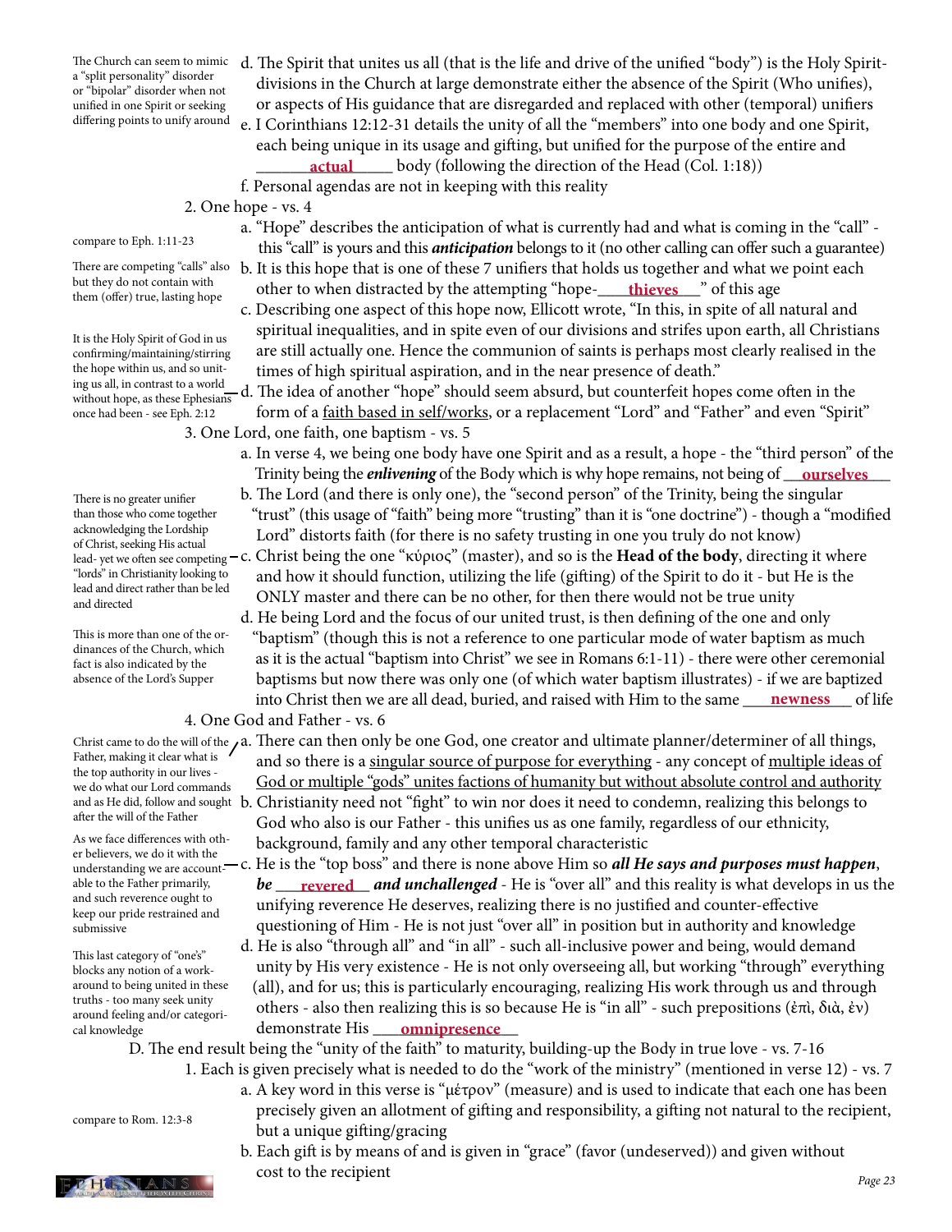d. The Spirit that unites us all (that is the life and drive of the unified "body") is the Holy Spirit- divisions in the Church at large demonstrate either the absence of the Spirit (Who unifies), or aspects of His guidance that are disregarded and replaced with other (temporal) unifiers

> The Church can seem to mimic a "split personality" disorder or "bipolar" disorder when not unified in one Spirit or seeking differing points to unify around

e. I Corinthians 12:12-31 details the unity of all the "members" into one body and one Spirit, each being unique in its usage and gifting, but unified for the purpose of the entire and **actual** body (following the direction of the Head (Col. 1:18))

f. Personal agendas are not in keeping with this reality

2. One hope - vs. 4

a. "Hope" describes the anticipation of what is currently had and what is coming in the "call" - this "call" is yours and this ***anticipation*** belongs to it (no other calling can offer such a guarantee)

> compare to Eph. 1:11-23

b. It is this hope that is one of these 7 unifiers that holds us together and what we point each other to when distracted by the attempting "hope-**thieves**" of this age

> There are competing "calls" also but they do not contain with them (offer) true, lasting hope

c. Describing one aspect of this hope now, Ellicott wrote, "In this, in spite of all natural and spiritual inequalities, and in spite even of our divisions and strifes upon earth, all Christians are still actually one. Hence the communion of saints is perhaps most clearly realised in the times of high spiritual aspiration, and in the near presence of death."

d. The idea of another "hope" should seem absurd, but counterfeit hopes come often in the form of a faith based in self/works, or a replacement "Lord" and "Father" and even "Spirit"

> It is the Holy Spirit of God in us confirming/maintaining/stirring the hope within us, and so uniting us all, in contrast to a world without hope, as these Ephesians once had been - see Eph. 2:12

3. One Lord, one faith, one baptism - vs. 5

a. In verse 4, we being one body have one Spirit and as a result, a hope - the "third person" of the Trinity being the ***enlivening*** of the Body which is why hope remains, not being of **ourselves**

b. The Lord (and there is only one), the "second person" of the Trinity, being the singular "trust" (this usage of "faith" being more "trusting" than it is "one doctrine") - though a "modified Lord" distorts faith (for there is no safety trusting in one you truly do not know)

c. Christ being the one "κύριος" (master), and so is the **Head of the body**, directing it where and how it should function, utilizing the life (gifting) of the Spirit to do it - but He is the ONLY master and there can be no other, for then there would not be true unity

> There is no greater unifier than those who come together acknowledging the Lordship of Christ, seeking His actual lead- yet we often see competing "lords" in Christianity looking to lead and direct rather than be led and directed

d. He being Lord and the focus of our united trust, is then defining of the one and only "baptism" (though this is not a reference to one particular mode of water baptism as much as it is the actual "baptism into Christ" we see in Romans 6:1-11) - there were other ceremonial baptisms but now there was only one (of which water baptism illustrates) - if we are baptized into Christ then we are all dead, buried, and raised with Him to the same **newness** of life

> This is more than one of the ordinances of the Church, which fact is also indicated by the absence of the Lord's Supper

4. One God and Father - vs. 6

a. There can then only be one God, one creator and ultimate planner/determiner of all things, and so there is a singular source of purpose for everything - any concept of multiple ideas of God or multiple "gods" unites factions of humanity but without absolute control and authority

> Christ came to do the will of the Father, making it clear what is the top authority in our lives - we do what our Lord commands and as He did, follow and sought after the will of the Father

b. Christianity need not "fight" to win nor does it need to condemn, realizing this belongs to God who also is our Father - this unifies us as one family, regardless of our ethnicity, background, family and any other temporal characteristic

c. He is the "top boss" and there is none above Him so ***all He says and purposes must happen***, ***be*** **revered** ***and unchallenged*** - He is "over all" and this reality is what develops in us the unifying reverence He deserves, realizing there is no justified and counter-effective questioning of Him - He is not just "over all" in position but in authority and knowledge

> As we face differences with other believers, we do it with the understanding we are accountable to the Father primarily, and such reverence ought to keep our pride restrained and submissive

d. He is also "through all" and "in all" - such all-inclusive power and being, would demand unity by His very existence - He is not only overseeing all, but working "through" everything (all), and for us; this is particularly encouraging, realizing His work through us and through others - also then realizing this is so because He is "in all" - such prepositions (ἐπὶ, διὰ, ἐν) demonstrate His **omnipresence**

> This last category of "one's" blocks any notion of a work-around to being united in these truths - too many seek unity around feeling and/or categorical knowledge

D. The end result being the "unity of the faith" to maturity, building-up the Body in true love - vs. 7-16

1. Each is given precisely what is needed to do the "work of the ministry" (mentioned in verse 12) - vs. 7

a. A key word in this verse is "μέτρον" (measure) and is used to indicate that each one has been precisely given an allotment of gifting and responsibility, a gifting not natural to the recipient, but a unique gifting/gracing

> compare to Rom. 12:3-8

b. Each gift is by means of and is given in "grace" (favor (undeserved)) and given without cost to the recipient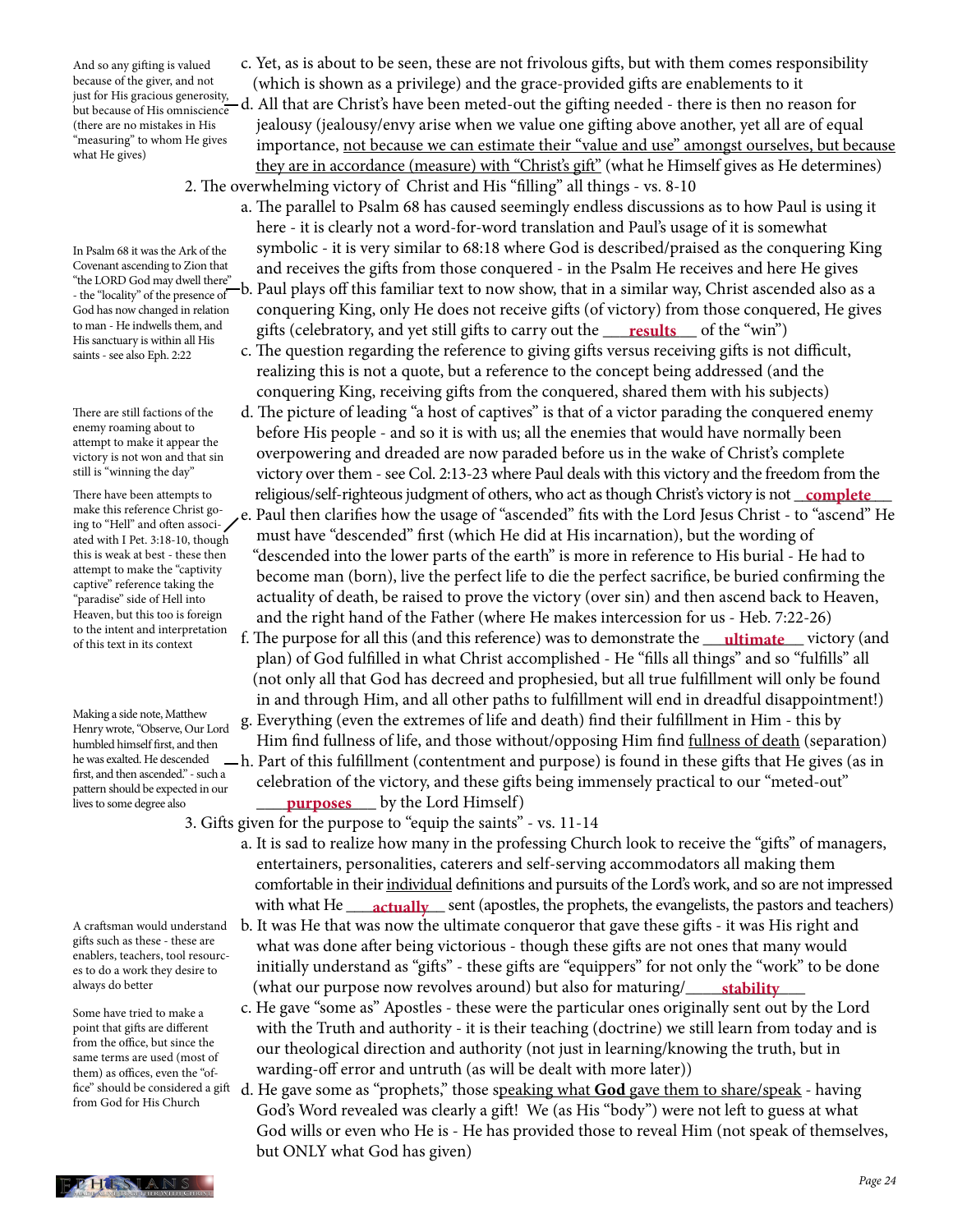c. Yet, as is about to be seen, these are not frivolous gifts, but with them comes responsibility (which is shown as a privilege) and the grace-provided gifts are enablements to it

d. All that are Christ's have been meted-out the gifting needed - there is then no reason for jealousy (jealousy/envy arise when we value one gifting above another, yet all are of equal importance, not because we can estimate their "value and use" amongst ourselves, but because they are in accordance (measure) with "Christ's gift" (what He Himself gives as He determines)

> And so any gifting is valued because of the giver, and not just for His gracious generosity, but because of His omniscience (there are no mistakes in His "measuring" to whom He gives what He gives)

2. The overwhelming victory of Christ and His "filling" all things - vs. 8-10

a. The parallel to Psalm 68 has caused seemingly endless discussions as to how Paul is using it here - it is clearly not a word-for-word translation and Paul's usage of it is somewhat symbolic - it is very similar to 68:18 where God is described/praised as the conquering King and receives the gifts from those conquered - in the Psalm He receives and here He gives

b. Paul plays off this familiar text to now show, that in a similar way, Christ ascended also as a conquering King, only He does not receive gifts (of victory) from those conquered, He gives gifts (celebratory, and yet still gifts to carry out the **results** of the "win")

> In Psalm 68 it was the Ark of the Covenant ascending to Zion that "the LORD God may dwell there" - the "locality" of the presence of God has now changed in relation to man - He indwells them, and His sanctuary is within all His saints - see also Eph. 2:22

c. The question regarding the reference to giving gifts versus receiving gifts is not difficult, realizing this is not a quote, but a reference to the concept being addressed (and the conquering King, receiving gifts from the conquered, shared them with his subjects)

d. The picture of leading "a host of captives" is that of a victor parading the conquered enemy before His people - and so it is with us; all the enemies that would have normally been overpowering and dreaded are now paraded before us in the wake of Christ's complete victory over them - see Col. 2:13-23 where Paul deals with this victory and the freedom from the religious/self-righteous judgment of others, who act as though Christ's victory is not **complete**

> There are still factions of the enemy roaming about to attempt to make it appear the victory is not won and that sin still is "winning the day"

e. Paul then clarifies how the usage of "ascended" fits with the Lord Jesus Christ - to "ascend" He must have "descended" first (which He did at His incarnation), but the wording of "descended into the lower parts of the earth" is more in reference to His burial - He had to become man (born), live the perfect life to die the perfect sacrifice, be buried confirming the actuality of death, be raised to prove the victory (over sin) and then ascend back to Heaven, and the right hand of the Father (where He makes intercession for us - Heb. 7:22-26)

> There have been attempts to make this reference Christ going to "Hell" and often associated with I Pet. 3:18-10, though this is weak at best - these then attempt to make the "captivity captive" reference taking the "paradise" side of Hell into Heaven, but this too is foreign to the intent and interpretation of this text in its context

f. The purpose for all this (and this reference) was to demonstrate the **ultimate** victory (and plan) of God fulfilled in what Christ accomplished - He "fills all things" and so "fulfills" all (not only all that God has decreed and prophesied, but all true fulfillment will only be found in and through Him, and all other paths to fulfillment will end in dreadful disappointment!)

g. Everything (even the extremes of life and death) find their fulfillment in Him - this by Him find fullness of life, and those without/opposing Him find fullness of death (separation)

h. Part of this fulfillment (contentment and purpose) is found in these gifts that He gives (as in celebration of the victory, and these gifts being immensely practical to our "meted-out" **purposes** by the Lord Himself)

> Making a side note, Matthew Henry wrote, "Observe, Our Lord humbled himself first, and then he was exalted. He descended first, and then ascended." - such a pattern should be expected in our lives to some degree also

3. Gifts given for the purpose to "equip the saints" - vs. 11-14

a. It is sad to realize how many in the professing Church look to receive the "gifts" of managers, entertainers, personalities, caterers and self-serving accommodators all making them comfortable in their individual definitions and pursuits of the Lord's work, and so are not impressed with what He **actually** sent (apostles, the prophets, the evangelists, the pastors and teachers)

b. It was He that was now the ultimate conqueror that gave these gifts - it was His right and what was done after being victorious - though these gifts are not ones that many would initially understand as "gifts" - these gifts are "equippers" for not only the "work" to be done (what our purpose now revolves around) but also for maturing/**stability**

> A craftsman would understand gifts such as these - these are enablers, teachers, tool resources to do a work they desire to always do better

c. He gave "some as" Apostles - these were the particular ones originally sent out by the Lord with the Truth and authority - it is their teaching (doctrine) we still learn from today and is our theological direction and authority (not just in learning/knowing the truth, but in warding-off error and untruth (as will be dealt with more later))

> Some have tried to make a point that gifts are different from the office, but since the same terms are used (most of them) as offices, even the "office" should be considered a gift from God for His Church

d. He gave some as "prophets," those speaking what **God** gave them to share/speak - having God's Word revealed was clearly a gift! We (as His "body") were not left to guess at what God wills or even who He is - He has provided those to reveal Him (not speak of themselves, but ONLY what God has given)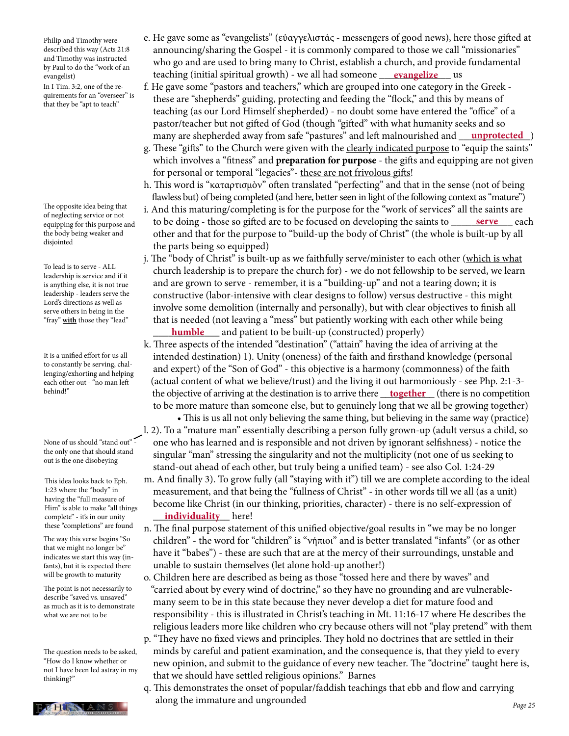Philip and Timothy were described this way (Acts 21:8 and Timothy was instructed by Paul to do the "work of an evangelist)

In I Tim. 3:2, one of the requirements for an "overseer" is that they be "apt to teach"

e. He gave some as "evangelists" (εὐαγγελιστάς - messengers of good news), here those gifted at announcing/sharing the Gospel - it is commonly compared to those we call "missionaries" who go and are used to bring many to Christ, establish a church, and provide fundamental teaching (initial spiritual growth) - we all had someone ___**evangelize**___ us

f. He gave some "pastors and teachers," which are grouped into one category in the Greek - these are "shepherds" guiding, protecting and feeding the "flock," and this by means of teaching (as our Lord Himself shepherded) - no doubt some have entered the "office" of a pastor/teacher but not gifted of God (though "gifted" with what humanity seeks and so many are shepherded away from safe "pastures" and left malnourished and ___**unprotected**___)

g. These "gifts" to the Church were given with the clearly indicated purpose to "equip the saints" which involves a "fitness" and **preparation for purpose** - the gifts and equipping are not given for personal or temporal "legacies"- these are not frivolous gifts!

h. This word is "καταρτισμὸν" often translated "perfecting" and that in the sense (not of being flawless but) of being completed (and here, better seen in light of the following context as "mature")

The opposite idea being that of neglecting service or not equipping for this purpose and the body being weaker and disjointed

i. And this maturing/completing is for the purpose for the "work of services" all the saints are to be doing - those so gifted are to be focused on developing the saints to ___**serve**___ each other and that for the purpose to "build-up the body of Christ" (the whole is built-up by all the parts being so equipped)

To lead is to serve - ALL leadership is service and if it is anything else, it is not true leadership - leaders serve the Lord's directions as well as serve others in being in the "fray" **with** those they "lead"

j. The "body of Christ" is built-up as we faithfully serve/minister to each other (which is what church leadership is to prepare the church for) - we do not fellowship to be served, we learn and are grown to serve - remember, it is a "building-up" and not a tearing down; it is constructive (labor-intensive with clear designs to follow) versus destructive - this might involve some demolition (internally and personally), but with clear objectives to finish all that is needed (not leaving a "mess" but patiently working with each other while being ___**humble**___ and patient to be built-up (constructed) properly)

It is a unified effort for us all to constantly be serving, challenging/exhorting and helping each other out - "no man left behind!"

k. Three aspects of the intended "destination" ("attain" having the idea of arriving at the intended destination) 1). Unity (oneness) of the faith and firsthand knowledge (personal and expert) of the "Son of God" - this objective is a harmony (commonness) of the faith (actual content of what we believe/trust) and the living it out harmoniously - see Php. 2:1-3- the objective of arriving at the destination is to arrive there ___**together**___ (there is no competition to be more mature than someone else, but to genuinely long that we all be growing together)
  - This is us all not only believing the same thing, but believing in the same way (practice)

None of us should "stand out" - the only one that should stand out is the one disobeying

l. 2). To a "mature man" essentially describing a person fully grown-up (adult versus a child, so one who has learned and is responsible and not driven by ignorant selfishness) - notice the singular "man" stressing the singularity and not the multiplicity (not one of us seeking to stand-out ahead of each other, but truly being a unified team) - see also Col. 1:24-29

This idea looks back to Eph. 1:23 where the "body" in having the "full measure of Him" is able to make "all things complete" - it's in our unity these "completions" are found

m. And finally 3). To grow fully (all "staying with it") till we are complete according to the ideal measurement, and that being the "fullness of Christ" - in other words till we all (as a unit) become like Christ (in our thinking, priorities, character) - there is no self-expression of ___**individuality**___ here!

The way this verse begins "So that we might no longer be" indicates we start this way (infants), but it is expected there will be growth to maturity

n. The final purpose statement of this unified objective/goal results in "we may be no longer children" - the word for "children" is "νήπιοι" and is better translated "infants" (or as other have it "babes") - these are such that are at the mercy of their surroundings, unstable and unable to sustain themselves (let alone hold-up another!)

The point is not necessarily to describe "saved vs. unsaved" as much as it is to demonstrate what we are not to be

o. Children here are described as being as those "tossed here and there by waves" and "carried about by every wind of doctrine," so they have no grounding and are vulnerable- many seem to be in this state because they never develop a diet for mature food and responsibility - this is illustrated in Christ's teaching in Mt. 11:16-17 where He describes the religious leaders more like children who cry because others will not "play pretend" with them

The question needs to be asked, "How do I know whether or not I have been led astray in my thinking?"

p. "They have no fixed views and principles. They hold no doctrines that are settled in their minds by careful and patient examination, and the consequence is, that they yield to every new opinion, and submit to the guidance of every new teacher. The "doctrine" taught here is, that we should have settled religious opinions." Barnes

q. This demonstrates the onset of popular/faddish teachings that ebb and flow and carrying along the immature and ungrounded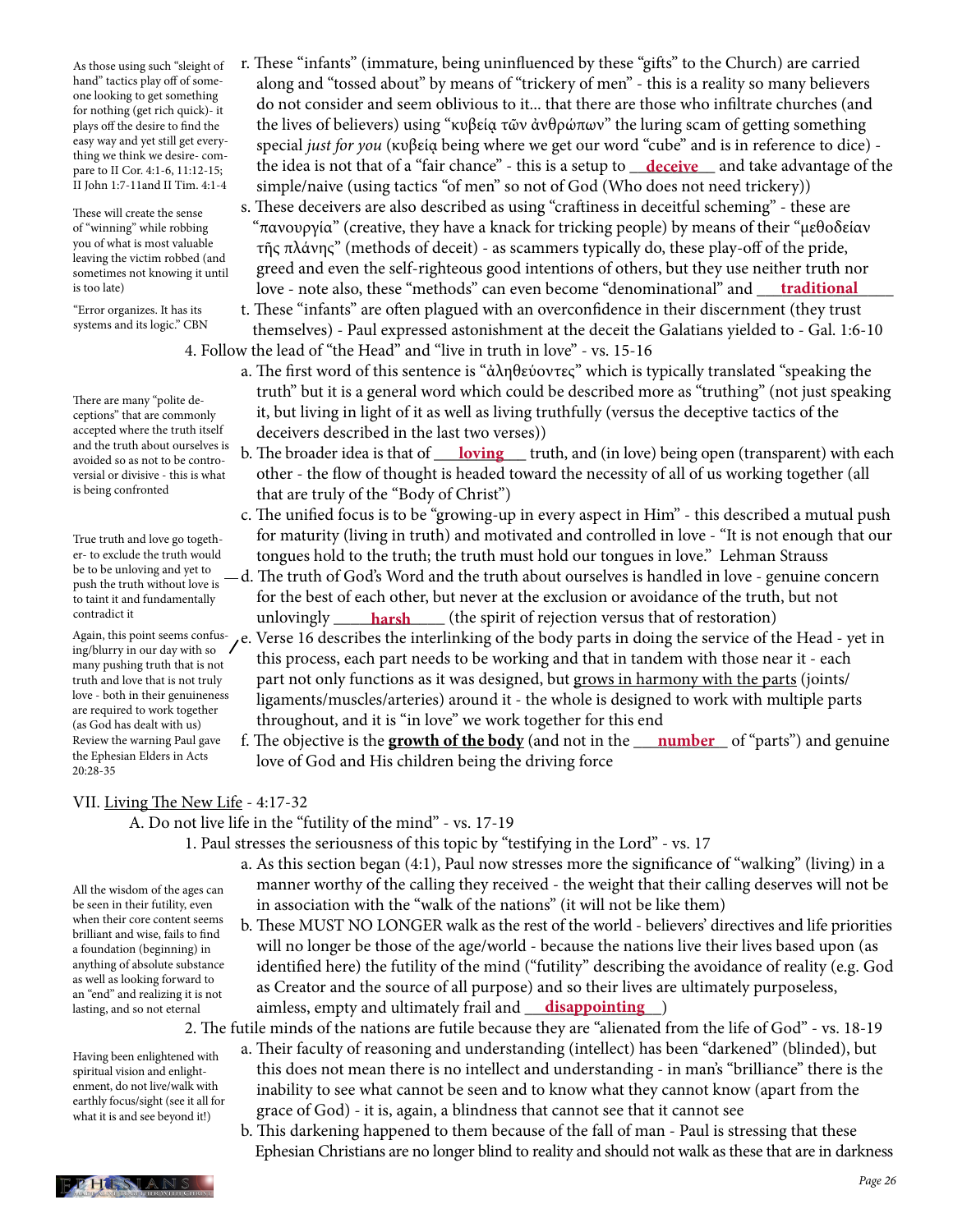As those using such "sleight of hand" tactics play off of someone looking to get something for nothing (get rich quick)- it plays off the desire to find the easy way and yet still get everything we think we desire- compare to II Cor. 4:1-6, 11:12-15; II John 1:7-11and II Tim. 4:1-4

r. These "infants" (immature, being uninfluenced by these "gifts" to the Church) are carried along and "tossed about" by means of "trickery of men" - this is a reality so many believers do not consider and seem oblivious to it... that there are those who infiltrate churches (and the lives of believers) using "κυβείᾳ τῶν ἀνθρώπων" the luring scam of getting something special *just for you* (κυβείᾳ being where we get our word "cube" and is in reference to dice) - the idea is not that of a "fair chance" - this is a setup to **deceive** and take advantage of the simple/naive (using tactics "of men" so not of God (Who does not need trickery))

These will create the sense of "winning" while robbing you of what is most valuable leaving the victim robbed (and sometimes not knowing it until is too late)

s. These deceivers are also described as using "craftiness in deceitful scheming" - these are "πανουργίᾳ" (creative, they have a knack for tricking people) by means of their "μεθοδείαν τῆς πλάνης" (methods of deceit) - as scammers typically do, these play-off of the pride, greed and even the self-righteous good intentions of others, but they use neither truth nor love - note also, these "methods" can even become "denominational" and **traditional**

"Error organizes. It has its systems and its logic." CBN

t. These "infants" are often plagued with an overconfidence in their discernment (they trust themselves) - Paul expressed astonishment at the deceit the Galatians yielded to - Gal. 1:6-10

4. Follow the lead of "the Head" and "live in truth in love" - vs. 15-16

a. The first word of this sentence is "ἀληθεύοντες" which is typically translated "speaking the truth" but it is a general word which could be described more as "truthing" (not just speaking it, but living in light of it as well as living truthfully (versus the deceptive tactics of the deceivers described in the last two verses))

There are many "polite deceptions" that are commonly accepted where the truth itself and the truth about ourselves is avoided so as not to be controversial or divisive - this is what is being confronted

b. The broader idea is that of **loving** truth, and (in love) being open (transparent) with each other - the flow of thought is headed toward the necessity of all of us working together (all that are truly of the "Body of Christ")

c. The unified focus is to be "growing-up in every aspect in Him" - this described a mutual push for maturity (living in truth) and motivated and controlled in love - "It is not enough that our tongues hold to the truth; the truth must hold our tongues in love." Lehman Strauss

True truth and love go together- to exclude the truth would be to be unloving and yet to push the truth without love is to taint it and fundamentally contradict it

d. The truth of God's Word and the truth about ourselves is handled in love - genuine concern for the best of each other, but never at the exclusion or avoidance of the truth, but not unlovingly **harsh** (the spirit of rejection versus that of restoration)

Again, this point seems confusing/blurry in our day with so many pushing truth that is not truth and love that is not truly love - both in their genuineness are required to work together (as God has dealt with us)

e. Verse 16 describes the interlinking of the body parts in doing the service of the Head - yet in this process, each part needs to be working and that in tandem with those near it - each part not only functions as it was designed, but <u>grows in harmony with the parts</u> (joints/ligaments/muscles/arteries) around it - the whole is designed to work with multiple parts throughout, and it is "in love" we work together for this end

Review the warning Paul gave the Ephesian Elders in Acts 20:28-35

f. The objective is the <u>**growth of the body**</u> (and not in the **number** of "parts") and genuine love of God and His children being the driving force

VII. <u>Living The New Life</u> - 4:17-32

A. Do not live life in the "futility of the mind" - vs. 17-19

1. Paul stresses the seriousness of this topic by "testifying in the Lord" - vs. 17

a. As this section began (4:1), Paul now stresses more the significance of "walking" (living) in a manner worthy of the calling they received - the weight that their calling deserves will not be in association with the "walk of the nations" (it will not be like them)

All the wisdom of the ages can be seen in their futility, even when their core content seems brilliant and wise, fails to find a foundation (beginning) in anything of absolute substance as well as looking forward to an "end" and realizing it is not lasting, and so not eternal

b. These MUST NO LONGER walk as the rest of the world - believers' directives and life priorities will no longer be those of the age/world - because the nations live their lives based upon (as identified here) the futility of the mind ("futility" describing the avoidance of reality (e.g. God as Creator and the source of all purpose) and so their lives are ultimately purposeless, aimless, empty and ultimately frail and **disappointing**)

2. The futile minds of the nations are futile because they are "alienated from the life of God" - vs. 18-19

Having been enlightened with spiritual vision and enlightenment, do not live/walk with earthly focus/sight (see it all for what it is and see beyond it!)

a. Their faculty of reasoning and understanding (intellect) has been "darkened" (blinded), but this does not mean there is no intellect and understanding - in man's "brilliance" there is the inability to see what cannot be seen and to know what they cannot know (apart from the grace of God) - it is, again, a blindness that cannot see that it cannot see

b. This darkening happened to them because of the fall of man - Paul is stressing that these Ephesian Christians are no longer blind to reality and should not walk as these that are in darkness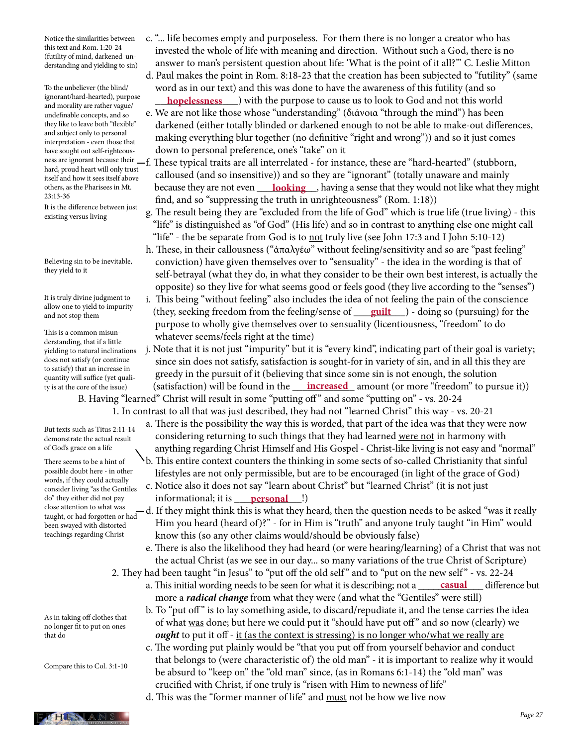c. "... life becomes empty and purposeless. For them there is no longer a creator who has invested the whole of life with meaning and direction. Without such a God, there is no answer to man's persistent question about life: 'What is the point of it all?'" C. Leslie Mitton

> Notice the similarities between this text and Rom. 1:20-24 (futility of mind, darkened understanding and yielding to sin)

d. Paul makes the point in Rom. 8:18-23 that the creation has been subjected to "futility" (same word as in our text) and this was done to have the awareness of this futility (and so **hopelessness**) with the purpose to cause us to look to God and not this world

e. We are not like those whose "understanding" (διάνοια "through the mind") has been darkened (either totally blinded or darkened enough to not be able to make-out differences, making everything blur together (no definitive "right and wrong")) and so it just comes down to personal preference, one's "take" on it

> To the unbeliever (the blind/ignorant/hard-hearted), purpose and morality are rather vague/undefinable concepts, and so they like to leave both "flexible" and subject only to personal interpretation - even those that have sought out self-righteousness are ignorant because their hard, proud heart will only trust itself and how it sees itself above others, as the Pharisees in Mt. 23:13-36

f. These typical traits are all interrelated - for instance, these are "hard-hearted" (stubborn, calloused (and so insensitive)) and so they are "ignorant" (totally unaware and mainly because they are not even **looking**, having a sense that they would not like what they might find, and so "suppressing the truth in unrighteousness" (Rom. 1:18))

> It is the difference between just existing versus living

g. The result being they are "excluded from the life of God" which is true life (true living) - this "life" is distinguished as "of God" (His life) and so in contrast to anything else one might call "life" - the be separate from God is to not truly live (see John 17:3 and I John 5:10-12)

> Believing sin to be inevitable, they yield to it

h. These, in their callousness ("ἀπαλγέω" without feeling/sensitivity and so are "past feeling" conviction) have given themselves over to "sensuality" - the idea in the wording is that of self-betrayal (what they do, in what they consider to be their own best interest, is actually the opposite) so they live for what seems good or feels good (they live according to the "senses")

> It is truly divine judgment to allow one to yield to impurity and not stop them

i. This being "without feeling" also includes the idea of not feeling the pain of the conscience (they, seeking freedom from the feeling/sense of **guilt**) - doing so (pursuing) for the purpose to wholly give themselves over to sensuality (licentiousness, "freedom" to do whatever seems/feels right at the time)

> This is a common misunderstanding, that if a little yielding to natural inclinations does not satisfy (or continue to satisfy) that an increase in quantity will suffice (yet quality is at the core of the issue)

j. Note that it is not just "impurity" but it is "every kind", indicating part of their goal is variety; since sin does not satisfy, satisfaction is sought-for in variety of sin, and in all this they are greedy in the pursuit of it (believing that since some sin is not enough, the solution (satisfaction) will be found in the **increased** amount (or more "freedom" to pursue it))

B. Having "learned" Christ will result in some "putting off" and some "putting on" - vs. 20-24

1. In contrast to all that was just described, they had not "learned Christ" this way - vs. 20-21

a. There is the possibility the way this is worded, that part of the idea was that they were now considering returning to such things that they had learned were not in harmony with anything regarding Christ Himself and His Gospel - Christ-like living is not easy and "normal"

> But texts such as Titus 2:11-14 demonstrate the actual result of God's grace on a life

b. This entire context counters the thinking in some sects of so-called Christianity that sinful lifestyles are not only permissible, but are to be encouraged (in light of the grace of God)

c. Notice also it does not say "learn about Christ" but "learned Christ" (it is not just informational; it is **personal**!)

> There seems to be a hint of possible doubt here - in other words, if they could actually consider living "as the Gentiles do" they either did not pay close attention to what was taught, or had forgotten or had been swayed with distorted teachings regarding Christ

d. If they might think this is what they heard, then the question needs to be asked "was it really Him you heard (heard of)?" - for in Him is "truth" and anyone truly taught "in Him" would know this (so any other claims would/should be obviously false)

e. There is also the likelihood they had heard (or were hearing/learning) of a Christ that was not the actual Christ (as we see in our day... so many variations of the true Christ of Scripture)

2. They had been taught "in Jesus" to "put off the old self" and to "put on the new self" - vs. 22-24

a. This initial wording needs to be seen for what it is describing; not a **casual** difference but more a ***radical change*** from what they were (and what the "Gentiles" were still)

> As in taking off clothes that no longer fit to put on ones that do

b. To "put off" is to lay something aside, to discard/repudiate it, and the tense carries the idea of what was done; but here we could put it "should have put off" and so now (clearly) we ***ought*** to put it off - it (as the context is stressing) is no longer who/what we really are

> Compare this to Col. 3:1-10

c. The wording put plainly would be "that you put off from yourself behavior and conduct that belongs to (were characteristic of) the old man" - it is important to realize why it would be absurd to "keep on" the "old man" since, (as in Romans 6:1-14) the "old man" was crucified with Christ, if one truly is "risen with Him to newness of life"

d. This was the "former manner of life" and must not be how we live now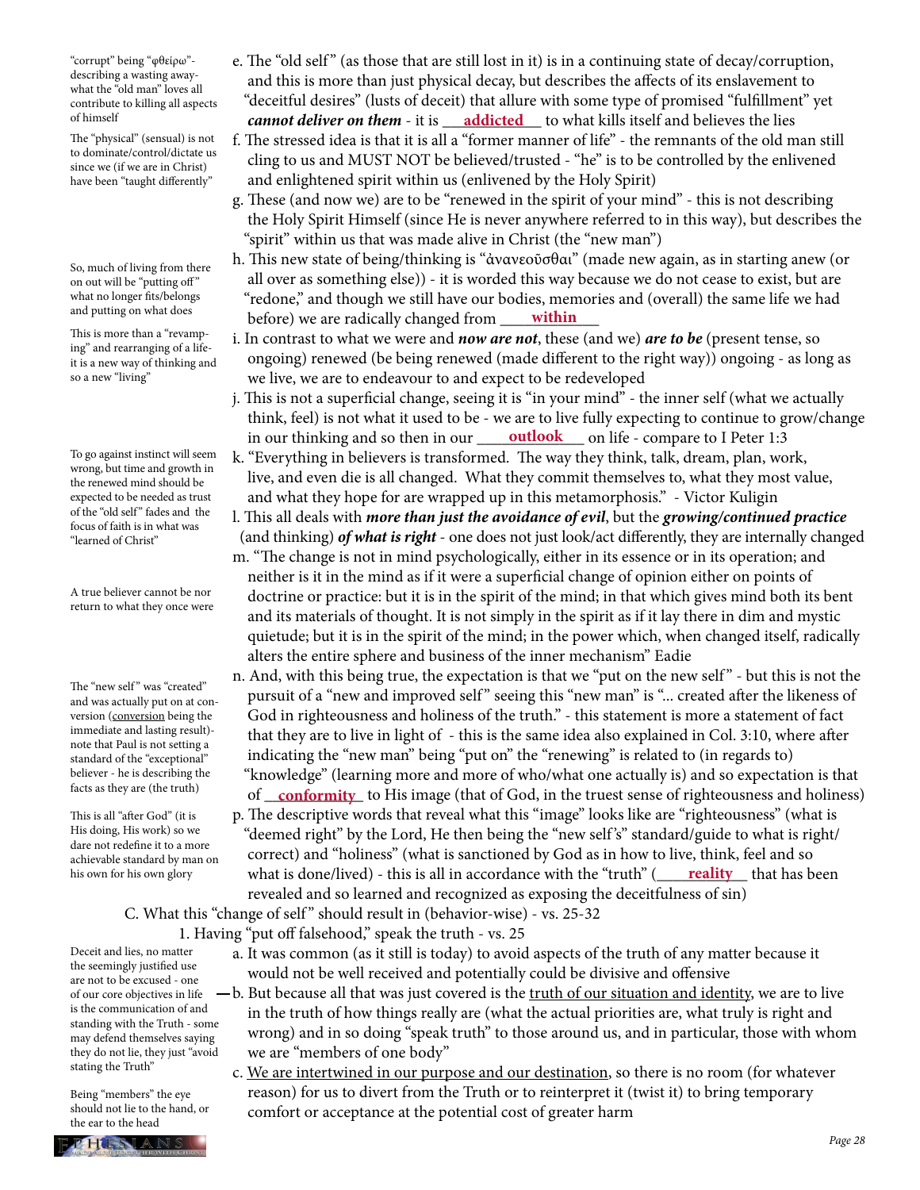"corrupt" being "φθείρω"- describing a wasting away- what the "old man" loves all contribute to killing all aspects of himself

e. The "old self" (as those that are still lost in it) is in a continuing state of decay/corruption, and this is more than just physical decay, but describes the affects of its enslavement to "deceitful desires" (lusts of deceit) that allure with some type of promised "fulfillment" yet ***cannot deliver on them*** - it is ___**addicted**___ to what kills itself and believes the lies

The "physical" (sensual) is not to dominate/control/dictate us since we (if we are in Christ) have been "taught differently"

f. The stressed idea is that it is all a "former manner of life" - the remnants of the old man still cling to us and MUST NOT be believed/trusted - "he" is to be controlled by the enlivened and enlightened spirit within us (enlivened by the Holy Spirit)

g. These (and now we) are to be "renewed in the spirit of your mind" - this is not describing the Holy Spirit Himself (since He is never anywhere referred to in this way), but describes the "spirit" within us that was made alive in Christ (the "new man")

So, much of living from there on out will be "putting off" what no longer fits/belongs and putting on what does

h. This new state of being/thinking is "ἀνανεοῦσθαι" (made new again, as in starting anew (or all over as something else)) - it is worded this way because we do not cease to exist, but are "redone," and though we still have our bodies, memories and (overall) the same life we had before) we are radically changed from ___**within**___

This is more than a "revamping" and rearranging of a life- it is a new way of thinking and so a new "living"

i. In contrast to what we were and ***now are not***, these (and we) ***are to be*** (present tense, so ongoing) renewed (be being renewed (made different to the right way)) ongoing - as long as we live, we are to endeavour to and expect to be redeveloped

j. This is not a superficial change, seeing it is "in your mind" - the inner self (what we actually think, feel) is not what it used to be - we are to live fully expecting to continue to grow/change in our thinking and so then in our ___**outlook**___ on life - compare to I Peter 1:3

To go against instinct will seem wrong, but time and growth in the renewed mind should be expected to be needed as trust of the "old self" fades and the focus of faith is in what was "learned of Christ"

k. "Everything in believers is transformed. The way they think, talk, dream, plan, work, live, and even die is all changed. What they commit themselves to, what they most value, and what they hope for are wrapped up in this metamorphosis." - Victor Kuligin

l. This all deals with ***more than just the avoidance of evil***, but the ***growing/continued practice*** (and thinking) ***of what is right*** - one does not just look/act differently, they are internally changed

A true believer cannot be nor return to what they once were

m. "The change is not in mind psychologically, either in its essence or in its operation; and neither is it in the mind as if it were a superficial change of opinion either on points of doctrine or practice: but it is in the spirit of the mind; in that which gives mind both its bent and its materials of thought. It is not simply in the spirit as if it lay there in dim and mystic quietude; but it is in the spirit of the mind; in the power which, when changed itself, radically alters the entire sphere and business of the inner mechanism" Eadie

The "new self" was "created" and was actually put on at conversion (<u>conversion</u> being the immediate and lasting result)- note that Paul is not setting a standard of the "exceptional" believer - he is describing the facts as they are (the truth)

n. And, with this being true, the expectation is that we "put on the new self" - but this is not the pursuit of a "new and improved self" seeing this "new man" is "... created after the likeness of God in righteousness and holiness of the truth." - this statement is more a statement of fact that they are to live in light of - this is the same idea also explained in Col. 3:10, where after indicating the "new man" being "put on" the "renewing" is related to (in regards to) "knowledge" (learning more and more of who/what one actually is) and so expectation is that of ___**conformity**___ to His image (that of God, in the truest sense of righteousness and holiness)

This is all "after God" (it is His doing, His work) so we dare not redefine it to a more achievable standard by man on his own for his own glory

p. The descriptive words that reveal what this "image" looks like are "righteousness" (what is "deemed right" by the Lord, He then being the "new self's" standard/guide to what is right/ correct) and "holiness" (what is sanctioned by God as in how to live, think, feel and so what is done/lived) - this is all in accordance with the "truth" (___**reality**___ that has been revealed and so learned and recognized as exposing the deceitfulness of sin)

C. What this "change of self" should result in (behavior-wise) - vs. 25-32

1. Having "put off falsehood," speak the truth - vs. 25

a. It was common (as it still is today) to avoid aspects of the truth of any matter because it would not be well received and potentially could be divisive and offensive

Deceit and lies, no matter the seemingly justified use are not to be excused - one of our core objectives in life is the communication of and standing with the Truth - some may defend themselves saying they do not lie, they just "avoid stating the Truth"

b. But because all that was just covered is the <u>truth of our situation and identity</u>, we are to live in the truth of how things really are (what the actual priorities are, what truly is right and wrong) and in so doing "speak truth" to those around us, and in particular, those with whom we are "members of one body"

Being "members" the eye should not lie to the hand, or the ear to the head

c. <u>We are intertwined in our purpose and our destination</u>, so there is no room (for whatever reason) for us to divert from the Truth or to reinterpret it (twist it) to bring temporary comfort or acceptance at the potential cost of greater harm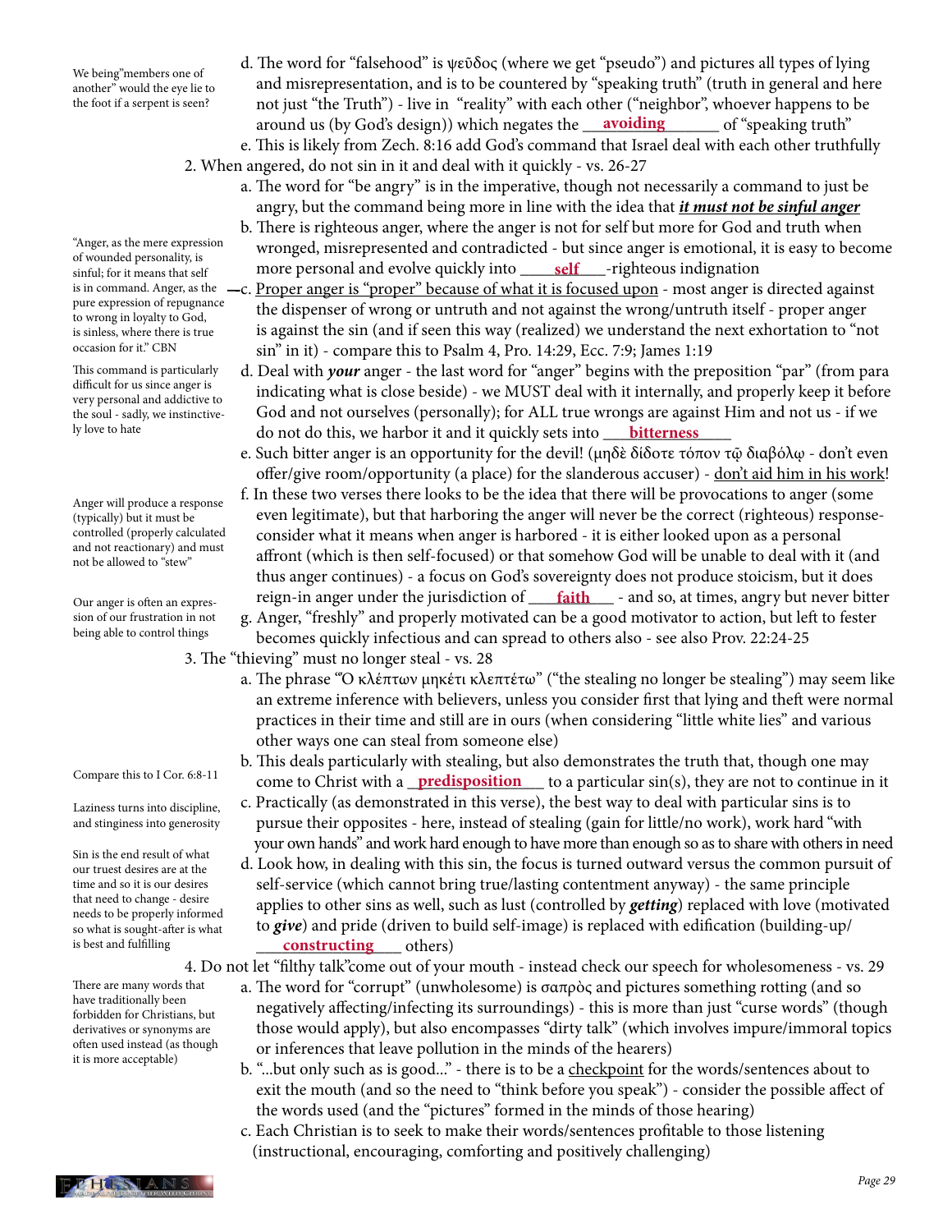d. The word for "falsehood" is ψεῦδος (where we get "pseudo") and pictures all types of lying and misrepresentation, and is to be countered by "speaking truth" (truth in general and here not just "the Truth") - live in "reality" with each other ("neighbor", whoever happens to be around us (by God's design)) which negates the __avoiding__ of "speaking truth"

> We being "members one of another" would the eye lie to the foot if a serpent is seen?

e. This is likely from Zech. 8:16 add God's command that Israel deal with each other truthfully

2. When angered, do not sin in it and deal with it quickly - vs. 26-27

a. The word for "be angry" is in the imperative, though not necessarily a command to just be angry, but the command being more in line with the idea that ***it must not be sinful anger***

b. There is righteous anger, where the anger is not for self but more for God and truth when wronged, misrepresented and contradicted - but since anger is emotional, it is easy to become more personal and evolve quickly into __self__-righteous indignation

> "Anger, as the mere expression of wounded personality, is sinful; for it means that self is in command. Anger, as the pure expression of repugnance to wrong in loyalty to God, is sinless, where there is true occasion for it." CBN

c. Proper anger is "proper" because of what it is focused upon - most anger is directed against the dispenser of wrong or untruth and not against the wrong/untruth itself - proper anger is against the sin (and if seen this way (realized) we understand the next exhortation to "not sin" in it) - compare this to Psalm 4, Pro. 14:29, Ecc. 7:9; James 1:19

> This command is particularly difficult for us since anger is very personal and addictive to the soul - sadly, we instinctively love to hate

d. Deal with ***your*** anger - the last word for "anger" begins with the preposition "par" (from para indicating what is close beside) - we MUST deal with it internally, and properly keep it before God and not ourselves (personally); for ALL true wrongs are against Him and not us - if we do not do this, we harbor it and it quickly sets into __bitterness__

e. Such bitter anger is an opportunity for the devil! (μηδὲ δίδοτε τόπον τῷ διαβόλῳ - don't even offer/give room/opportunity (a place) for the slanderous accuser) - don't aid him in his work!

> Anger will produce a response (typically) but it must be controlled (properly calculated and not reactionary) and must not be allowed to "stew"

f. In these two verses there looks to be the idea that there will be provocations to anger (some even legitimate), but that harboring the anger will never be the correct (righteous) response- consider what it means when anger is harbored - it is either looked upon as a personal affront (which is then self-focused) or that somehow God will be unable to deal with it (and thus anger continues) - a focus on God's sovereignty does not produce stoicism, but it does reign-in anger under the jurisdiction of __faith__ - and so, at times, angry but never bitter

> Our anger is often an expression of our frustration in not being able to control things

g. Anger, "freshly" and properly motivated can be a good motivator to action, but left to fester becomes quickly infectious and can spread to others also - see also Prov. 22:24-25

3. The "thieving" must no longer steal - vs. 28

a. The phrase "Ὁ κλέπτων μηκέτι κλεπτέτω" ("the stealing no longer be stealing") may seem like an extreme inference with believers, unless you consider first that lying and theft were normal practices in their time and still are in ours (when considering "little white lies" and various other ways one can steal from someone else)

> Compare this to I Cor. 6:8-11

b. This deals particularly with stealing, but also demonstrates the truth that, though one may come to Christ with a __predisposition__ to a particular sin(s), they are not to continue in it

> Laziness turns into discipline, and stinginess into generosity

c. Practically (as demonstrated in this verse), the best way to deal with particular sins is to pursue their opposites - here, instead of stealing (gain for little/no work), work hard "with your own hands" and work hard enough to have more than enough so as to share with others in need

> Sin is the end result of what our truest desires are at the time and so it is our desires that need to change - desire needs to be properly informed so what is sought-after is what is best and fulfilling

d. Look how, in dealing with this sin, the focus is turned outward versus the common pursuit of self-service (which cannot bring true/lasting contentment anyway) - the same principle applies to other sins as well, such as lust (controlled by ***getting***) replaced with love (motivated to ***give***) and pride (driven to build self-image) is replaced with edification (building-up/ __constructing__ others)

4. Do not let "filthy talk" come out of your mouth - instead check our speech for wholesomeness - vs. 29

> There are many words that have traditionally been forbidden for Christians, but derivatives or synonyms are often used instead (as though it is more acceptable)

a. The word for "corrupt" (unwholesome) is σαπρὸς and pictures something rotting (and so negatively affecting/infecting its surroundings) - this is more than just "curse words" (though those would apply), but also encompasses "dirty talk" (which involves impure/immoral topics or inferences that leave pollution in the minds of the hearers)

b. "...but only such as is good..." - there is to be a checkpoint for the words/sentences about to exit the mouth (and so the need to "think before you speak") - consider the possible affect of the words used (and the "pictures" formed in the minds of those hearing)

c. Each Christian is to seek to make their words/sentences profitable to those listening (instructional, encouraging, comforting and positively challenging)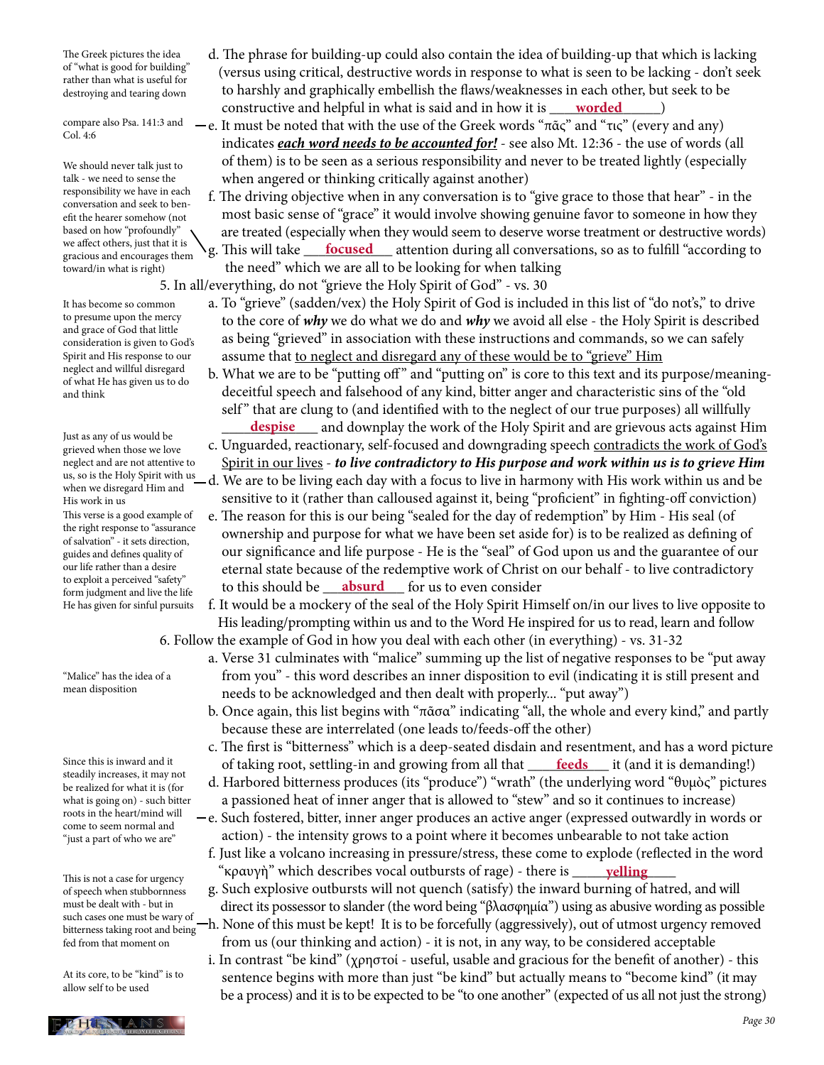d. The phrase for building-up could also contain the idea of building-up that which is lacking (versus using critical, destructive words in response to what is seen to be lacking - don't seek to harshly and graphically embellish the flaws/weaknesses in each other, but seek to be constructive and helpful in what is said and in how it is ____**worded**______)

*The Greek pictures the idea of "what is good for building" rather than what is useful for destroying and tearing down*

e. It must be noted that with the use of the Greek words "πᾶς" and "τις" (every and any) indicates ***each word needs to be accounted for!*** - see also Mt. 12:36 - the use of words (all of them) is to be seen as a serious responsibility and never to be treated lightly (especially when angered or thinking critically against another)

*compare also Psa. 141:3 and Col. 4:6*

f. The driving objective when in any conversation is to "give grace to those that hear" - in the most basic sense of "grace" it would involve showing genuine favor to someone in how they are treated (especially when they would seem to deserve worse treatment or destructive words)

g. This will take ___**focused**___ attention during all conversations, so as to fulfill "according to the need" which we are all to be looking for when talking

*We should never talk just to talk - we need to sense the responsibility we have in each conversation and seek to benefit the hearer somehow (not based on how "profoundly" we affect others, just that it is gracious and encourages them toward/in what is right)*

5. In all/everything, do not "grieve the Holy Spirit of God" - vs. 30

a. To "grieve" (sadden/vex) the Holy Spirit of God is included in this list of "do not's," to drive to the core of ***why*** we do what we do and ***why*** we avoid all else - the Holy Spirit is described as being "grieved" in association with these instructions and commands, so we can safely assume that to neglect and disregard any of these would be to "grieve" Him

*It has become so common to presume upon the mercy and grace of God that little consideration is given to God's Spirit and His response to our neglect and willful disregard of what He has given us to do and think*

b. What we are to be "putting off" and "putting on" is core to this text and its purpose/meaning- deceitful speech and falsehood of any kind, bitter anger and characteristic sins of the "old self" that are clung to (and identified with to the neglect of our true purposes) all willfully ____**despise**____ and downplay the work of the Holy Spirit and are grievous acts against Him

c. Unguarded, reactionary, self-focused and downgrading speech contradicts the work of God's Spirit in our lives - ***to live contradictory to His purpose and work within us is to grieve Him***

d. We are to be living each day with a focus to live in harmony with His work within us and be sensitive to it (rather than calloused against it, being "proficient" in fighting-off conviction)

*Just as any of us would be grieved when those we love neglect and are not attentive to us, so is the Holy Spirit with us when we disregard Him and His work in us*

e. The reason for this is our being "sealed for the day of redemption" by Him - His seal (of ownership and purpose for what we have been set aside for) is to be realized as defining of our significance and life purpose - He is the "seal" of God upon us and the guarantee of our eternal state because of the redemptive work of Christ on our behalf - to live contradictory to this should be ___**absurd**___ for us to even consider

*This verse is a good example of the right response to "assurance of salvation" - it sets direction, guides and defines quality of our life rather than a desire to exploit a perceived "safety" form judgment and live the life He has given for sinful pursuits*

f. It would be a mockery of the seal of the Holy Spirit Himself on/in our lives to live opposite to His leading/prompting within us and to the Word He inspired for us to read, learn and follow

6. Follow the example of God in how you deal with each other (in everything) - vs. 31-32

a. Verse 31 culminates with "malice" summing up the list of negative responses to be "put away from you" - this word describes an inner disposition to evil (indicating it is still present and needs to be acknowledged and then dealt with properly... "put away")

*"Malice" has the idea of a mean disposition*

b. Once again, this list begins with "πᾶσα" indicating "all, the whole and every kind," and partly because these are interrelated (one leads to/feeds-off the other)

c. The first is "bitterness" which is a deep-seated disdain and resentment, and has a word picture of taking root, settling-in and growing from all that ____**feeds**____ it (and it is demanding!)

d. Harbored bitterness produces (its "produce") "wrath" (the underlying word "θυμὸς" pictures a passioned heat of inner anger that is allowed to "stew" and so it continues to increase)

e. Such fostered, bitter, inner anger produces an active anger (expressed outwardly in words or action) - the intensity grows to a point where it becomes unbearable to not take action

*Since this is inward and it steadily increases, it may not be realized for what it is (for what is going on) - such bitter roots in the heart/mind will come to seem normal and "just a part of who we are"*

f. Just like a volcano increasing in pressure/stress, these come to explode (reflected in the word "κραυγὴ" which describes vocal outbursts of rage) - there is _____**yelling**_____

g. Such explosive outbursts will not quench (satisfy) the inward burning of hatred, and will direct its possessor to slander (the word being "βλασφημία") using as abusive wording as possible

h. None of this must be kept! It is to be forcefully (aggressively), out of utmost urgency removed from us (our thinking and action) - it is not, in any way, to be considered acceptable

*This is not a case for urgency of speech when stubbornness must be dealt with - but in such cases one must be wary of bitterness taking root and being fed from that moment on*

i. In contrast "be kind" (χρηστοί - useful, usable and gracious for the benefit of another) - this sentence begins with more than just "be kind" but actually means to "become kind" (it may be a process) and it is to be expected to be "to one another" (expected of us all not just the strong)

*At its core, to be "kind" is to allow self to be used*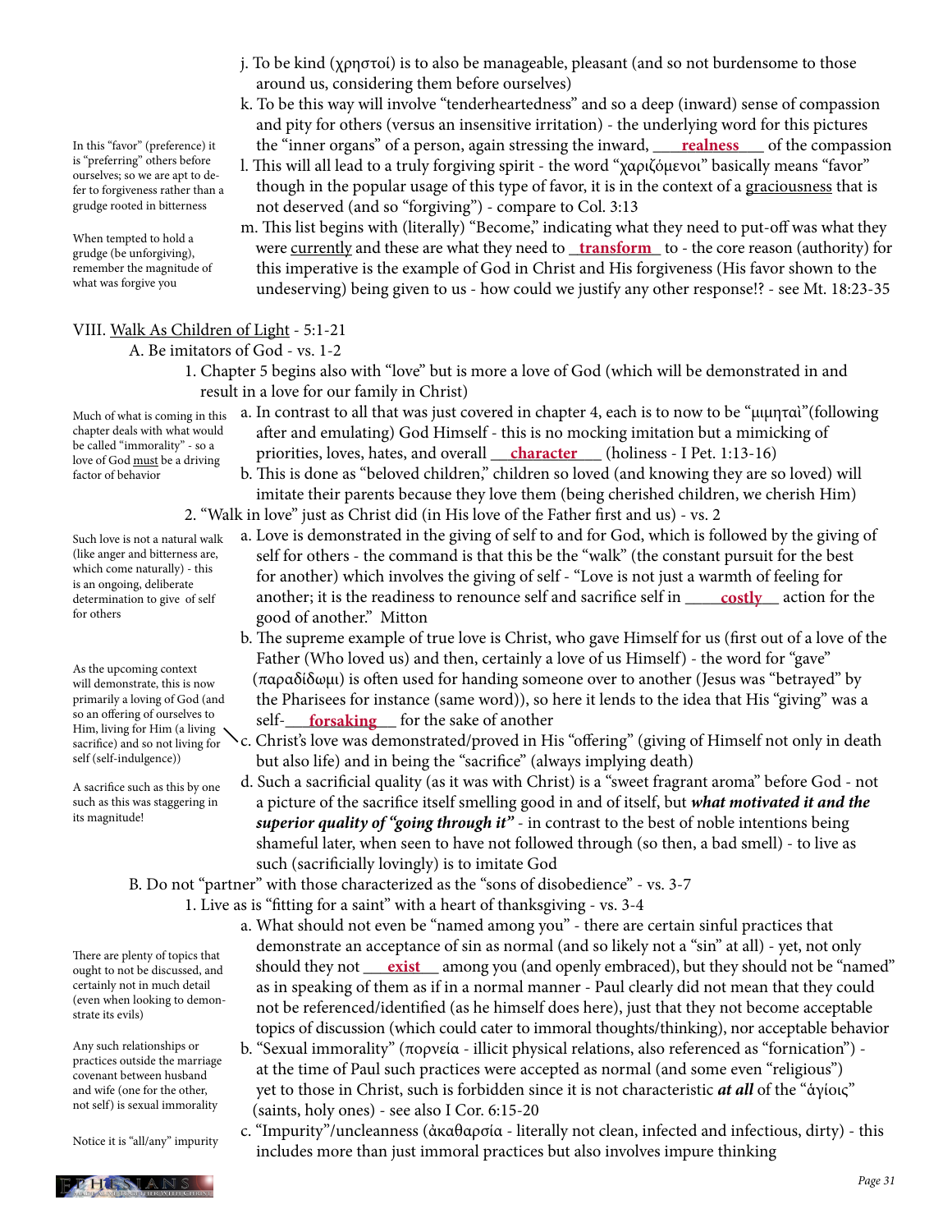j. To be kind (χρηστοί) is to also be manageable, pleasant (and so not burdensome to those around us, considering them before ourselves)

k. To be this way will involve "tenderheartedness" and so a deep (inward) sense of compassion and pity for others (versus an insensitive irritation) - the underlying word for this pictures the "inner organs" of a person, again stressing the inward, ___**realness**___ of the compassion

*In this "favor" (preference) it is "preferring" others before ourselves; so we are apt to defer to forgiveness rather than a grudge rooted in bitterness*

l. This will all lead to a truly forgiving spirit - the word "χαριζόμενοι" basically means "favor" though in the popular usage of this type of favor, it is in the context of a graciousness that is not deserved (and so "forgiving") - compare to Col. 3:13

*When tempted to hold a grudge (be unforgiving), remember the magnitude of what was forgive you*

m. This list begins with (literally) "Become," indicating what they need to put-off was what they were currently and these are what they need to ___**transform**___ to - the core reason (authority) for this imperative is the example of God in Christ and His forgiveness (His favor shown to the undeserving) being given to us - how could we justify any other response!? - see Mt. 18:23-35

## VIII. Walk As Children of Light - 5:1-21

### A. Be imitators of God - vs. 1-2

1. Chapter 5 begins also with "love" but is more a love of God (which will be demonstrated in and result in a love for our family in Christ)

*Much of what is coming in this chapter deals with what would be called "immorality" - so a love of God must be a driving factor of behavior*

a. In contrast to all that was just covered in chapter 4, each is to now to be "μιμηταὶ"(following after and emulating) God Himself - this is no mocking imitation but a mimicking of priorities, loves, hates, and overall ___**character**___ (holiness - I Pet. 1:13-16)

b. This is done as "beloved children," children so loved (and knowing they are so loved) will imitate their parents because they love them (being cherished children, we cherish Him)

2. "Walk in love" just as Christ did (in His love of the Father first and us) - vs. 2

*Such love is not a natural walk (like anger and bitterness are, which come naturally) - this is an ongoing, deliberate determination to give of self for others*

a. Love is demonstrated in the giving of self to and for God, which is followed by the giving of self for others - the command is that this be the "walk" (the constant pursuit for the best for another) which involves the giving of self - "Love is not just a warmth of feeling for another; it is the readiness to renounce self and sacrifice self in ___**costly**___ action for the good of another." Mitton

*As the upcoming context will demonstrate, this is now primarily a loving of God (and so an offering of ourselves to Him, living for Him (a living sacrifice) and so not living for self (self-indulgence))*

b. The supreme example of true love is Christ, who gave Himself for us (first out of a love of the Father (Who loved us) and then, certainly a love of us Himself) - the word for "gave" (παραδίδωμι) is often used for handing someone over to another (Jesus was "betrayed" by the Pharisees for instance (same word)), so here it lends to the idea that His "giving" was a self-___**forsaking**___ for the sake of another

c. Christ's love was demonstrated/proved in His "offering" (giving of Himself not only in death but also life) and in being the "sacrifice" (always implying death)

*A sacrifice such as this by one such as this was staggering in its magnitude!*

d. Such a sacrificial quality (as it was with Christ) is a "sweet fragrant aroma" before God - not a picture of the sacrifice itself smelling good in and of itself, but ***what motivated it and the superior quality of "going through it"*** - in contrast to the best of noble intentions being shameful later, when seen to have not followed through (so then, a bad smell) - to live as such (sacrificially lovingly) is to imitate God

### B. Do not "partner" with those characterized as the "sons of disobedience" - vs. 3-7

1. Live as is "fitting for a saint" with a heart of thanksgiving - vs. 3-4

*There are plenty of topics that ought to not be discussed, and certainly not in much detail (even when looking to demonstrate its evils)*

a. What should not even be "named among you" - there are certain sinful practices that demonstrate an acceptance of sin as normal (and so likely not a "sin" at all) - yet, not only should they not ___**exist**___ among you (and openly embraced), but they should not be "named" as in speaking of them as if in a normal manner - Paul clearly did not mean that they could not be referenced/identified (as he himself does here), just that they not become acceptable topics of discussion (which could cater to immoral thoughts/thinking), nor acceptable behavior

*Any such relationships or practices outside the marriage covenant between husband and wife (one for the other, not self) is sexual immorality*

b. "Sexual immorality" (πορνεία - illicit physical relations, also referenced as "fornication") - at the time of Paul such practices were accepted as normal (and some even "religious") yet to those in Christ, such is forbidden since it is not characteristic ***at all*** of the "ἁγίοις" (saints, holy ones) - see also I Cor. 6:15-20

*Notice it is "all/any" impurity*

c. "Impurity"/uncleanness (ἀκαθαρσία - literally not clean, infected and infectious, dirty) - this includes more than just immoral practices but also involves impure thinking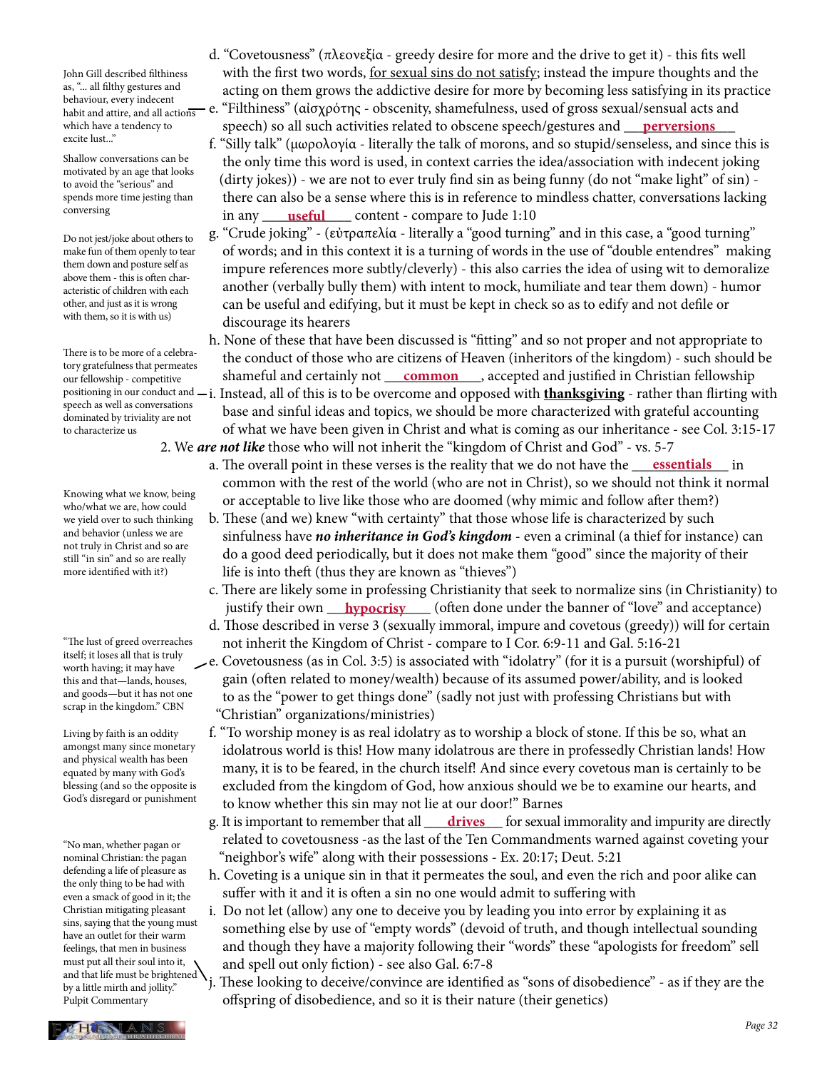John Gill described filthiness as, "... all filthy gestures and behaviour, every indecent habit and attire, and all actions which have a tendency to excite lust..."

Shallow conversations can be motivated by an age that looks to avoid the "serious" and spends more time jesting than conversing

Do not jest/joke about others to make fun of them openly to tear them down and posture self as above them - this is often characteristic of children with each other, and just as it is wrong with them, so it is with us)

There is to be more of a celebratory gratefulness that permeates our fellowship - competitive positioning in our conduct and speech as well as conversations dominated by triviality are not to characterize us

Knowing what we know, being who/what we are, how could we yield over to such thinking and behavior (unless we are not truly in Christ and so are still "in sin" and so are really more identified with it?)

"The lust of greed overreaches itself; it loses all that is truly worth having; it may have this and that—lands, houses, and goods—but it has not one scrap in the kingdom." CBN

Living by faith is an oddity amongst many since monetary and physical wealth has been equated by many with God's blessing (and so the opposite is God's disregard or punishment

"No man, whether pagan or nominal Christian: the pagan defending a life of pleasure as the only thing to be had with even a smack of good in it; the Christian mitigating pleasant sins, saying that the young must have an outlet for their warm feelings, that men in business must put all their soul into it, and that life must be brightened by a little mirth and jollity." Pulpit Commentary

d. "Covetousness" (πλεονεξία - greedy desire for more and the drive to get it) - this fits well with the first two words, <u>for sexual sins do not satisfy</u>; instead the impure thoughts and the acting on them grows the addictive desire for more by becoming less satisfying in its practice

e. "Filthiness" (αἰσχρότης - obscenity, shamefulness, used of gross sexual/sensual acts and speech) so all such activities related to obscene speech/gestures and ___**perversions**___

f. "Silly talk" (μωρολογία - literally the talk of morons, and so stupid/senseless, and since this is the only time this word is used, in context carries the idea/association with indecent joking (dirty jokes)) - we are not to ever truly find sin as being funny (do not "make light" of sin) - there can also be a sense where this is in reference to mindless chatter, conversations lacking in any ___**useful**___ content - compare to Jude 1:10

g. "Crude joking" - (εὐτραπελία - literally a "good turning" and in this case, a "good turning" of words; and in this context it is a turning of words in the use of "double entendres" making impure references more subtly/cleverly) - this also carries the idea of using wit to demoralize another (verbally bully them) with intent to mock, humiliate and tear them down) - humor can be useful and edifying, but it must be kept in check so as to edify and not defile or discourage its hearers

h. None of these that have been discussed is "fitting" and so not proper and not appropriate to the conduct of those who are citizens of Heaven (inheritors of the kingdom) - such should be shameful and certainly not ___**common**___, accepted and justified in Christian fellowship

i. Instead, all of this is to be overcome and opposed with <u>**thanksgiving**</u> - rather than flirting with base and sinful ideas and topics, we should be more characterized with grateful accounting of what we have been given in Christ and what is coming as our inheritance - see Col. 3:15-17

2. We ***are not like*** those who will not inherit the "kingdom of Christ and God" - vs. 5-7

a. The overall point in these verses is the reality that we do not have the ___**essentials**___ in common with the rest of the world (who are not in Christ), so we should not think it normal or acceptable to live like those who are doomed (why mimic and follow after them?)

b. These (and we) knew "with certainty" that those whose life is characterized by such sinfulness have ***no inheritance in God's kingdom*** - even a criminal (a thief for instance) can do a good deed periodically, but it does not make them "good" since the majority of their life is into theft (thus they are known as "thieves")

c. There are likely some in professing Christianity that seek to normalize sins (in Christianity) to justify their own ___**hypocrisy**___ (often done under the banner of "love" and acceptance)

d. Those described in verse 3 (sexually immoral, impure and covetous (greedy)) will for certain not inherit the Kingdom of Christ - compare to I Cor. 6:9-11 and Gal. 5:16-21

e. Covetousness (as in Col. 3:5) is associated with "idolatry" (for it is a pursuit (worshipful) of gain (often related to money/wealth) because of its assumed power/ability, and is looked to as the "power to get things done" (sadly not just with professing Christians but with "Christian" organizations/ministries)

f. "To worship money is as real idolatry as to worship a block of stone. If this be so, what an idolatrous world is this! How many idolatrous are there in professedly Christian lands! How many, it is to be feared, in the church itself! And since every covetous man is certainly to be excluded from the kingdom of God, how anxious should we be to examine our hearts, and to know whether this sin may not lie at our door!" Barnes

g. It is important to remember that all ___**drives**___ for sexual immorality and impurity are directly related to covetousness -as the last of the Ten Commandments warned against coveting your "neighbor's wife" along with their possessions - Ex. 20:17; Deut. 5:21

h. Coveting is a unique sin in that it permeates the soul, and even the rich and poor alike can suffer with it and it is often a sin no one would admit to suffering with

i. Do not let (allow) any one to deceive you by leading you into error by explaining it as something else by use of "empty words" (devoid of truth, and though intellectual sounding and though they have a majority following their "words" these "apologists for freedom" sell and spell out only fiction) - see also Gal. 6:7-8

j. These looking to deceive/convince are identified as "sons of disobedience" - as if they are the offspring of disobedience, and so it is their nature (their genetics)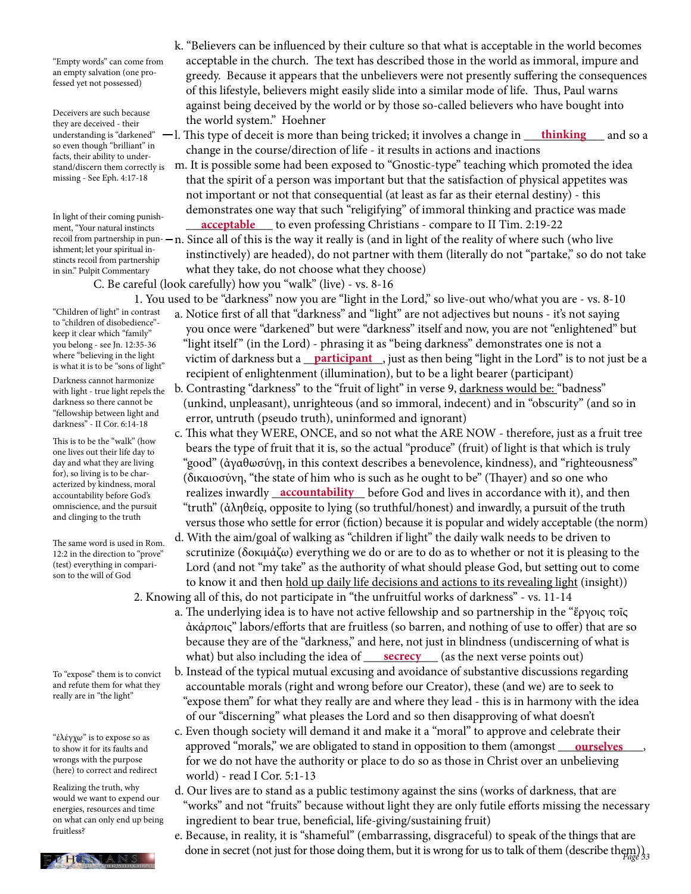"Empty words" can come from an empty salvation (one professed yet not possessed)

k. "Believers can be influenced by their culture so that what is acceptable in the world becomes acceptable in the church. The text has described those in the world as immoral, impure and greedy. Because it appears that the unbelievers were not presently suffering the consequences of this lifestyle, believers might easily slide into a similar mode of life. Thus, Paul warns against being deceived by the world or by those so-called believers who have bought into the world system." Hoehner

Deceivers are such because they are deceived - their understanding is "darkened" so even though "brilliant" in facts, their ability to understand/discern them correctly is missing - See Eph. 4:17-18

l. This type of deceit is more than being tricked; it involves a change in **thinking** and so a change in the course/direction of life - it results in actions and inactions

m. It is possible some had been exposed to "Gnostic-type" teaching which promoted the idea that the spirit of a person was important but that the satisfaction of physical appetites was not important or not that consequential (at least as far as their eternal destiny) - this demonstrates one way that such "religifying" of immoral thinking and practice was made **acceptable** to even professing Christians - compare to II Tim. 2:19-22

In light of their coming punishment, "Your natural instincts recoil from partnership in punishment; let your spiritual instincts recoil from partnership in sin." Pulpit Commentary

n. Since all of this is the way it really is (and in light of the reality of where such (who live instinctively) are headed), do not partner with them (literally do not "partake," so do not take what they take, do not choose what they choose)

C. Be careful (look carefully) how you "walk" (live) - vs. 8-16

1. You used to be "darkness" now you are "light in the Lord," so live-out who/what you are - vs. 8-10

"Children of light" in contrast to "children of disobedience" - keep it clear which "family" you belong - see Jn. 12:35-36 where "believing in the light is what it is to be "sons of light"

a. Notice first of all that "darkness" and "light" are not adjectives but nouns - it's not saying you once were "darkened" but were "darkness" itself and now, you are not "enlightened" but "light itself" (in the Lord) - phrasing it as "being darkness" demonstrates one is not a victim of darkness but a **participant**, just as then being "light in the Lord" is to not just be a recipient of enlightenment (illumination), but to be a light bearer (participant)

Darkness cannot harmonize with light - true light repels the darkness so there cannot be "fellowship between light and darkness" - II Cor. 6:14-18

b. Contrasting "darkness" to the "fruit of light" in verse 9, darkness would be: "badness" (unkind, unpleasant), unrighteous (and so immoral, indecent) and in "obscurity" (and so in error, untruth (pseudo truth), uninformed and ignorant)

This is to be the "walk" (how one lives out their life day to day and what they are living for), so living is to be characterized by kindness, moral accountability before God's omniscience, and the pursuit and clinging to the truth

c. This what they WERE, ONCE, and so not what the ARE NOW - therefore, just as a fruit tree bears the type of fruit that it is, so the actual "produce" (fruit) of light is that which is truly "good" (ἀγαθωσύνη, in this context describes a benevolence, kindness), and "righteousness" (δικαιοσύνη, "the state of him who is such as he ought to be" (Thayer) and so one who realizes inwardly **accountability** before God and lives in accordance with it), and then "truth" (ἀληθεία, opposite to lying (so truthful/honest) and inwardly, a pursuit of the truth versus those who settle for error (fiction) because it is popular and widely acceptable (the norm)

The same word is used in Rom. 12:2 in the direction to "prove" (test) everything in comparison to the will of God

d. With the aim/goal of walking as "children if light" the daily walk needs to be driven to scrutinize (δοκιμάζω) everything we do or are to do as to whether or not it is pleasing to the Lord (and not "my take" as the authority of what should please God, but setting out to come to know it and then hold up daily life decisions and actions to its revealing light (insight))

2. Knowing all of this, do not participate in "the unfruitful works of darkness" - vs. 11-14

a. The underlying idea is to have not active fellowship and so partnership in the "ἔργοις τοῖς ἀκάρποις" labors/efforts that are fruitless (so barren, and nothing of use to offer) that are so because they are of the "darkness," and here, not just in blindness (undiscerning of what is what) but also including the idea of **secrecy** (as the next verse points out)

To "expose" them is to convict and refute them for what they really are in "the light"

b. Instead of the typical mutual excusing and avoidance of substantive discussions regarding accountable morals (right and wrong before our Creator), these (and we) are to seek to "expose them" for what they really are and where they lead - this is in harmony with the idea of our "discerning" what pleases the Lord and so then disapproving of what doesn't

"ἐλέγχω" is to expose so as to show it for its faults and wrongs with the purpose (here) to correct and redirect

c. Even though society will demand it and make it a "moral" to approve and celebrate their approved "morals," we are obligated to stand in opposition to them (amongst **ourselves**, for we do not have the authority or place to do so as those in Christ over an unbelieving world) - read I Cor. 5:1-13

Realizing the truth, why would we want to expend our energies, resources and time on what can only end up being fruitless?

d. Our lives are to stand as a public testimony against the sins (works of darkness, that are "works" and not "fruits" because without light they are only futile efforts missing the necessary ingredient to bear true, beneficial, life-giving/sustaining fruit)

e. Because, in reality, it is "shameful" (embarrassing, disgraceful) to speak of the things that are done in secret (not just for those doing them, but it is wrong for us to talk of them (describe them))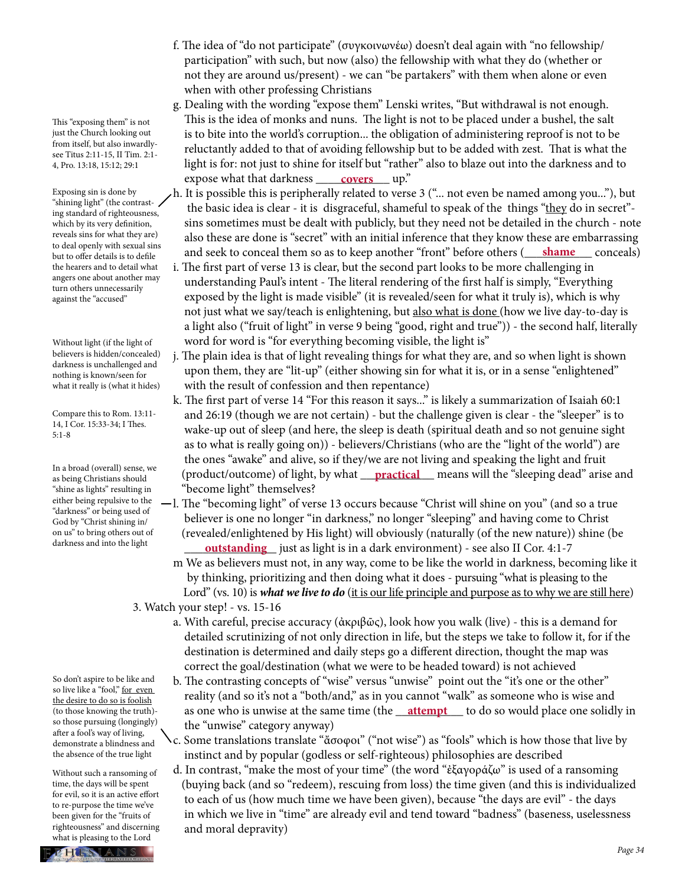f. The idea of "do not participate" (συγκοινωνέω) doesn't deal again with "no fellowship/participation" with such, but now (also) the fellowship with what they do (whether or not they are around us/present) - we can "be partakers" with them when alone or even when with other professing Christians

g. Dealing with the wording "expose them" Lenski writes, "But withdrawal is not enough. This is the idea of monks and nuns. The light is not to be placed under a bushel, the salt is to bite into the world's corruption... the obligation of administering reproof is not to be reluctantly added to that of avoiding fellowship but to be added with zest. That is what the light is for: not just to shine for itself but "rather" also to blaze out into the darkness and to expose what that darkness **covers** up."

> This "exposing them" is not just the Church looking out from itself, but also inwardly- see Titus 2:11-15, II Tim. 2:1-4, Pro. 13:18, 15:12; 29:1

h. It is possible this is peripherally related to verse 3 ("... not even be named among you..."), but the basic idea is clear - it is disgraceful, shameful to speak of the things "they do in secret"- sins sometimes must be dealt with publicly, but they need not be detailed in the church - note also these are done is "secret" with an initial inference that they know these are embarrassing and seek to conceal them so as to keep another "front" before others (**shame** conceals)

> Exposing sin is done by "shining light" (the contrasting standard of righteousness, which by its very definition, reveals sins for what they are) to deal openly with sexual sins but to offer details is to defile the hearers and to detail what angers one about another may turn others unnecessarily against the "accused"

i. The first part of verse 13 is clear, but the second part looks to be more challenging in understanding Paul's intent - The literal rendering of the first half is simply, "Everything exposed by the light is made visible" (it is revealed/seen for what it truly is), which is why not just what we say/teach is enlightening, but also what is done (how we live day-to-day is a light also ("fruit of light" in verse 9 being "good, right and true")) - the second half, literally word for word is "for everything becoming visible, the light is"

> Without light (if the light of believers is hidden/concealed) darkness is unchallenged and nothing is known/seen for what it really is (what it hides)

j. The plain idea is that of light revealing things for what they are, and so when light is shown upon them, they are "lit-up" (either showing sin for what it is, or in a sense "enlightened" with the result of confession and then repentance)

k. The first part of verse 14 "For this reason it says..." is likely a summarization of Isaiah 60:1 and 26:19 (though we are not certain) - but the challenge given is clear - the "sleeper" is to wake-up out of sleep (and here, the sleep is death (spiritual death and so not genuine sight as to what is really going on)) - believers/Christians (who are the "light of the world") are the ones "awake" and alive, so if they/we are not living and speaking the light and fruit (product/outcome) of light, by what **practical** means will the "sleeping dead" arise and "become light" themselves?

> Compare this to Rom. 13:11-14, I Cor. 15:33-34; I Thes. 5:1-8

l. The "becoming light" of verse 13 occurs because "Christ will shine on you" (and so a true believer is one no longer "in darkness," no longer "sleeping" and having come to Christ (revealed/enlightened by His light) will obviously (naturally (of the new nature)) shine (be **outstanding** just as light is in a dark environment) - see also II Cor. 4:1-7

> In a broad (overall) sense, we as being Christians should "shine as lights" resulting in either being repulsive to the "darkness" or being used of God by "Christ shining in/on us" to bring others out of darkness and into the light

m We as believers must not, in any way, come to be like the world in darkness, becoming like it by thinking, prioritizing and then doing what it does - pursuing "what is pleasing to the Lord" (vs. 10) is ***what we live to do*** (it is our life principle and purpose as to why we are still here)

3. Watch your step! - vs. 15-16

a. With careful, precise accuracy (ἀκριβῶς), look how you walk (live) - this is a demand for detailed scrutinizing of not only direction in life, but the steps we take to follow it, for if the destination is determined and daily steps go a different direction, thought the map was correct the goal/destination (what we were to be headed toward) is not achieved

b. The contrasting concepts of "wise" versus "unwise" point out the "it's one or the other" reality (and so it's not a "both/and," as in you cannot "walk" as someone who is wise and as one who is unwise at the same time (the **attempt** to do so would place one solidly in the "unwise" category anyway)

> So don't aspire to be like and so live like a "fool," for even the desire to do so is foolish (to those knowing the truth)- so those pursuing (longingly) after a fool's way of living, demonstrate a blindness and the absence of the true light

c. Some translations translate "ἄσοφοι" ("not wise") as "fools" which is how those that live by instinct and by popular (godless or self-righteous) philosophies are described

d. In contrast, "make the most of your time" (the word "ἐξαγοράζω" is used of a ransoming (buying back (and so "redeem), rescuing from loss) the time given (and this is individualized to each of us (how much time we have been given), because "the days are evil" - the days in which we live in "time" are already evil and tend toward "badness" (baseness, uselessness and moral depravity)

> Without such a ransoming of time, the days will be spent for evil, so it is an active effort to re-purpose the time we've been given for the "fruits of righteousness" and discerning what is pleasing to the Lord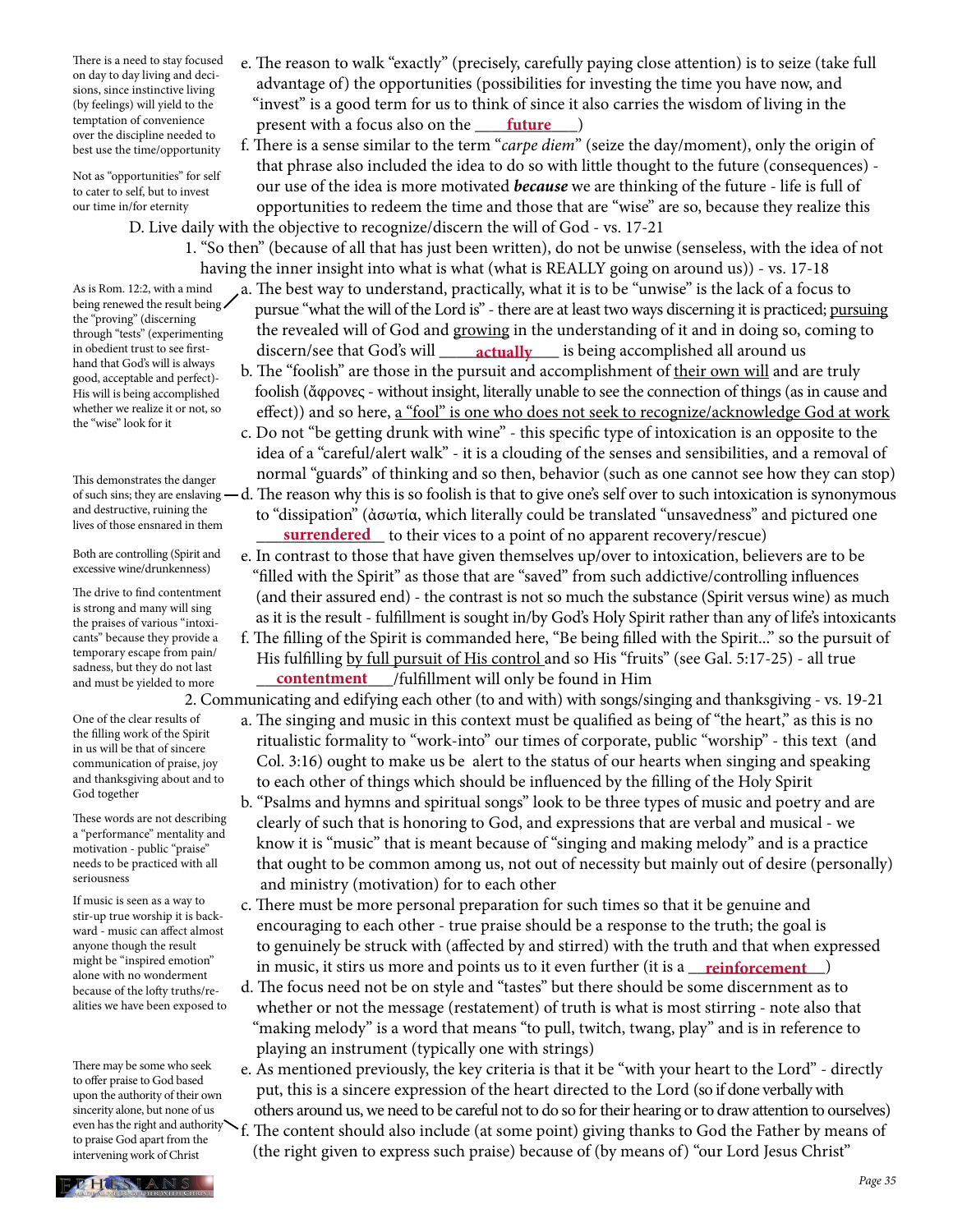> There is a need to stay focused on day to day living and decisions, since instinctive living (by feelings) will yield to the temptation of convenience over the discipline needed to best use the time/opportunity

e. The reason to walk "exactly" (precisely, carefully paying close attention) is to seize (take full advantage of) the opportunities (possibilities for investing the time you have now, and "invest" is a good term for us to think of since it also carries the wisdom of living in the present with a focus also on the ____**future**____)

> Not as "opportunities" for self to cater to self, but to invest our time in/for eternity

f. There is a sense similar to the term "*carpe diem*" (seize the day/moment), only the origin of that phrase also included the idea to do so with little thought to the future (consequences) - our use of the idea is more motivated ***because*** we are thinking of the future - life is full of opportunities to redeem the time and those that are "wise" are so, because they realize this

D. Live daily with the objective to recognize/discern the will of God - vs. 17-21

1. "So then" (because of all that has just been written), do not be unwise (senseless, with the idea of not having the inner insight into what is what (what is REALLY going on around us)) - vs. 17-18

> As is Rom. 12:2, with a mind being renewed the result being the "proving" (discerning through "tests" (experimenting in obedient trust to see first-hand that God's will is always good, acceptable and perfect)- His will is being accomplished whether we realize it or not, so the "wise" look for it

a. The best way to understand, practically, what it is to be "unwise" is the lack of a focus to pursue "what the will of the Lord is" - there are at least two ways discerning it is practiced; <u>pursuing</u> the revealed will of God and <u>growing</u> in the understanding of it and in doing so, coming to discern/see that God's will ____**actually**____ is being accomplished all around us

b. The "foolish" are those in the pursuit and accomplishment of <u>their own will</u> and are truly foolish (ἄφρονες - without insight, literally unable to see the connection of things (as in cause and effect)) and so here, <u>a "fool" is one who does not seek to recognize/acknowledge God at work</u>

c. Do not "be getting drunk with wine" - this specific type of intoxication is an opposite to the idea of a "careful/alert walk" - it is a clouding of the senses and sensibilities, and a removal of normal "guards" of thinking and so then, behavior (such as one cannot see how they can stop)

> This demonstrates the danger of such sins; they are enslaving and destructive, ruining the lives of those ensnared in them

d. The reason why this is so foolish is that to give one's self over to such intoxication is synonymous to "dissipation" (ἀσωτία, which literally could be translated "unsavedness" and pictured one ____**surrendered**____ to their vices to a point of no apparent recovery/rescue)

> Both are controlling (Spirit and excessive wine/drunkenness)

e. In contrast to those that have given themselves up/over to intoxication, believers are to be "filled with the Spirit" as those that are "saved" from such addictive/controlling influences (and their assured end) - the contrast is not so much the substance (Spirit versus wine) as much as it is the result - fulfillment is sought in/by God's Holy Spirit rather than any of life's intoxicants

> The drive to find contentment is strong and many will sing the praises of various "intoxicants" because they provide a temporary escape from pain/sadness, but they do not last and must be yielded to more

f. The filling of the Spirit is commanded here, "Be being filled with the Spirit..." so the pursuit of His fulfilling <u>by full pursuit of His control</u> and so His "fruits" (see Gal. 5:17-25) - all true ____**contentment**____/fulfillment will only be found in Him

2. Communicating and edifying each other (to and with) with songs/singing and thanksgiving - vs. 19-21

> One of the clear results of the filling work of the Spirit in us will be that of sincere communication of praise, joy and thanksgiving about and to God together

a. The singing and music in this context must be qualified as being of "the heart," as this is no ritualistic formality to "work-into" our times of corporate, public "worship" - this text (and Col. 3:16) ought to make us be alert to the status of our hearts when singing and speaking to each other of things which should be influenced by the filling of the Holy Spirit

> These words are not describing a "performance" mentality and motivation - public "praise" needs to be practiced with all seriousness

b. "Psalms and hymns and spiritual songs" look to be three types of music and poetry and are clearly of such that is honoring to God, and expressions that are verbal and musical - we know it is "music" that is meant because of "singing and making melody" and is a practice that ought to be common among us, not out of necessity but mainly out of desire (personally) and ministry (motivation) for to each other

> If music is seen as a way to stir-up true worship it is backward - music can affect almost anyone though the result might be "inspired emotion" alone with no wonderment because of the lofty truths/realities we have been exposed to

c. There must be more personal preparation for such times so that it be genuine and encouraging to each other - true praise should be a response to the truth; the goal is to genuinely be struck with (affected by and stirred) with the truth and that when expressed in music, it stirs us more and points us to it even further (it is a ____**reinforcement**____)

d. The focus need not be on style and "tastes" but there should be some discernment as to whether or not the message (restatement) of truth is what is most stirring - note also that "making melody" is a word that means "to pull, twitch, twang, play" and is in reference to playing an instrument (typically one with strings)

e. As mentioned previously, the key criteria is that it be "with your heart to the Lord" - directly put, this is a sincere expression of the heart directed to the Lord (so if done verbally with others around us, we need to be careful not to do so for their hearing or to draw attention to ourselves)

> There may be some who seek to offer praise to God based upon the authority of their own sincerity alone, but none of us even has the right and authority to praise God apart from the intervening work of Christ

f. The content should also include (at some point) giving thanks to God the Father by means of (the right given to express such praise) because of (by means of) "our Lord Jesus Christ"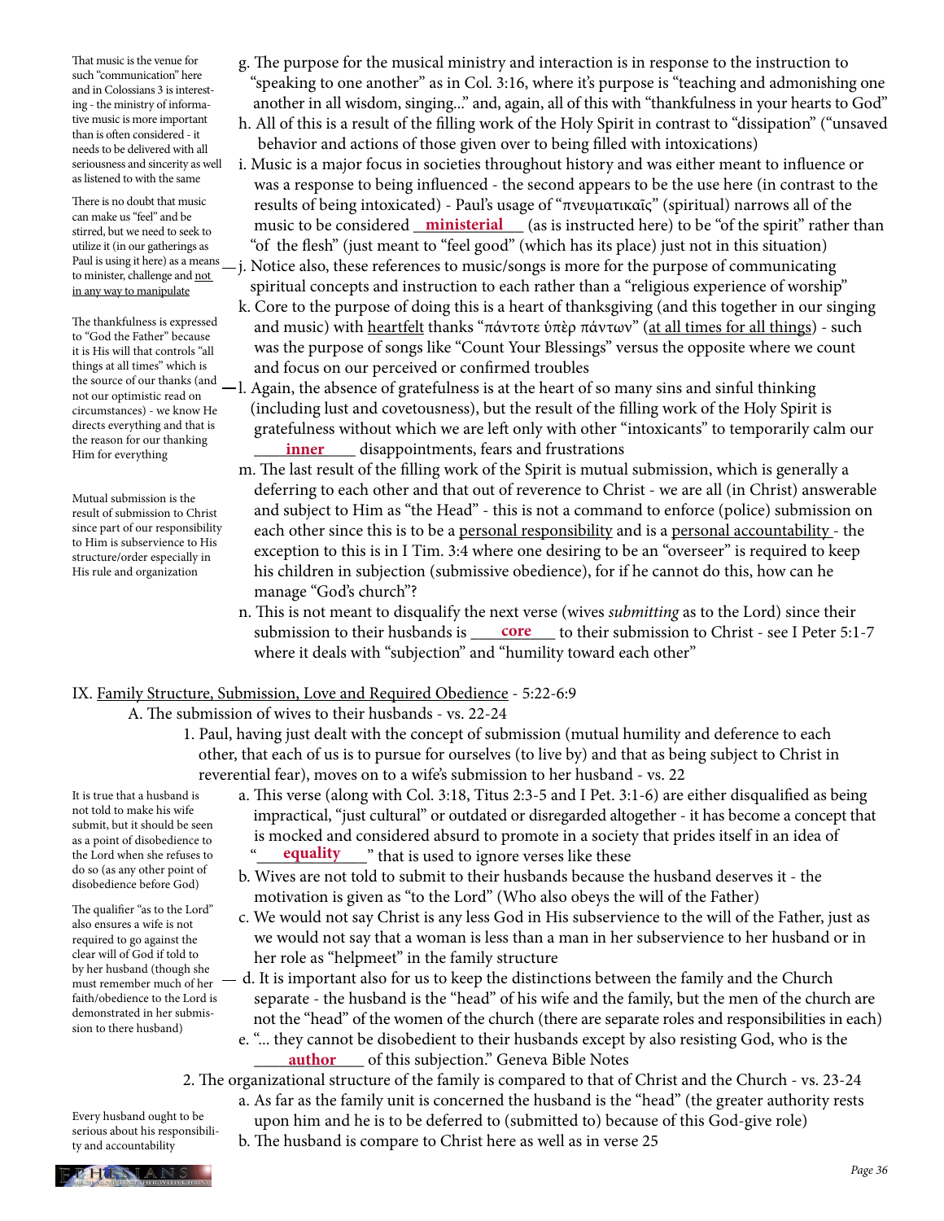g. The purpose for the musical ministry and interaction is in response to the instruction to "speaking to one another" as in Col. 3:16, where it's purpose is "teaching and admonishing one another in all wisdom, singing..." and, again, all of this with "thankfulness in your hearts to God"

h. All of this is a result of the filling work of the Holy Spirit in contrast to "dissipation" ("unsaved behavior and actions of those given over to being filled with intoxications)

i. Music is a major focus in societies throughout history and was either meant to influence or was a response to being influenced - the second appears to be the use here (in contrast to the results of being intoxicated) - Paul's usage of "πνευματικαῖς" (spiritual) narrows all of the music to be considered **ministerial** (as is instructed here) to be "of the spirit" rather than "of the flesh" (just meant to "feel good" (which has its place) just not in this situation)

That music is the venue for such "communication" here and in Colossians 3 is interesting - the ministry of informative music is more important than is often considered - it needs to be delivered with all seriousness and sincerity as well as listened to with the same

There is no doubt that music can make us "feel" and be stirred, but we need to seek to utilize it (in our gatherings as Paul is using it here) as a means to minister, challenge and <u>not in any way to manipulate</u>

j. Notice also, these references to music/songs is more for the purpose of communicating spiritual concepts and instruction to each rather than a "religious experience of worship"

k. Core to the purpose of doing this is a heart of thanksgiving (and this together in our singing and music) with <u>heartfelt</u> thanks "πάντοτε ὑπὲρ πάντων" (<u>at all times for all things</u>) - such was the purpose of songs like "Count Your Blessings" versus the opposite where we count and focus on our perceived or confirmed troubles

The thankfulness is expressed to "God the Father" because it is His will that controls "all things at all times" which is the source of our thanks (and not our optimistic read on circumstances) - we know He directs everything and that is the reason for our thanking Him for everything

l. Again, the absence of gratefulness is at the heart of so many sins and sinful thinking (including lust and covetousness), but the result of the filling work of the Holy Spirit is gratefulness without which we are left only with other "intoxicants" to temporarily calm our **inner** disappointments, fears and frustrations

m. The last result of the filling work of the Spirit is mutual submission, which is generally a deferring to each other and that out of reverence to Christ - we are all (in Christ) answerable and subject to Him as "the Head" - this is not a command to enforce (police) submission on each other since this is to be a <u>personal responsibility</u> and is a <u>personal accountability</u> - the exception to this is in I Tim. 3:4 where one desiring to be an "overseer" is required to keep his children in subjection (submissive obedience), for if he cannot do this, how can he manage "God's church"?

Mutual submission is the result of submission to Christ since part of our responsibility to Him is subservience to His structure/order especially in His rule and organization

n. This is not meant to disqualify the next verse (wives *submitting* as to the Lord) since their submission to their husbands is **core** to their submission to Christ - see I Peter 5:1-7 where it deals with "subjection" and "humility toward each other"

## IX. <u>Family Structure, Submission, Love and Required Obedience</u> - 5:22-6:9

### A. The submission of wives to their husbands - vs. 22-24

1. Paul, having just dealt with the concept of submission (mutual humility and deference to each other, that each of us is to pursue for ourselves (to live by) and that as being subject to Christ in reverential fear), moves on to a wife's submission to her husband - vs. 22

a. This verse (along with Col. 3:18, Titus 2:3-5 and I Pet. 3:1-6) are either disqualified as being impractical, "just cultural" or outdated or disregarded altogether - it has become a concept that is mocked and considered absurd to promote in a society that prides itself in an idea of "**equality**" that is used to ignore verses like these

It is true that a husband is not told to make his wife submit, but it should be seen as a point of disobedience to the Lord when she refuses to do so (as any other point of disobedience before God)

b. Wives are not told to submit to their husbands because the husband deserves it - the motivation is given as "to the Lord" (Who also obeys the will of the Father)

c. We would not say Christ is any less God in His subservience to the will of the Father, just as we would not say that a woman is less than a man in her subservience to her husband or in her role as "helpmeet" in the family structure

d. It is important also for us to keep the distinctions between the family and the Church separate - the husband is the "head" of his wife and the family, but the men of the church are not the "head" of the women of the church (there are separate roles and responsibilities in each)

The qualifier "as to the Lord" also ensures a wife is not required to go against the clear will of God if told to by her husband (though she must remember much of her faith/obedience to the Lord is demonstrated in her submission to there husband)

e. "... they cannot be disobedient to their husbands except by also resisting God, who is the **author** of this subjection." Geneva Bible Notes

2. The organizational structure of the family is compared to that of Christ and the Church - vs. 23-24

a. As far as the family unit is concerned the husband is the "head" (the greater authority rests upon him and he is to be deferred to (submitted to) because of this God-give role)

b. The husband is compare to Christ here as well as in verse 25

Every husband ought to be serious about his responsibility and accountability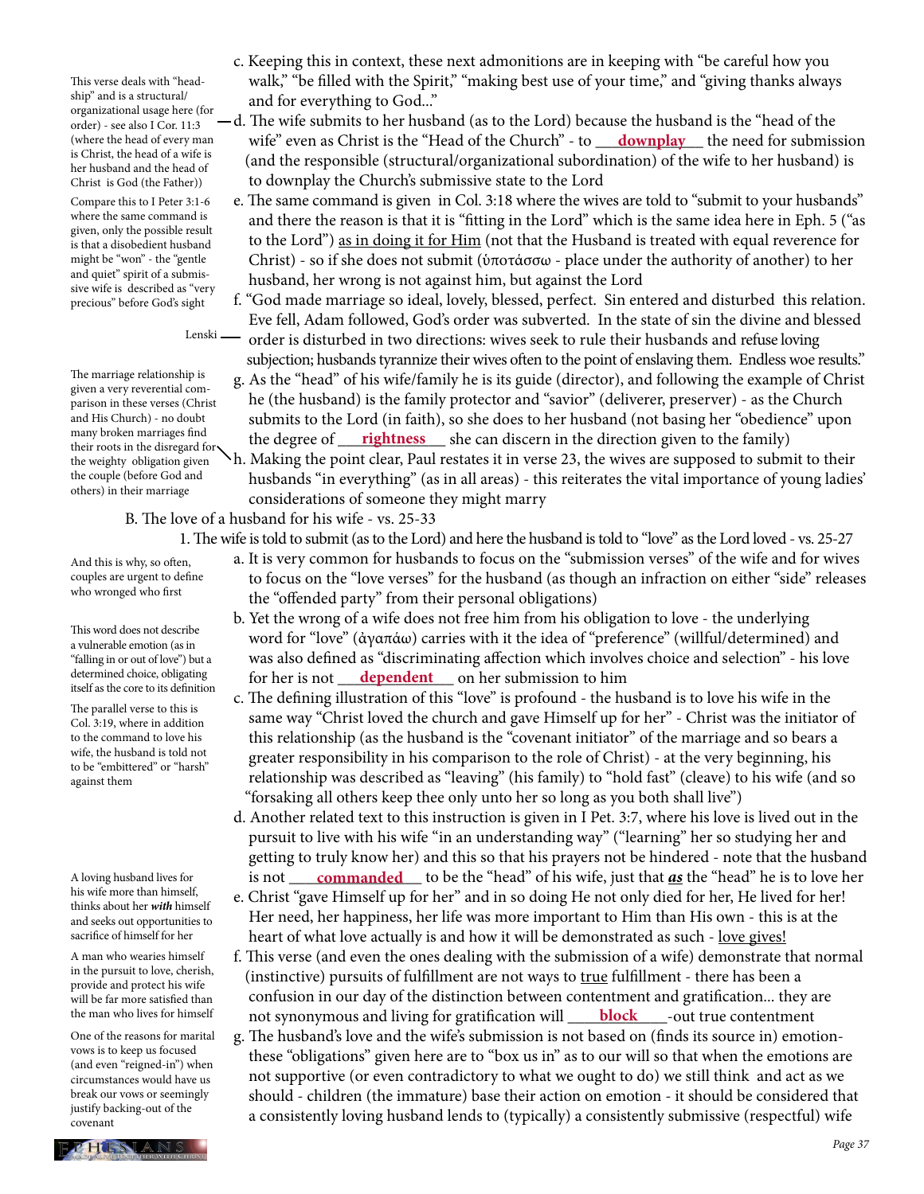c. Keeping this in context, these next admonitions are in keeping with "be careful how you walk," "be filled with the Spirit," "making best use of your time," and "giving thanks always and for everything to God..."

This verse deals with "headship" and is a structural/organizational usage here (for order) - see also I Cor. 11:3 (where the head of every man is Christ, the head of a wife is her husband and the head of Christ is God (the Father))

d. The wife submits to her husband (as to the Lord) because the husband is the "head of the wife" even as Christ is the "Head of the Church" - to ___**downplay**___ the need for submission (and the responsible (structural/organizational subordination) of the wife to her husband) is to downplay the Church's submissive state to the Lord

Compare this to I Peter 3:1-6 where the same command is given, only the possible result is that a disobedient husband might be "won" - the "gentle and quiet" spirit of a submissive wife is described as "very precious" before God's sight

e. The same command is given in Col. 3:18 where the wives are told to "submit to your husbands" and there the reason is that it is "fitting in the Lord" which is the same idea here in Eph. 5 ("as to the Lord") <u>as in doing it for Him</u> (not that the Husband is treated with equal reverence for Christ) - so if she does not submit (ὑποτάσσω - place under the authority of another) to her husband, her wrong is not against him, but against the Lord

f. "God made marriage so ideal, lovely, blessed, perfect. Sin entered and disturbed this relation. Eve fell, Adam followed, God's order was subverted. In the state of sin the divine and blessed order is disturbed in two directions: wives seek to rule their husbands and refuse loving subjection; husbands tyrannize their wives often to the point of enslaving them. Endless woe results." — Lenski

The marriage relationship is given a very reverential comparison in these verses (Christ and His Church) - no doubt many broken marriages find their roots in the disregard for the weighty obligation given the couple (before God and others) in their marriage

g. As the "head" of his wife/family he is its guide (director), and following the example of Christ he (the husband) is the family protector and "savior" (deliverer, preserver) - as the Church submits to the Lord (in faith), so she does to her husband (not basing her "obedience" upon the degree of ___**rightness**___ she can discern in the direction given to the family)

h. Making the point clear, Paul restates it in verse 23, the wives are supposed to submit to their husbands "in everything" (as in all areas) - this reiterates the vital importance of young ladies' considerations of someone they might marry

B. The love of a husband for his wife - vs. 25-33

1. The wife is told to submit (as to the Lord) and here the husband is told to "love" as the Lord loved - vs. 25-27

And this is why, so often, couples are urgent to define who wronged who first

a. It is very common for husbands to focus on the "submission verses" of the wife and for wives to focus on the "love verses" for the husband (as though an infraction on either "side" releases the "offended party" from their personal obligations)

This word does not describe a vulnerable emotion (as in "falling in or out of love") but a determined choice, obligating itself as the core to its definition

b. Yet the wrong of a wife does not free him from his obligation to love - the underlying word for "love" (ἀγαπάω) carries with it the idea of "preference" (willful/determined) and was also defined as "discriminating affection which involves choice and selection" - his love for her is not ___**dependent**___ on her submission to him

The parallel verse to this is Col. 3:19, where in addition to the command to love his wife, the husband is told not to be "embittered" or "harsh" against them

c. The defining illustration of this "love" is profound - the husband is to love his wife in the same way "Christ loved the church and gave Himself up for her" - Christ was the initiator of this relationship (as the husband is the "covenant initiator" of the marriage and so bears a greater responsibility in his comparison to the role of Christ) - at the very beginning, his relationship was described as "leaving" (his family) to "hold fast" (cleave) to his wife (and so "forsaking all others keep thee only unto her so long as you both shall live")

d. Another related text to this instruction is given in I Pet. 3:7, where his love is lived out in the pursuit to live with his wife "in an understanding way" ("learning" her so studying her and getting to truly know her) and this so that his prayers not be hindered - note that the husband is not ___**commanded**___ to be the "head" of his wife, just that ***as*** the "head" he is to love her

A loving husband lives for his wife more than himself, thinks about her ***with*** himself and seeks out opportunities to sacrifice of himself for her

e. Christ "gave Himself up for her" and in so doing He not only died for her, He lived for her! Her need, her happiness, her life was more important to Him than His own - this is at the heart of what love actually is and how it will be demonstrated as such - <u>love gives!</u>

A man who wearies himself in the pursuit to love, cherish, provide and protect his wife will be far more satisfied than the man who lives for himself

f. This verse (and even the ones dealing with the submission of a wife) demonstrate that normal (instinctive) pursuits of fulfillment are not ways to <u>true</u> fulfillment - there has been a confusion in our day of the distinction between contentment and gratification... they are not synonymous and living for gratification will ___**block**___-out true contentment

One of the reasons for marital vows is to keep us focused (and even "reigned-in") when circumstances would have us break our vows or seemingly justify backing-out of the covenant

g. The husband's love and the wife's submission is not based on (finds its source in) emotion- these "obligations" given here are to "box us in" as to our will so that when the emotions are not supportive (or even contradictory to what we ought to do) we still think and act as we should - children (the immature) base their action on emotion - it should be considered that a consistently loving husband lends to (typically) a consistently submissive (respectful) wife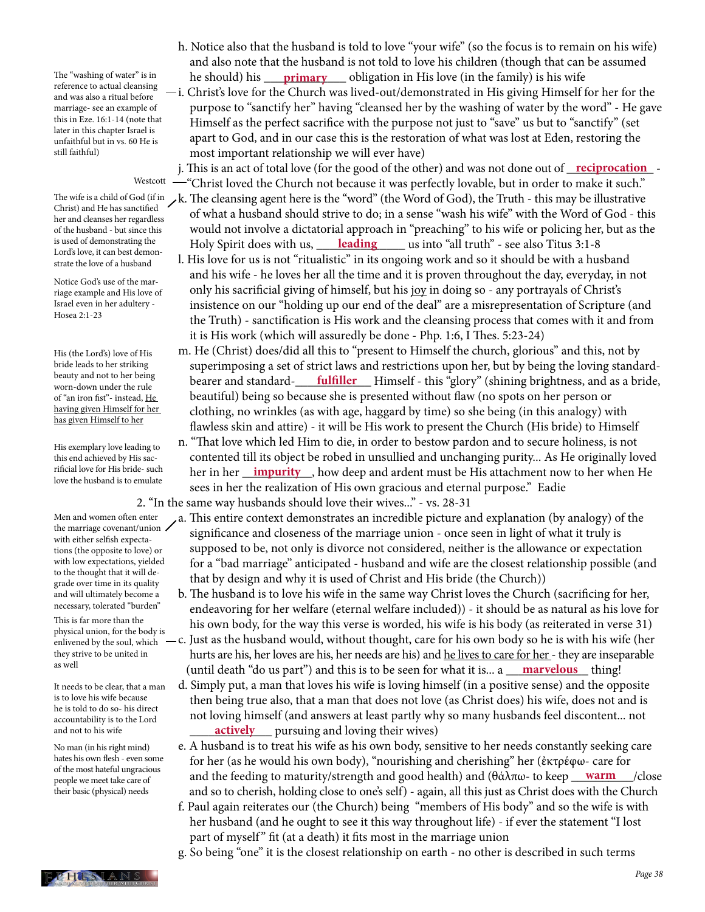h. Notice also that the husband is told to love "your wife" (so the focus is to remain on his wife) and also note that the husband is not told to love his children (though that can be assumed he should) his ___**primary**___ obligation in His love (in the family) is his wife

> The "washing of water" is in reference to actual cleansing and was also a ritual before marriage- see an example of this in Eze. 16:1-14 (note that later in this chapter Israel is unfaithful but in vs. 60 He is still faithful)

i. Christ's love for the Church was lived-out/demonstrated in His giving Himself for her for the purpose to "sanctify her" having "cleansed her by the washing of water by the word" - He gave Himself as the perfect sacrifice with the purpose not just to "save" us but to "sanctify" (set apart to God, and in our case this is the restoration of what was lost at Eden, restoring the most important relationship we will ever have)

j. This is an act of total love (for the good of the other) and was not done out of ___**reciprocation**___ - "Christ loved the Church not because it was perfectly lovable, but in order to make it such."

> Westcott

> The wife is a child of God (if in Christ) and He has sanctified her and cleanses her regardless of the husband - but since this is used of demonstrating the Lord's love, it can best demonstrate the love of a husband

k. The cleansing agent here is the "word" (the Word of God), the Truth - this may be illustrative of what a husband should strive to do; in a sense "wash his wife" with the Word of God - this would not involve a dictatorial approach in "preaching" to his wife or policing her, but as the Holy Spirit does with us, ___**leading**___ us into "all truth" - see also Titus 3:1-8

> Notice God's use of the marriage example and His love of Israel even in her adultery - Hosea 2:1-23

l. His love for us is not "ritualistic" in its ongoing work and so it should be with a husband and his wife - he loves her all the time and it is proven throughout the day, everyday, in not only his sacrificial giving of himself, but his joy in doing so - any portrayals of Christ's insistence on our "holding up our end of the deal" are a misrepresentation of Scripture (and the Truth) - sanctification is His work and the cleansing process that comes with it and from it is His work (which will assuredly be done - Php. 1:6, I Thes. 5:23-24)

> His (the Lord's) love of His bride leads to her striking beauty and not to her being worn-down under the rule of "an iron fist"- instead, He having given Himself for her has given Himself to her

m. He (Christ) does/did all this to "present to Himself the church, glorious" and this, not by superimposing a set of strict laws and restrictions upon her, but by being the loving standard-bearer and standard-___**fulfiller**___ Himself - this "glory" (shining brightness, and as a bride, beautiful) being so because she is presented without flaw (no spots on her person or clothing, no wrinkles (as with age, haggard by time) so she being (in this analogy) with flawless skin and attire) - it will be His work to present the Church (His bride) to Himself

> His exemplary love leading to this end achieved by His sacrificial love for His bride- such love the husband is to emulate

n. "That love which led Him to die, in order to bestow pardon and to secure holiness, is not contented till its object be robed in unsullied and unchanging purity... As He originally loved her in her ___**impurity**___, how deep and ardent must be His attachment now to her when He sees in her the realization of His own gracious and eternal purpose." Eadie

2. "In the same way husbands should love their wives..." - vs. 28-31

> Men and women often enter the marriage covenant/union with either selfish expectations (the opposite to love) or with low expectations, yielded to the thought that it will degrade over time in its quality and will ultimately become a necessary, tolerated "burden"

a. This entire context demonstrates an incredible picture and explanation (by analogy) of the significance and closeness of the marriage union - once seen in light of what it truly is supposed to be, not only is divorce not considered, neither is the allowance or expectation for a "bad marriage" anticipated - husband and wife are the closest relationship possible (and that by design and why it is used of Christ and His bride (the Church))

b. The husband is to love his wife in the same way Christ loves the Church (sacrificing for her, endeavoring for her welfare (eternal welfare included)) - it should be as natural as his love for his own body, for the way this verse is worded, his wife is his body (as reiterated in verse 31)

> This is far more than the physical union, for the body is enlivened by the soul, which they strive to be united in as well

c. Just as the husband would, without thought, care for his own body so he is with his wife (her hurts are his, her loves are his, her needs are his) and he lives to care for her - they are inseparable (until death "do us part") and this is to be seen for what it is... a ___**marvelous**___ thing!

> It needs to be clear, that a man is to love his wife because he is told to do so- his direct accountability is to the Lord and not to his wife

d. Simply put, a man that loves his wife is loving himself (in a positive sense) and the opposite then being true also, that a man that does not love (as Christ does) his wife, does not and is not loving himself (and answers at least partly why so many husbands feel discontent... not ___**actively**___ pursuing and loving their wives)

> No man (in his right mind) hates his own flesh - even some of the most hateful ungracious people we meet take care of their basic (physical) needs

e. A husband is to treat his wife as his own body, sensitive to her needs constantly seeking care for her (as he would his own body), "nourishing and cherishing" her (ἐκτρέφω- care for and the feeding to maturity/strength and good health) and (θάλπω- to keep ___**warm**___/close and so to cherish, holding close to one's self) - again, all this just as Christ does with the Church

f. Paul again reiterates our (the Church) being "members of His body" and so the wife is with her husband (and he ought to see it this way throughout life) - if ever the statement "I lost part of myself" fit (at a death) it fits most in the marriage union

g. So being "one" it is the closest relationship on earth - no other is described in such terms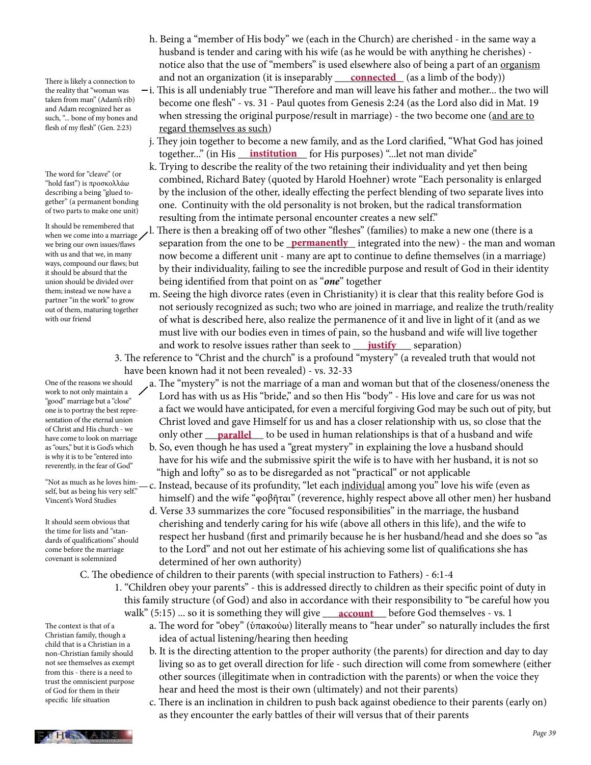h. Being a "member of His body" we (each in the Church) are cherished - in the same way a husband is tender and caring with his wife (as he would be with anything he cherishes) - notice also that the use of "members" is used elsewhere also of being a part of an organism and not an organization (it is inseparably **connected** (as a limb of the body))

> There is likely a connection to the reality that "woman was taken from man" (Adam's rib) and Adam recognized her as such, "... bone of my bones and flesh of my flesh" (Gen. 2:23)

i. This is all undeniably true "Therefore and man will leave his father and mother... the two will become one flesh" - vs. 31 - Paul quotes from Genesis 2:24 (as the Lord also did in Mat. 19 when stressing the original purpose/result in marriage) - the two become one (and are to regard themselves as such)

j. They join together to become a new family, and as the Lord clarified, "What God has joined together..." (in His **institution** for His purposes) "...let not man divide"

> The word for "cleave" (or "hold fast") is προσκολλάω describing a being "glued together" (a permanent bonding of two parts to make one unit)

k. Trying to describe the reality of the two retaining their individuality and yet then being combined, Richard Batey (quoted by Harold Hoehner) wrote "Each personality is enlarged by the inclusion of the other, ideally effecting the perfect blending of two separate lives into one. Continuity with the old personality is not broken, but the radical transformation resulting from the intimate personal encounter creates a new self."

> It should be remembered that when we come into a marriage we bring our own issues/flaws with us and that we, in many ways, compound our flaws; but it should be absurd that the union should be divided over them; instead we now have a partner "in the work" to grow out of them, maturing together with our friend

l. There is then a breaking off of two other "fleshes" (families) to make a new one (there is a separation from the one to be **permanently** integrated into the new) - the man and woman now become a different unit - many are apt to continue to define themselves (in a marriage) by their individuality, failing to see the incredible purpose and result of God in their identity being identified from that point on as "***one***" together

m. Seeing the high divorce rates (even in Christianity) it is clear that this reality before God is not seriously recognized as such; two who are joined in marriage, and realize the truth/reality of what is described here, also realize the permanence of it and live in light of it (and as we must live with our bodies even in times of pain, so the husband and wife will live together and work to resolve issues rather than seek to **justify** separation)

3. The reference to "Christ and the church" is a profound "mystery" (a revealed truth that would not have been known had it not been revealed) - vs. 32-33

> One of the reasons we should work to not only maintain a "good" marriage but a "close" one is to portray the best representation of the eternal union of Christ and his church - we have come to look on marriage as "ours," but it is God's which is why it is to be "entered into reverently, in the fear of God"

a. The "mystery" is not the marriage of a man and woman but that of the closeness/oneness the Lord has with us as His "bride," and so then His "body" - His love and care for us was not a fact we would have anticipated, for even a merciful forgiving God may be such out of pity, but Christ loved and gave Himself for us and has a closer relationship with us, so close that the only other **parallel** to be used in human relationships is that of a husband and wife

b. So, even though he has used a "great mystery" in explaining the love a husband should have for his wife and the submissive spirit the wife is to have with her husband, it is not so "high and lofty" so as to be disregarded as not "practical" or not applicable

> "Not as much as he loves himself, but as being his very self." Vincent's Word Studies

c. Instead, because of its profundity, "let each individual among you" love his wife (even as himself) and the wife "φοβῆται" (reverence, highly respect above all other men) her husband

> It should seem obvious that the time for lists and "standards of qualifications" should come before the marriage covenant is solemnized

d. Verse 33 summarizes the core "focused responsibilities" in the marriage, the husband cherishing and tenderly caring for his wife (above all others in this life), and the wife to respect her husband (first and primarily because he is her husband/head and she does so "as to the Lord" and not out her estimate of his achieving some list of qualifications she has determined of her own authority)

C. The obedience of children to their parents (with special instruction to Fathers) - 6:1-4

1. "Children obey your parents" - this is addressed directly to children as their specific point of duty in this family structure (of God) and also in accordance with their responsibility to "be careful how you walk" (5:15) ... so it is something they will give **account** before God themselves - vs. 1

> The context is that of a Christian family, though a child that is a Christian in a non-Christian family should not see themselves as exempt from this - there is a need to trust the omniscient purpose of God for them in their specific life situation

a. The word for "obey" (ὑπακούω) literally means to "hear under" so naturally includes the first idea of actual listening/hearing then heeding

b. It is the directing attention to the proper authority (the parents) for direction and day to day living so as to get overall direction for life - such direction will come from somewhere (either other sources (illegitimate when in contradiction with the parents) or when the voice they hear and heed the most is their own (ultimately) and not their parents)

c. There is an inclination in children to push back against obedience to their parents (early on) as they encounter the early battles of their will versus that of their parents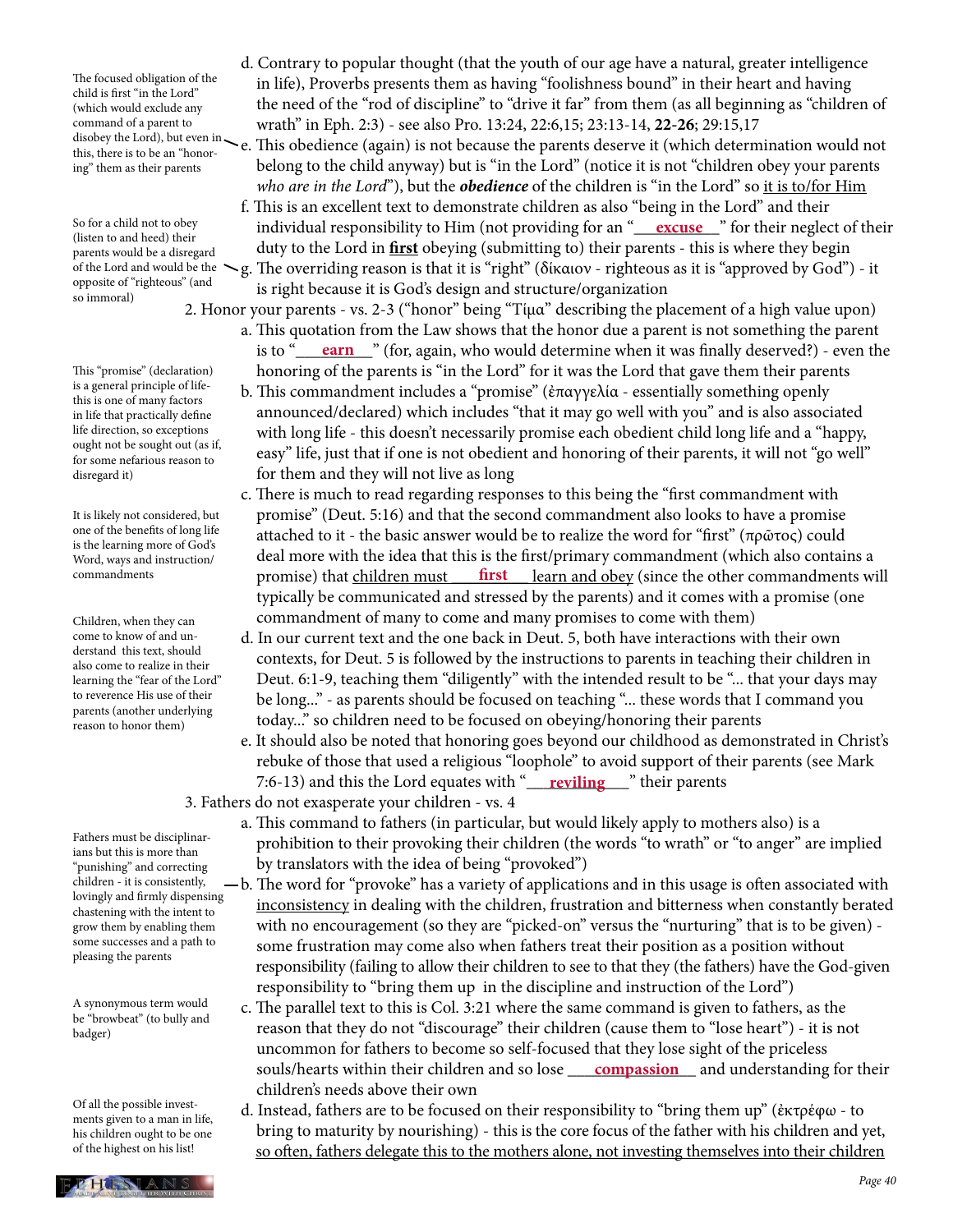d. Contrary to popular thought (that the youth of our age have a natural, greater intelligence in life), Proverbs presents them as having "foolishness bound" in their heart and having the need of the "rod of discipline" to "drive it far" from them (as all beginning as "children of wrath" in Eph. 2:3) - see also Pro. 13:24, 22:6,15; 23:13-14, **22-26**; 29:15,17

> The focused obligation of the child is first "in the Lord" (which would exclude any command of a parent to disobey the Lord), but even in this, there is to be an "honoring" them as their parents

e. This obedience (again) is not because the parents deserve it (which determination would not belong to the child anyway) but is "in the Lord" (notice it is not "children obey your parents *who are in the Lord*"), but the ***obedience*** of the children is "in the Lord" so it is to/for Him

f. This is an excellent text to demonstrate children as also "being in the Lord" and their individual responsibility to Him (not providing for an "**excuse**" for their neglect of their duty to the Lord in **first** obeying (submitting to) their parents - this is where they begin

> So for a child not to obey (listen to and heed) their parents would be a disregard of the Lord and would be the opposite of "righteous" (and so immoral)

g. The overriding reason is that it is "right" (δίκαιον - righteous as it is "approved by God") - it is right because it is God's design and structure/organization

2. Honor your parents - vs. 2-3 ("honor" being "Τίμα" describing the placement of a high value upon)

a. This quotation from the Law shows that the honor due a parent is not something the parent is to "**earn**" (for, again, who would determine when it was finally deserved?) - even the honoring of the parents is "in the Lord" for it was the Lord that gave them their parents

> This "promise" (declaration) is a general principle of life-this is one of many factors in life that practically define life direction, so exceptions ought not be sought out (as if, for some nefarious reason to disregard it)

b. This commandment includes a "promise" (ἐπαγγελία - essentially something openly announced/declared) which includes "that it may go well with you" and is also associated with long life - this doesn't necessarily promise each obedient child long life and a "happy, easy" life, just that if one is not obedient and honoring of their parents, it will not "go well" for them and they will not live as long

> It is likely not considered, but one of the benefits of long life is the learning more of God's Word, ways and instruction/ commandments

c. There is much to read regarding responses to this being the "first commandment with promise" (Deut. 5:16) and that the second commandment also looks to have a promise attached to it - the basic answer would be to realize the word for "first" (πρῶτος) could deal more with the idea that this is the first/primary commandment (which also contains a promise) that children must **first** learn and obey (since the other commandments will typically be communicated and stressed by the parents) and it comes with a promise (one commandment of many to come and many promises to come with them)

> Children, when they can come to know of and understand this text, should also come to realize in their learning the "fear of the Lord" to reverence His use of their parents (another underlying reason to honor them)

d. In our current text and the one back in Deut. 5, both have interactions with their own contexts, for Deut. 5 is followed by the instructions to parents in teaching their children in Deut. 6:1-9, teaching them "diligently" with the intended result to be "... that your days may be long..." - as parents should be focused on teaching "... these words that I command you today..." so children need to be focused on obeying/honoring their parents

e. It should also be noted that honoring goes beyond our childhood as demonstrated in Christ's rebuke of those that used a religious "loophole" to avoid support of their parents (see Mark 7:6-13) and this the Lord equates with "**reviling**" their parents

3. Fathers do not exasperate your children - vs. 4

a. This command to fathers (in particular, but would likely apply to mothers also) is a prohibition to their provoking their children (the words "to wrath" or "to anger" are implied by translators with the idea of being "provoked")

> Fathers must be disciplinarians but this is more than "punishing" and correcting children - it is consistently, lovingly and firmly dispensing chastening with the intent to grow them by enabling them some successes and a path to pleasing the parents

b. The word for "provoke" has a variety of applications and in this usage is often associated with inconsistency in dealing with the children, frustration and bitterness when constantly berated with no encouragement (so they are "picked-on" versus the "nurturing" that is to be given) - some frustration may come also when fathers treat their position as a position without responsibility (failing to allow their children to see to that they (the fathers) have the God-given responsibility to "bring them up in the discipline and instruction of the Lord")

> A synonymous term would be "browbeat" (to bully and badger)

c. The parallel text to this is Col. 3:21 where the same command is given to fathers, as the reason that they do not "discourage" their children (cause them to "lose heart") - it is not uncommon for fathers to become so self-focused that they lose sight of the priceless souls/hearts within their children and so lose **compassion** and understanding for their children's needs above their own

> Of all the possible investments given to a man in life, his children ought to be one of the highest on his list!

d. Instead, fathers are to be focused on their responsibility to "bring them up" (ἐκτρέφω - to bring to maturity by nourishing) - this is the core focus of the father with his children and yet, so often, fathers delegate this to the mothers alone, not investing themselves into their children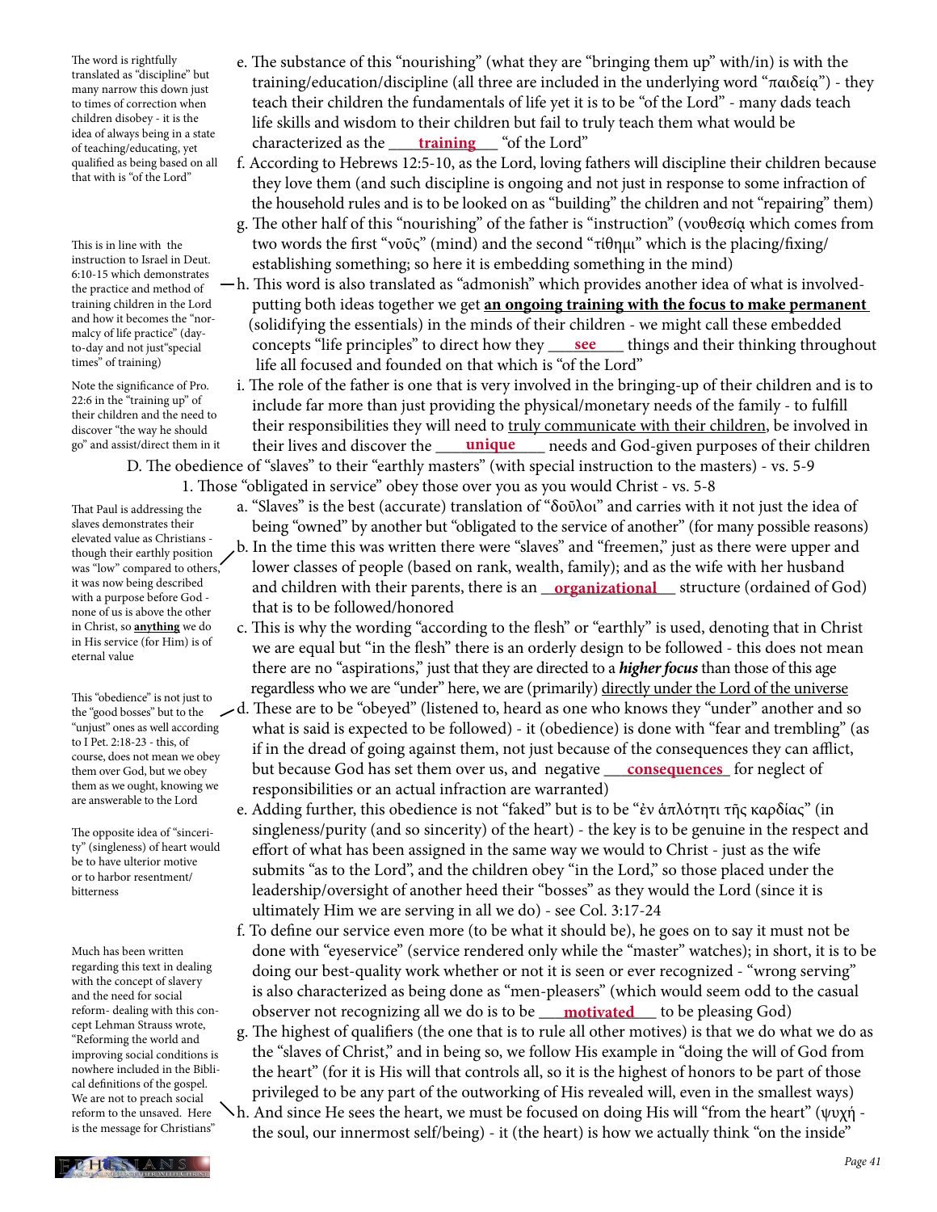e. The substance of this "nourishing" (what they are "bringing them up" with/in) is with the training/education/discipline (all three are included in the underlying word "παιδείᾳ") - they teach their children the fundamentals of life yet it is to be "of the Lord" - many dads teach life skills and wisdom to their children but fail to truly teach them what would be characterized as the ____**training**____ "of the Lord"

> The word is rightfully translated as "discipline" but many narrow this down just to times of correction when children disobey - it is the idea of always being in a state of teaching/educating, yet qualified as being based on all that with is "of the Lord"

f. According to Hebrews 12:5-10, as the Lord, loving fathers will discipline their children because they love them (and such discipline is ongoing and not just in response to some infraction of the household rules and is to be looked on as "building" the children and not "repairing" them)

g. The other half of this "nourishing" of the father is "instruction" (νουθεσίᾳ which comes from two words the first "νοῦς" (mind) and the second "τίθημι" which is the placing/fixing/establishing something; so here it is embedding something in the mind)

h. This word is also translated as "admonish" which provides another idea of what is involved- putting both ideas together we get **an ongoing training with the focus to make permanent** (solidifying the essentials) in the minds of their children - we might call these embedded concepts "life principles" to direct how they ____**see**____ things and their thinking throughout life all focused and founded on that which is "of the Lord"

> This is in line with the instruction to Israel in Deut. 6:10-15 which demonstrates the practice and method of training children in the Lord and how it becomes the "normalcy of life practice" (day-to-day and not just"special times" of training)

i. The role of the father is one that is very involved in the bringing-up of their children and is to include far more than just providing the physical/monetary needs of the family - to fulfill their responsibilities they will need to truly communicate with their children, be involved in their lives and discover the ____**unique**____ needs and God-given purposes of their children

> Note the significance of Pro. 22:6 in the "training up" of their children and the need to discover "the way he should go" and assist/direct them in it

D. The obedience of "slaves" to their "earthly masters" (with special instruction to the masters) - vs. 5-9

1. Those "obligated in service" obey those over you as you would Christ - vs. 5-8

a. "Slaves" is the best (accurate) translation of "δοῦλοι" and carries with it not just the idea of being "owned" by another but "obligated to the service of another" (for many possible reasons)

b. In the time this was written there were "slaves" and "freemen," just as there were upper and lower classes of people (based on rank, wealth, family); and as the wife with her husband and children with their parents, there is an ____**organizational**____ structure (ordained of God) that is to be followed/honored

> That Paul is addressing the slaves demonstrates their elevated value as Christians - though their earthly position was "low" compared to others, it was now being described with a purpose before God - none of us is above the other in Christ, so **anything** we do in His service (for Him) is of eternal value

c. This is why the wording "according to the flesh" or "earthly" is used, denoting that in Christ we are equal but "in the flesh" there is an orderly design to be followed - this does not mean there are no "aspirations," just that they are directed to a ***higher focus*** than those of this age regardless who we are "under" here, we are (primarily) directly under the Lord of the universe

d. These are to be "obeyed" (listened to, heard as one who knows they "under" another and so what is said is expected to be followed) - it (obedience) is done with "fear and trembling" (as if in the dread of going against them, not just because of the consequences they can afflict, but because God has set them over us, and negative ____**consequences**____ for neglect of responsibilities or an actual infraction are warranted)

> This "obedience" is not just to the "good bosses" but to the "unjust" ones as well according to I Pet. 2:18-23 - this, of course, does not mean we obey them over God, but we obey them as we ought, knowing we are answerable to the Lord

e. Adding further, this obedience is not "faked" but is to be "ἐν ἁπλότητι τῆς καρδίας" (in singleness/purity (and so sincerity) of the heart) - the key is to be genuine in the respect and effort of what has been assigned in the same way we would to Christ - just as the wife submits "as to the Lord", and the children obey "in the Lord," so those placed under the leadership/oversight of another heed their "bosses" as they would the Lord (since it is ultimately Him we are serving in all we do) - see Col. 3:17-24

> The opposite idea of "sincerity" (singleness) of heart would be to have ulterior motive or to harbor resentment/bitterness

f. To define our service even more (to be what it should be), he goes on to say it must not be done with "eyeservice" (service rendered only while the "master" watches); in short, it is to be doing our best-quality work whether or not it is seen or ever recognized - "wrong serving" is also characterized as being done as "men-pleasers" (which would seem odd to the casual observer not recognizing all we do is to be ____**motivated**____ to be pleasing God)

g. The highest of qualifiers (the one that is to rule all other motives) is that we do what we do as the "slaves of Christ," and in being so, we follow His example in "doing the will of God from the heart" (for it is His will that controls all, so it is the highest of honors to be part of those privileged to be any part of the outworking of His revealed will, even in the smallest ways)

h. And since He sees the heart, we must be focused on doing His will "from the heart" (ψυχή - the soul, our innermost self/being) - it (the heart) is how we actually think "on the inside"

> Much has been written regarding this text in dealing with the concept of slavery and the need for social reform- dealing with this concept Lehman Strauss wrote, "Reforming the world and improving social conditions is nowhere included in the Biblical definitions of the gospel. We are not to preach social reform to the unsaved. Here is the message for Christians"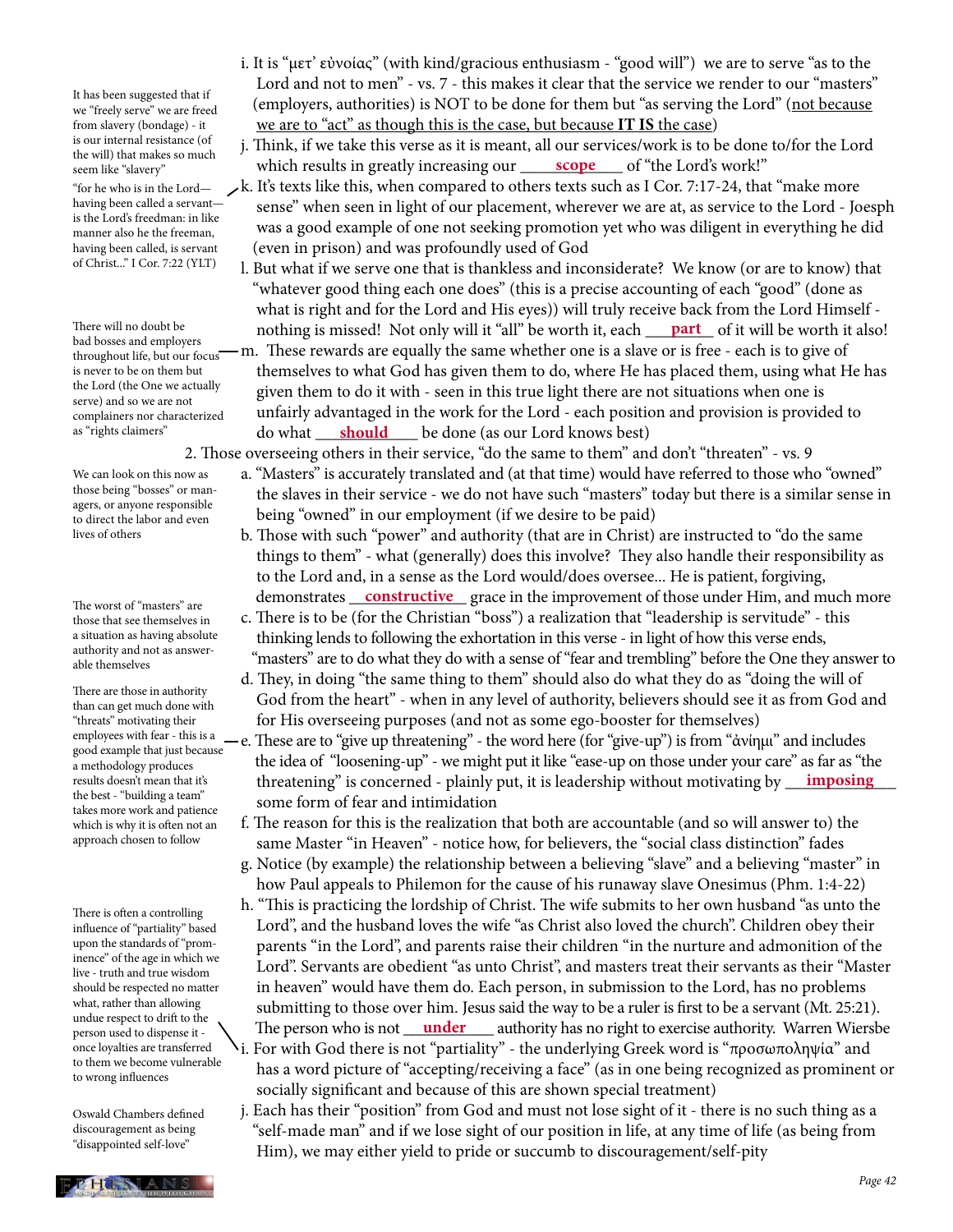i. It is "μετ' εὐνοίας" (with kind/gracious enthusiasm - "good will") we are to serve "as to the Lord and not to men" - vs. 7 - this makes it clear that the service we render to our "masters" (employers, authorities) is NOT to be done for them but "as serving the Lord" (not because we are to "act" as though this is the case, but because **IT IS** the case)

> It has been suggested that if we "freely serve" we are freed from slavery (bondage) - it is our internal resistance (of the will) that makes so much seem like "slavery"

j. Think, if we take this verse as it is meant, all our services/work is to be done to/for the Lord which results in greatly increasing our **scope** of "the Lord's work!"

> "for he who is in the Lord—having been called a servant—is the Lord's freedman: in like manner also he the freeman, having been called, is servant of Christ..." I Cor. 7:22 (YLT)

k. It's texts like this, when compared to others texts such as I Cor. 7:17-24, that "make more sense" when seen in light of our placement, wherever we are at, as service to the Lord - Joesph was a good example of one not seeking promotion yet who was diligent in everything he did (even in prison) and was profoundly used of God

l. But what if we serve one that is thankless and inconsiderate? We know (or are to know) that "whatever good thing each one does" (this is a precise accounting of each "good" (done as what is right and for the Lord and His eyes)) will truly receive back from the Lord Himself - nothing is missed! Not only will it "all" be worth it, each **part** of it will be worth it also!

> There will no doubt be bad bosses and employers throughout life, but our focus is never to be on them but the Lord (the One we actually serve) and so we are not complainers nor characterized as "rights claimers"

m. These rewards are equally the same whether one is a slave or is free - each is to give of themselves to what God has given them to do, where He has placed them, using what He has given them to do it with - seen in this true light there are not situations when one is unfairly advantaged in the work for the Lord - each position and provision is provided to do what **should** be done (as our Lord knows best)

2. Those overseeing others in their service, "do the same to them" and don't "threaten" - vs. 9

> We can look on this now as those being "bosses" or managers, or anyone responsible to direct the labor and even lives of others

a. "Masters" is accurately translated and (at that time) would have referred to those who "owned" the slaves in their service - we do not have such "masters" today but there is a similar sense in being "owned" in our employment (if we desire to be paid)

b. Those with such "power" and authority (that are in Christ) are instructed to "do the same things to them" - what (generally) does this involve? They also handle their responsibility as to the Lord and, in a sense as the Lord would/does oversee... He is patient, forgiving, demonstrates **constructive** grace in the improvement of those under Him, and much more

> The worst of "masters" are those that see themselves in a situation as having absolute authority and not as answerable themselves

c. There is to be (for the Christian "boss") a realization that "leadership is servitude" - this thinking lends to following the exhortation in this verse - in light of how this verse ends, "masters" are to do what they do with a sense of "fear and trembling" before the One they answer to

d. They, in doing "the same thing to them" should also do what they do as "doing the will of God from the heart" - when in any level of authority, believers should see it as from God and for His overseeing purposes (and not as some ego-booster for themselves)

> There are those in authority than can get much done with "threats" motivating their employees with fear - this is a good example that just because a methodology produces results doesn't mean that it's the best - "building a team" takes more work and patience which is why it is often not an approach chosen to follow

e. These are to "give up threatening" - the word here (for "give-up") is from "ἀνίημι" and includes the idea of "loosening-up" - we might put it like "ease-up on those under your care" as far as "the threatening" is concerned - plainly put, it is leadership without motivating by **imposing** some form of fear and intimidation

f. The reason for this is the realization that both are accountable (and so will answer to) the same Master "in Heaven" - notice how, for believers, the "social class distinction" fades

g. Notice (by example) the relationship between a believing "slave" and a believing "master" in how Paul appeals to Philemon for the cause of his runaway slave Onesimus (Phm. 1:4-22)

h. "This is practicing the lordship of Christ. The wife submits to her own husband "as unto the Lord", and the husband loves the wife "as Christ also loved the church". Children obey their parents "in the Lord", and parents raise their children "in the nurture and admonition of the Lord". Servants are obedient "as unto Christ", and masters treat their servants as their "Master in heaven" would have them do. Each person, in submission to the Lord, has no problems submitting to those over him. Jesus said the way to be a ruler is first to be a servant (Mt. 25:21). The person who is not **under** authority has no right to exercise authority. Warren Wiersbe

> There is often a controlling influence of "partiality" based upon the standards of "prominence" of the age in which we live - truth and true wisdom should be respected no matter what, rather than allowing undue respect to drift to the person used to dispense it - once loyalties are transferred to them we become vulnerable to wrong influences

i. For with God there is not "partiality" - the underlying Greek word is "προσωποληψία" and has a word picture of "accepting/receiving a face" (as in one being recognized as prominent or socially significant and because of this are shown special treatment)

> Oswald Chambers defined discouragement as being "disappointed self-love"

j. Each has their "position" from God and must not lose sight of it - there is no such thing as a "self-made man" and if we lose sight of our position in life, at any time of life (as being from Him), we may either yield to pride or succumb to discouragement/self-pity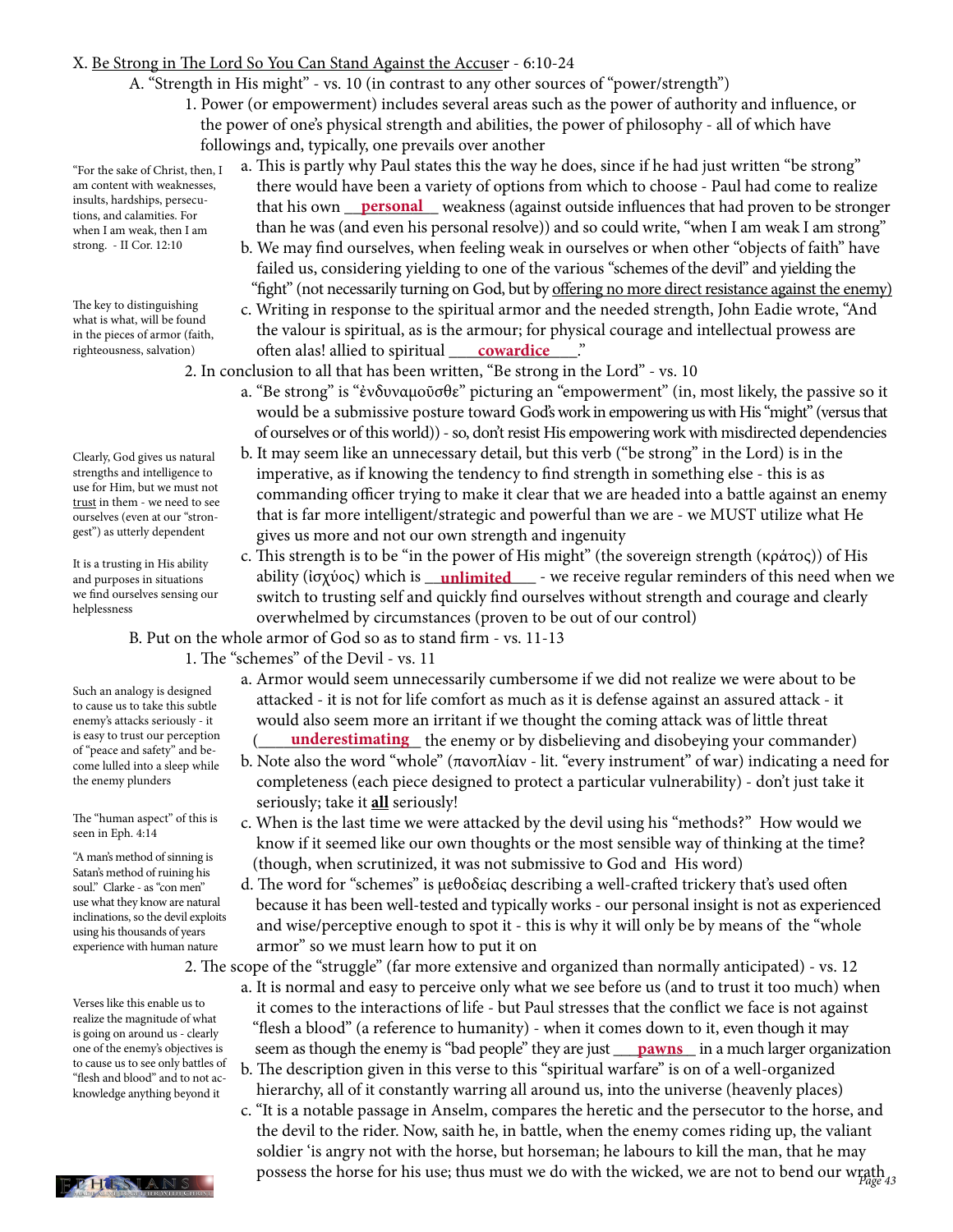X. Be Strong in The Lord So You Can Stand Against the Accuser - 6:10-24

A. "Strength in His might" - vs. 10 (in contrast to any other sources of "power/strength")

1. Power (or empowerment) includes several areas such as the power of authority and influence, or the power of one's physical strength and abilities, the power of philosophy - all of which have followings and, typically, one prevails over another

"For the sake of Christ, then, I am content with weaknesses, insults, hardships, persecutions, and calamities. For when I am weak, then I am strong. - II Cor. 12:10

a. This is partly why Paul states this the way he does, since if he had just written "be strong" there would have been a variety of options from which to choose - Paul had come to realize that his own __**personal**__ weakness (against outside influences that had proven to be stronger than he was (and even his personal resolve)) and so could write, "when I am weak I am strong"

b. We may find ourselves, when feeling weak in ourselves or when other "objects of faith" have failed us, considering yielding to one of the various "schemes of the devil" and yielding the "fight" (not necessarily turning on God, but by offering no more direct resistance against the enemy)

The key to distinguishing what is what, will be found in the pieces of armor (faith, righteousness, salvation)

c. Writing in response to the spiritual armor and the needed strength, John Eadie wrote, "And the valour is spiritual, as is the armour; for physical courage and intellectual prowess are often alas! allied to spiritual ___**cowardice**___."

2. In conclusion to all that has been written, "Be strong in the Lord" - vs. 10

a. "Be strong" is "ἐνδυναμοῦσθε" picturing an "empowerment" (in, most likely, the passive so it would be a submissive posture toward God's work in empowering us with His "might" (versus that of ourselves or of this world)) - so, don't resist His empowering work with misdirected dependencies

Clearly, God gives us natural strengths and intelligence to use for Him, but we must not trust in them - we need to see ourselves (even at our "strongest") as utterly dependent

b. It may seem like an unnecessary detail, but this verb ("be strong" in the Lord) is in the imperative, as if knowing the tendency to find strength in something else - this is as commanding officer trying to make it clear that we are headed into a battle against an enemy that is far more intelligent/strategic and powerful than we are - we MUST utilize what He gives us more and not our own strength and ingenuity

It is a trusting in His ability and purposes in situations we find ourselves sensing our helplessness

c. This strength is to be "in the power of His might" (the sovereign strength (κράτος)) of His ability (ἰσχύος) which is __**unlimited**__ - we receive regular reminders of this need when we switch to trusting self and quickly find ourselves without strength and courage and clearly overwhelmed by circumstances (proven to be out of our control)

B. Put on the whole armor of God so as to stand firm - vs. 11-13

1. The "schemes" of the Devil - vs. 11

Such an analogy is designed to cause us to take this subtle enemy's attacks seriously - it is easy to trust our perception of "peace and safety" and become lulled into a sleep while the enemy plunders

a. Armor would seem unnecessarily cumbersome if we did not realize we were about to be attacked - it is not for life comfort as much as it is defense against an assured attack - it would also seem more an irritant if we thought the coming attack was of little threat (____**underestimating**__ the enemy or by disbelieving and disobeying your commander)

b. Note also the word "whole" (πανοπλίαν - lit. "every instrument" of war) indicating a need for completeness (each piece designed to protect a particular vulnerability) - don't just take it seriously; take it **all** seriously!

The "human aspect" of this is seen in Eph. 4:14

c. When is the last time we were attacked by the devil using his "methods?" How would we know if it seemed like our own thoughts or the most sensible way of thinking at the time? (though, when scrutinized, it was not submissive to God and His word)

"A man's method of sinning is Satan's method of ruining his soul." Clarke - as "con men" use what they know are natural inclinations, so the devil exploits using his thousands of years experience with human nature

d. The word for "schemes" is μεθοδείας describing a well-crafted trickery that's used often because it has been well-tested and typically works - our personal insight is not as experienced and wise/perceptive enough to spot it - this is why it will only be by means of the "whole armor" so we must learn how to put it on

2. The scope of the "struggle" (far more extensive and organized than normally anticipated) - vs. 12

Verses like this enable us to realize the magnitude of what is going on around us - clearly one of the enemy's objectives is to cause us to see only battles of "flesh and blood" and to not acknowledge anything beyond it

a. It is normal and easy to perceive only what we see before us (and to trust it too much) when it comes to the interactions of life - but Paul stresses that the conflict we face is not against "flesh a blood" (a reference to humanity) - when it comes down to it, even though it may seem as though the enemy is "bad people" they are just ___**pawns**__ in a much larger organization

b. The description given in this verse to this "spiritual warfare" is on of a well-organized hierarchy, all of it constantly warring all around us, into the universe (heavenly places)

c. "It is a notable passage in Anselm, compares the heretic and the persecutor to the horse, and the devil to the rider. Now, saith he, in battle, when the enemy comes riding up, the valiant soldier 'is angry not with the horse, but horseman; he labours to kill the man, that he may possess the horse for his use; thus must we do with the wicked, we are not to bend our wrath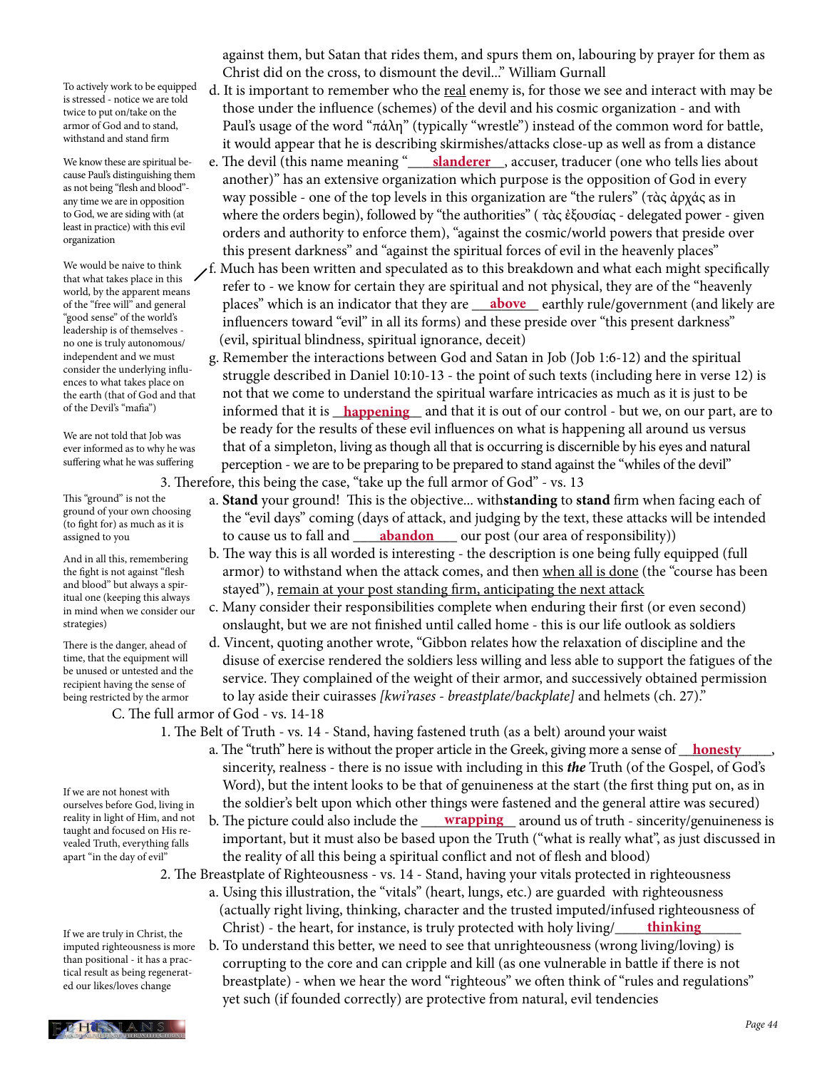against them, but Satan that rides them, and spurs them on, labouring by prayer for them as Christ did on the cross, to dismount the devil..." William Gurnall

d. It is important to remember who the real enemy is, for those we see and interact with may be those under the influence (schemes) of the devil and his cosmic organization - and with Paul's usage of the word "πάλη" (typically "wrestle") instead of the common word for battle, it would appear that he is describing skirmishes/attacks close-up as well as from a distance

> To actively work to be equipped is stressed - notice we are told twice to put on/take on the armor of God and to stand, withstand and stand firm

e. The devil (this name meaning "**slanderer**, accuser, traducer (one who tells lies about another)" has an extensive organization which purpose is the opposition of God in every way possible - one of the top levels in this organization are "the rulers" (τὰς ἀρχάς as in where the orders begin), followed by "the authorities" ( τὰς ἐξουσίας - delegated power - given orders and authority to enforce them), "against the cosmic/world powers that preside over this present darkness" and "against the spiritual forces of evil in the heavenly places"

> We know these are spiritual because Paul's distinguishing them as not being "flesh and blood"- any time we are in opposition to God, we are siding with (at least in practice) with this evil organization

f. Much has been written and speculated as to this breakdown and what each might specifically refer to - we know for certain they are spiritual and not physical, they are of the "heavenly places" which is an indicator that they are **above** earthly rule/government (and likely are influencers toward "evil" in all its forms) and these preside over "this present darkness" (evil, spiritual blindness, spiritual ignorance, deceit)

> We would be naive to think that what takes place in this world, by the apparent means of the "free will" and general "good sense" of the world's leadership is of themselves - no one is truly autonomous/independent and we must consider the underlying influences to what takes place on the earth (that of God and that of the Devil's "mafia")

g. Remember the interactions between God and Satan in Job (Job 1:6-12) and the spiritual struggle described in Daniel 10:10-13 - the point of such texts (including here in verse 12) is not that we come to understand the spiritual warfare intricacies as much as it is just to be informed that it is **happening** and that it is out of our control - but we, on our part, are to be ready for the results of these evil influences on what is happening all around us versus that of a simpleton, living as though all that is occurring is discernible by his eyes and natural perception - we are to be preparing to be prepared to stand against the "whiles of the devil"

> We are not told that Job was ever informed as to why he was suffering what he was suffering

3. Therefore, this being the case, "take up the full armor of God" - vs. 13

a. **Stand** your ground! This is the objective... with**standing** to **stand** firm when facing each of the "evil days" coming (days of attack, and judging by the text, these attacks will be intended to cause us to fall and **abandon** our post (our area of responsibility))

> This "ground" is not the ground of your own choosing (to fight for) as much as it is assigned to you

b. The way this is all worded is interesting - the description is one being fully equipped (full armor) to withstand when the attack comes, and then when all is done (the "course has been stayed"), remain at your post standing firm, anticipating the next attack

> And in all this, remembering the fight is not against "flesh and blood" but always a spiritual one (keeping this always in mind when we consider our strategies)

c. Many consider their responsibilities complete when enduring their first (or even second) onslaught, but we are not finished until called home - this is our life outlook as soldiers

d. Vincent, quoting another wrote, "Gibbon relates how the relaxation of discipline and the disuse of exercise rendered the soldiers less willing and less able to support the fatigues of the service. They complained of the weight of their armor, and successively obtained permission to lay aside their cuirasses *[kwi'rases - breastplate/backplate]* and helmets (ch. 27)."

> There is the danger, ahead of time, that the equipment will be unused or untested and the recipient having the sense of being restricted by the armor

C. The full armor of God - vs. 14-18

1. The Belt of Truth - vs. 14 - Stand, having fastened truth (as a belt) around your waist

a. The "truth" here is without the proper article in the Greek, giving more a sense of **honesty**, sincerity, realness - there is no issue with including in this ***the*** Truth (of the Gospel, of God's Word), but the intent looks to be that of genuineness at the start (the first thing put on, as in the soldier's belt upon which other things were fastened and the general attire was secured)

b. The picture could also include the **wrapping** around us of truth - sincerity/genuineness is important, but it must also be based upon the Truth ("what is really what", as just discussed in the reality of all this being a spiritual conflict and not of flesh and blood)

> If we are not honest with ourselves before God, living in reality in light of Him, and not taught and focused on His revealed Truth, everything falls apart "in the day of evil"

2. The Breastplate of Righteousness - vs. 14 - Stand, having your vitals protected in righteousness

a. Using this illustration, the "vitals" (heart, lungs, etc.) are guarded with righteousness (actually right living, thinking, character and the trusted imputed/infused righteousness of Christ) - the heart, for instance, is truly protected with holy living/**thinking**

b. To understand this better, we need to see that unrighteousness (wrong living/loving) is corrupting to the core and can cripple and kill (as one vulnerable in battle if there is not breastplate) - when we hear the word "righteous" we often think of "rules and regulations" yet such (if founded correctly) are protective from natural, evil tendencies

> If we are truly in Christ, the imputed righteousness is more than positional - it has a practical result as being regenerated our likes/loves change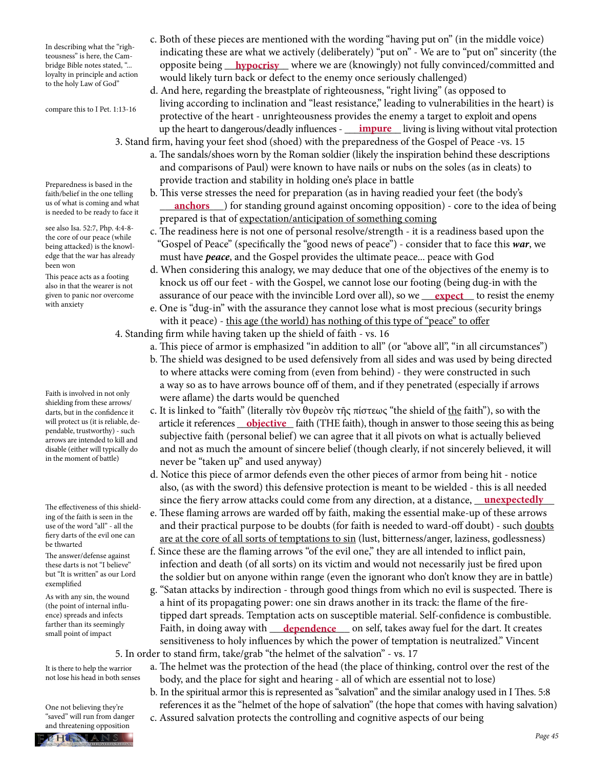c. Both of these pieces are mentioned with the wording "having put on" (in the middle voice) indicating these are what we actively (deliberately) "put on" - We are to "put on" sincerity (the opposite being **hypocrisy** where we are (knowingly) not fully convinced/committed and would likely turn back or defect to the enemy once seriously challenged)

> In describing what the "righteousness" is here, the Cambridge Bible notes stated, "... loyalty in principle and action to the holy Law of God"

d. And here, regarding the breastplate of righteousness, "right living" (as opposed to living according to inclination and "least resistance," leading to vulnerabilities in the heart) is protective of the heart - unrighteousness provides the enemy a target to exploit and opens up the heart to dangerous/deadly influences - **impure** living is living without vital protection

> compare this to I Pet. 1:13-16

3. Stand firm, having your feet shod (shoed) with the preparedness of the Gospel of Peace -vs. 15

a. The sandals/shoes worn by the Roman soldier (likely the inspiration behind these descriptions and comparisons of Paul) were known to have nails or nubs on the soles (as in cleats) to provide traction and stability in holding one's place in battle

b. This verse stresses the need for preparation (as in having readied your feet (the body's **anchors**) for standing ground against oncoming opposition) - core to the idea of being prepared is that of <u>expectation/anticipation of something coming</u>

> Preparedness is based in the faith/belief in the one telling us of what is coming and what is needed to be ready to face it

c. The readiness here is not one of personal resolve/strength - it is a readiness based upon the "Gospel of Peace" (specifically the "good news of peace") - consider that to face this ***war***, we must have ***peace***, and the Gospel provides the ultimate peace... peace with God

> see also Isa. 52:7, Php. 4:4-8- the core of our peace (while being attacked) is the knowledge that the war has already been won

d. When considering this analogy, we may deduce that one of the objectives of the enemy is to knock us off our feet - with the Gospel, we cannot lose our footing (being dug-in with the assurance of our peace with the invincible Lord over all), so we **expect** to resist the enemy

> This peace acts as a footing also in that the wearer is not given to panic nor overcome with anxiety

e. One is "dug-in" with the assurance they cannot lose what is most precious (security brings with it peace) - <u>this age (the world) has nothing of this type of "peace" to offer</u>

4. Standing firm while having taken up the shield of faith - vs. 16

a. This piece of armor is emphasized "in addition to all" (or "above all", "in all circumstances")

b. The shield was designed to be used defensively from all sides and was used by being directed to where attacks were coming from (even from behind) - they were constructed in such a way so as to have arrows bounce off of them, and if they penetrated (especially if arrows were aflame) the darts would be quenched

c. It is linked to "faith" (literally τὸν θυρεὸν τῆς πίστεως "the shield of <u>the</u> faith"), so with the article it references **objective** faith (THE faith), though in answer to those seeing this as being subjective faith (personal belief) we can agree that it all pivots on what is actually believed and not as much the amount of sincere belief (though clearly, if not sincerely believed, it will never be "taken up" and used anyway)

> Faith is involved in not only shielding from these arrows/darts, but in the confidence it will protect us (it is reliable, dependable, trustworthy) - such arrows are intended to kill and disable (either will typically do in the moment of battle)

d. Notice this piece of armor defends even the other pieces of armor from being hit - notice also, (as with the sword) this defensive protection is meant to be wielded - this is all needed since the fiery arrow attacks could come from any direction, at a distance, **unexpectedly**

e. These flaming arrows are warded off by faith, making the essential make-up of these arrows and their practical purpose to be doubts (for faith is needed to ward-off doubt) - such <u>doubts are at the core of all sorts of temptations to sin</u> (lust, bitterness/anger, laziness, godlessness)

> The effectiveness of this shielding of the faith is seen in the use of the word "all" - all the fiery darts of the evil one can be thwarted

f. Since these are the flaming arrows "of the evil one," they are all intended to inflict pain, infection and death (of all sorts) on its victim and would not necessarily just be fired upon the soldier but on anyone within range (even the ignorant who don't know they are in battle)

> The answer/defense against these darts is not "I believe" but "It is written" as our Lord exemplified

g. "Satan attacks by indirection - through good things from which no evil is suspected. There is a hint of its propagating power: one sin draws another in its track: the flame of the fire-tipped dart spreads. Temptation acts on susceptible material. Self-confidence is combustible. Faith, in doing away with **dependence** on self, takes away fuel for the dart. It creates sensitiveness to holy influences by which the power of temptation is neutralized." Vincent

> As with any sin, the wound (the point of internal influence) spreads and infects farther than its seemingly small point of impact

5. In order to stand firm, take/grab "the helmet of the salvation" - vs. 17

a. The helmet was the protection of the head (the place of thinking, control over the rest of the body, and the place for sight and hearing - all of which are essential not to lose)

> It is there to help the warrior not lose his head in both senses

b. In the spiritual armor this is represented as "salvation" and the similar analogy used in I Thes. 5:8 references it as the "helmet of the hope of salvation" (the hope that comes with having salvation)

c. Assured salvation protects the controlling and cognitive aspects of our being

> One not believing they're "saved" will run from danger and threatening opposition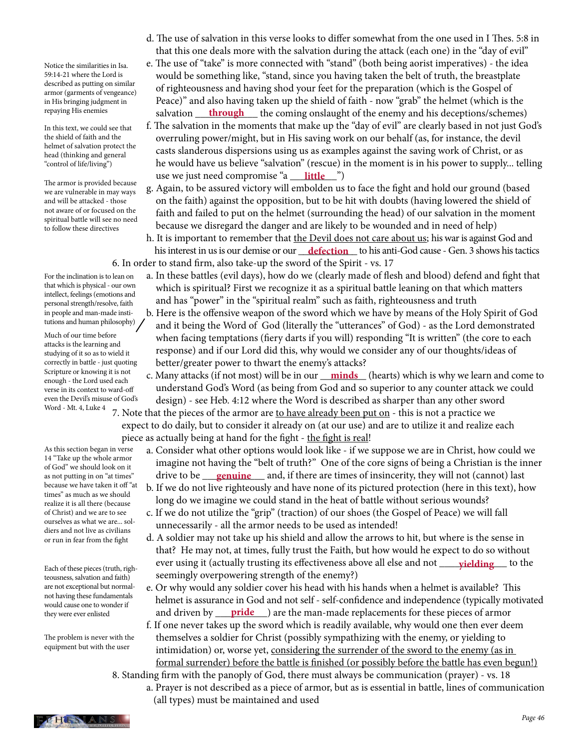d. The use of salvation in this verse looks to differ somewhat from the one used in I Thes. 5:8 in that this one deals more with the salvation during the attack (each one) in the "day of evil"

e. The use of "take" is more connected with "stand" (both being aorist imperatives) - the idea would be something like, "stand, since you having taken the belt of truth, the breastplate of righteousness and having shod your feet for the preparation (which is the Gospel of Peace)" and also having taken up the shield of faith - now "grab" the helmet (which is the salvation ___**through**___ the coming onslaught of the enemy and his deceptions/schemes)

f. The salvation in the moments that make up the "day of evil" are clearly based in not just God's overruling power/might, but in His saving work on our behalf (as, for instance, the devil casts slanderous dispersions using us as examples against the saving work of Christ, or as he would have us believe "salvation" (rescue) in the moment is in his power to supply... telling use we just need compromise "a ___**little**___")

g. Again, to be assured victory will embolden us to face the fight and hold our ground (based on the faith) against the opposition, but to be hit with doubts (having lowered the shield of faith and failed to put on the helmet (surrounding the head) of our salvation in the moment because we disregard the danger and are likely to be wounded and in need of help)

h. It is important to remember that <u>the Devil does not care about us</u>; his war is against God and his interest in us is our demise or our __**defection**__ to his anti-God cause - Gen. 3 shows his tactics

6. In order to stand firm, also take-up the sword of the Spirit - vs. 17

a. In these battles (evil days), how do we (clearly made of flesh and blood) defend and fight that which is spiritual? First we recognize it as a spiritual battle leaning on that which matters and has "power" in the "spiritual realm" such as faith, righteousness and truth

b. Here is the offensive weapon of the sword which we have by means of the Holy Spirit of God and it being the Word of God (literally the "utterances" of God) - as the Lord demonstrated when facing temptations (fiery darts if you will) responding "It is written" (the core to each response) and if our Lord did this, why would we consider any of our thoughts/ideas of better/greater power to thwart the enemy's attacks?

c. Many attacks (if not most) will be in our __**minds**__ (hearts) which is why we learn and come to understand God's Word (as being from God and so superior to any counter attack we could design) - see Heb. 4:12 where the Word is described as sharper than any other sword

7. Note that the pieces of the armor are <u>to have already been put on</u> - this is not a practice we expect to do daily, but to consider it already on (at our use) and are to utilize it and realize each piece as actually being at hand for the fight - <u>the fight is real</u>!

a. Consider what other options would look like - if we suppose we are in Christ, how could we imagine not having the "belt of truth?" One of the core signs of being a Christian is the inner drive to be ___**genuine**___ and, if there are times of insincerity, they will not (cannot) last

b. If we do not live righteously and have none of its pictured protection (here in this text), how long do we imagine we could stand in the heat of battle without serious wounds?

c. If we do not utilize the "grip" (traction) of our shoes (the Gospel of Peace) we will fall unnecessarily - all the armor needs to be used as intended!

d. A soldier may not take up his shield and allow the arrows to hit, but where is the sense in that? He may not, at times, fully trust the Faith, but how would he expect to do so without ever using it (actually trusting its effectiveness above all else and not ____**yielding**___ to the seemingly overpowering strength of the enemy?)

e. Or why would any soldier cover his head with his hands when a helmet is available? This helmet is assurance in God and not self - self-confidence and independence (typically motivated and driven by ___**pride**___) are the man-made replacements for these pieces of armor

f. If one never takes up the sword which is readily available, why would one then ever deem themselves a soldier for Christ (possibly sympathizing with the enemy, or yielding to intimidation) or, worse yet, <u>considering the surrender of the sword to the enemy (as in formal surrender) before the battle is finished (or possibly before the battle has even begun!)</u>

8. Standing firm with the panoply of God, there must always be communication (prayer) - vs. 18

a. Prayer is not described as a piece of armor, but as is essential in battle, lines of communication (all types) must be maintained and used

---

Notice the similarities in Isa. 59:14-21 where the Lord is described as putting on similar armor (garments of vengeance) in His bringing judgment in repaying His enemies

In this text, we could see that the shield of faith and the helmet of salvation protect the head (thinking and general "control of life/living")

The armor is provided because we are vulnerable in may ways and will be attacked - those not aware of or focused on the spiritual battle will see no need to follow these directives

For the inclination is to lean on that which is physical - our own intellect, feelings (emotions and personal strength/resolve, faith in people and man-made institutions and human philosophy)

Much of our time before attacks is the learning and studying of it so as to wield it correctly in battle - just quoting Scripture or knowing it is not enough - the Lord used each verse in its context to ward-off even the Devil's misuse of God's Word - Mt. 4, Luke 4

As this section began in verse 14 "Take up the whole armor of God" we should look on it as not putting in on "at times" because we have taken it off "at times" as much as we should realize it is all there (because of Christ) and we are to see ourselves as what we are... soldiers and not live as civilians or run in fear from the fight

Each of these pieces (truth, righteousness, salvation and faith) are not exceptional but normal- not having these fundamentals would cause one to wonder if they were ever enlisted

The problem is never with the equipment but with the user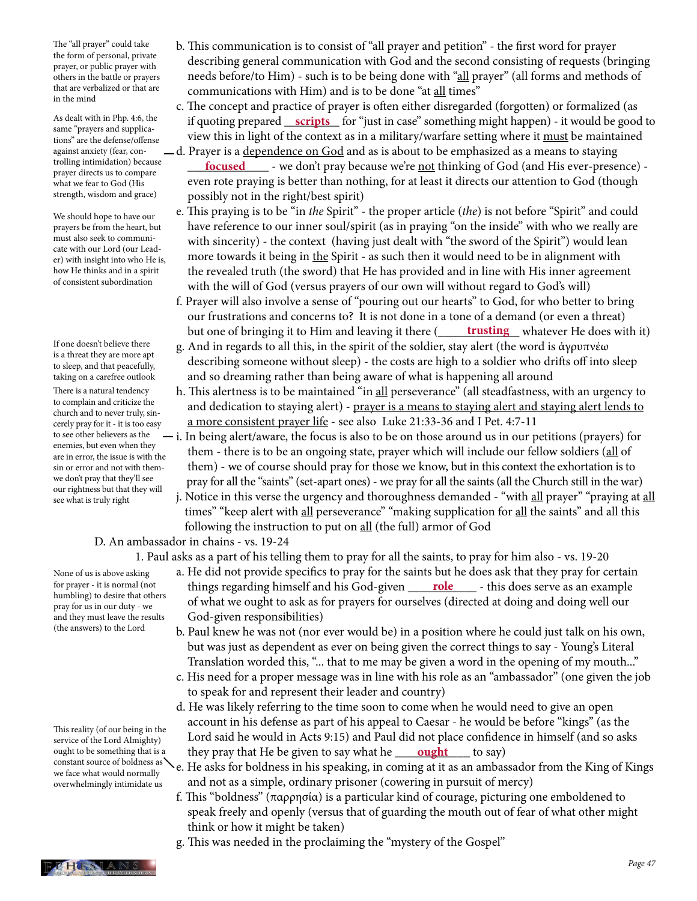b. This communication is to consist of "all prayer and petition" - the first word for prayer describing general communication with God and the second consisting of requests (bringing needs before/to Him) - such is to be being done with "all prayer" (all forms and methods of communications with Him) and is to be done "at all times"

The "all prayer" could take the form of personal, private prayer, or public prayer with others in the battle or prayers that are verbalized or that are in the mind

c. The concept and practice of prayer is often either disregarded (forgotten) or formalized (as if quoting prepared __scripts__ for "just in case" something might happen) - it would be good to view this in light of the context as in a military/warfare setting where it must be maintained

d. Prayer is a dependence on God and as is about to be emphasized as a means to staying __focused__ - we don't pray because we're not thinking of God (and His ever-presence) - even rote praying is better than nothing, for at least it directs our attention to God (though possibly not in the right/best spirit)

As dealt with in Php. 4:6, the same "prayers and supplications" are the defense/offense against anxiety (fear, controlling intimidation) because prayer directs us to compare what we fear to God (His strength, wisdom and grace)

e. This praying is to be "in *the* Spirit" - the proper article (*the*) is not before "Spirit" and could have reference to our inner soul/spirit (as in praying "on the inside" with who we really are with sincerity) - the context (having just dealt with "the sword of the Spirit") would lean more towards it being in the Spirit - as such then it would need to be in alignment with the revealed truth (the sword) that He has provided and in line with His inner agreement with the will of God (versus prayers of our own will without regard to God's will)

We should hope to have our prayers be from the heart, but must also seek to communicate with our Lord (our Leader) with insight into who He is, how He thinks and in a spirit of consistent subordination

f. Prayer will also involve a sense of "pouring out our hearts" to God, for who better to bring our frustrations and concerns to? It is not done in a tone of a demand (or even a threat) but one of bringing it to Him and leaving it there (__trusting__ whatever He does with it)

g. And in regards to all this, in the spirit of the soldier, stay alert (the word is ἀγρυπνέω describing someone without sleep) - the costs are high to a soldier who drifts off into sleep and so dreaming rather than being aware of what is happening all around

If one doesn't believe there is a threat they are more apt to sleep, and that peacefully, taking on a carefree outlook

h. This alertness is to be maintained "in all perseverance" (all steadfastness, with an urgency to and dedication to staying alert) - prayer is a means to staying alert and staying alert lends to a more consistent prayer life - see also Luke 21:33-36 and I Pet. 4:7-11

i. In being alert/aware, the focus is also to be on those around us in our petitions (prayers) for them - there is to be an ongoing state, prayer which will include our fellow soldiers (all of them) - we of course should pray for those we know, but in this context the exhortation is to pray for all the "saints" (set-apart ones) - we pray for all the saints (all the Church still in the war)

There is a natural tendency to complain and criticize the church and to never truly, sincerely pray for it - it is too easy to see other believers as the enemies, but even when they are in error, the issue is with the sin or error and not with them- we don't pray that they'll see our rightness but that they will see what is truly right

j. Notice in this verse the urgency and thoroughness demanded - "with all prayer" "praying at all times" "keep alert with all perseverance" "making supplication for all the saints" and all this following the instruction to put on all (the full) armor of God

D. An ambassador in chains - vs. 19-24

1. Paul asks as a part of his telling them to pray for all the saints, to pray for him also - vs. 19-20

a. He did not provide specifics to pray for the saints but he does ask that they pray for certain things regarding himself and his God-given __role__ - this does serve as an example of what we ought to ask as for prayers for ourselves (directed at doing and doing well our God-given responsibilities)

None of us is above asking for prayer - it is normal (not humbling) to desire that others pray for us in our duty - we and they must leave the results (the answers) to the Lord

b. Paul knew he was not (nor ever would be) in a position where he could just talk on his own, but was just as dependent as ever on being given the correct things to say - Young's Literal Translation worded this, "... that to me may be given a word in the opening of my mouth..."

c. His need for a proper message was in line with his role as an "ambassador" (one given the job to speak for and represent their leader and country)

d. He was likely referring to the time soon to come when he would need to give an open account in his defense as part of his appeal to Caesar - he would be before "kings" (as the Lord said he would in Acts 9:15) and Paul did not place confidence in himself (and so asks they pray that He be given to say what he __ought__ to say)

e. He asks for boldness in his speaking, in coming at it as an ambassador from the King of Kings and not as a simple, ordinary prisoner (cowering in pursuit of mercy)

This reality (of our being in the service of the Lord Almighty) ought to be something that is a constant source of boldness as we face what would normally overwhelmingly intimidate us

f. This "boldness" (παρρησία) is a particular kind of courage, picturing one emboldened to speak freely and openly (versus that of guarding the mouth out of fear of what other might think or how it might be taken)

g. This was needed in the proclaiming the "mystery of the Gospel"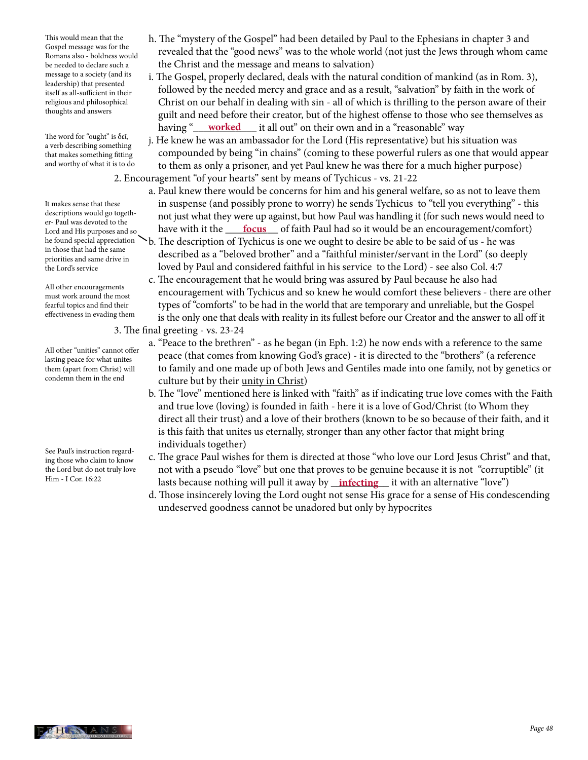This would mean that the Gospel message was for the Romans also - boldness would be needed to declare such a message to a society (and its leadership) that presented itself as all-sufficient in their religious and philosophical thoughts and answers

h. The "mystery of the Gospel" had been detailed by Paul to the Ephesians in chapter 3 and revealed that the "good news" was to the whole world (not just the Jews through whom came the Christ and the message and means to salvation)

i. The Gospel, properly declared, deals with the natural condition of mankind (as in Rom. 3), followed by the needed mercy and grace and as a result, "salvation" by faith in the work of Christ on our behalf in dealing with sin - all of which is thrilling to the person aware of their guilt and need before their creator, but of the highest offense to those who see themselves as having "___**worked**___ it all out" on their own and in a "reasonable" way

The word for "ought" is δεῖ, a verb describing something that makes something fitting and worthy of what it is to do

j. He knew he was an ambassador for the Lord (His representative) but his situation was compounded by being "in chains" (coming to these powerful rulers as one that would appear to them as only a prisoner, and yet Paul knew he was there for a much higher purpose)

2. Encouragement "of your hearts" sent by means of Tychicus - vs. 21-22

a. Paul knew there would be concerns for him and his general welfare, so as not to leave them in suspense (and possibly prone to worry) he sends Tychicus to "tell you everything" - this not just what they were up against, but how Paul was handling it (for such news would need to have with it the ___**focus**___ of faith Paul had so it would be an encouragement/comfort)

It makes sense that these descriptions would go together- Paul was devoted to the Lord and His purposes and so he found special appreciation in those that had the same priorities and same drive in the Lord's service

b. The description of Tychicus is one we ought to desire be able to be said of us - he was described as a "beloved brother" and a "faithful minister/servant in the Lord" (so deeply loved by Paul and considered faithful in his service to the Lord) - see also Col. 4:7

All other encouragements must work around the most fearful topics and find their effectiveness in evading them

c. The encouragement that he would bring was assured by Paul because he also had encouragement with Tychicus and so knew he would comfort these believers - there are other types of "comforts" to be had in the world that are temporary and unreliable, but the Gospel is the only one that deals with reality in its fullest before our Creator and the answer to all off it

3. The final greeting - vs. 23-24

All other "unities" cannot offer lasting peace for what unites them (apart from Christ) will condemn them in the end

a. "Peace to the brethren" - as he began (in Eph. 1:2) he now ends with a reference to the same peace (that comes from knowing God's grace) - it is directed to the "brothers" (a reference to family and one made up of both Jews and Gentiles made into one family, not by genetics or culture but by their <u>unity in Christ</u>)

b. The "love" mentioned here is linked with "faith" as if indicating true love comes with the Faith and true love (loving) is founded in faith - here it is a love of God/Christ (to Whom they direct all their trust) and a love of their brothers (known to be so because of their faith, and it is this faith that unites us eternally, stronger than any other factor that might bring individuals together)

See Paul's instruction regarding those who claim to know the Lord but do not truly love Him - I Cor. 16:22

c. The grace Paul wishes for them is directed at those "who love our Lord Jesus Christ" and that, not with a pseudo "love" but one that proves to be genuine because it is not "corruptible" (it lasts because nothing will pull it away by ___**infecting**___ it with an alternative "love")

d. Those insincerely loving the Lord ought not sense His grace for a sense of His condescending undeserved goodness cannot be unadored but only by hypocrites